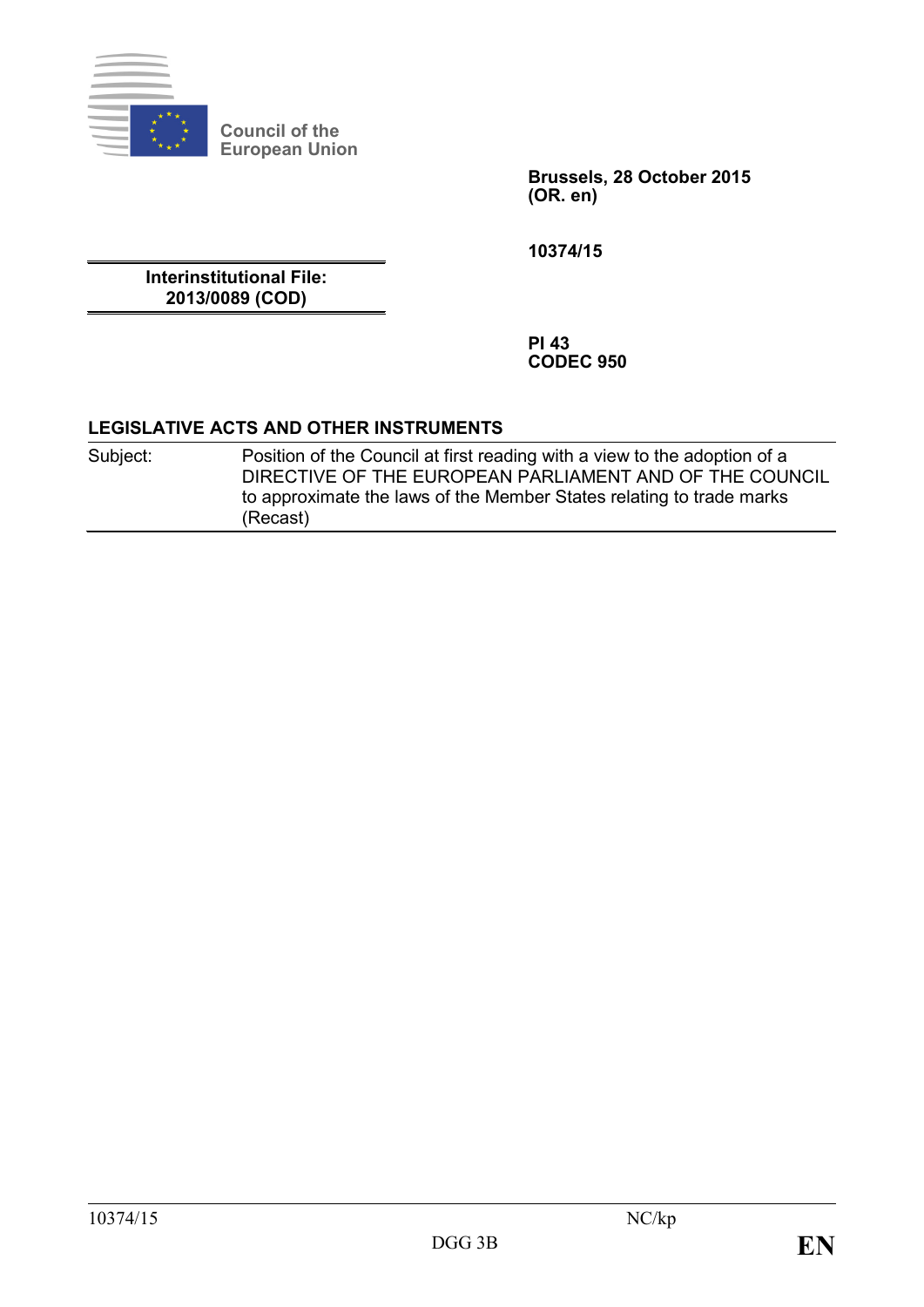Council of the European Union

**Brussels, 28 October 2015**
**(OR. en)**

**10374/15**

**Interinstitutional File:**
**2013/0089 (COD)**

**PI 43**
**CODEC 950**

**LEGISLATIVE ACTS AND OTHER INSTRUMENTS**

| Subject: | Position of the Council at first reading with a view to the adoption of a DIRECTIVE OF THE EUROPEAN PARLIAMENT AND OF THE COUNCIL to approximate the laws of the Member States relating to trade marks (Recast) |
|---|---|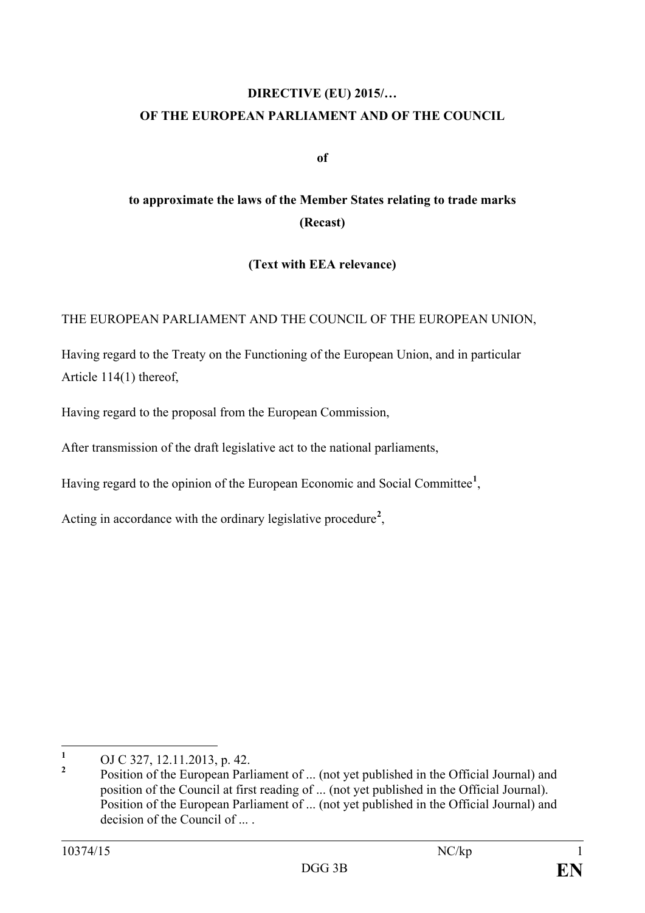**DIRECTIVE (EU) 2015/…**

**OF THE EUROPEAN PARLIAMENT AND OF THE COUNCIL**

**of**

**to approximate the laws of the Member States relating to trade marks**

**(Recast)**

**(Text with EEA relevance)**

THE EUROPEAN PARLIAMENT AND THE COUNCIL OF THE EUROPEAN UNION,

Having regard to the Treaty on the Functioning of the European Union, and in particular Article 114(1) thereof,

Having regard to the proposal from the European Commission,

After transmission of the draft legislative act to the national parliaments,

Having regard to the opinion of the European Economic and Social Committee[1],

Acting in accordance with the ordinary legislative procedure[2],

---

[1] OJ C 327, 12.11.2013, p. 42.

[2] Position of the European Parliament of ... (not yet published in the Official Journal) and position of the Council at first reading of ... (not yet published in the Official Journal). Position of the European Parliament of ... (not yet published in the Official Journal) and decision of the Council of ... .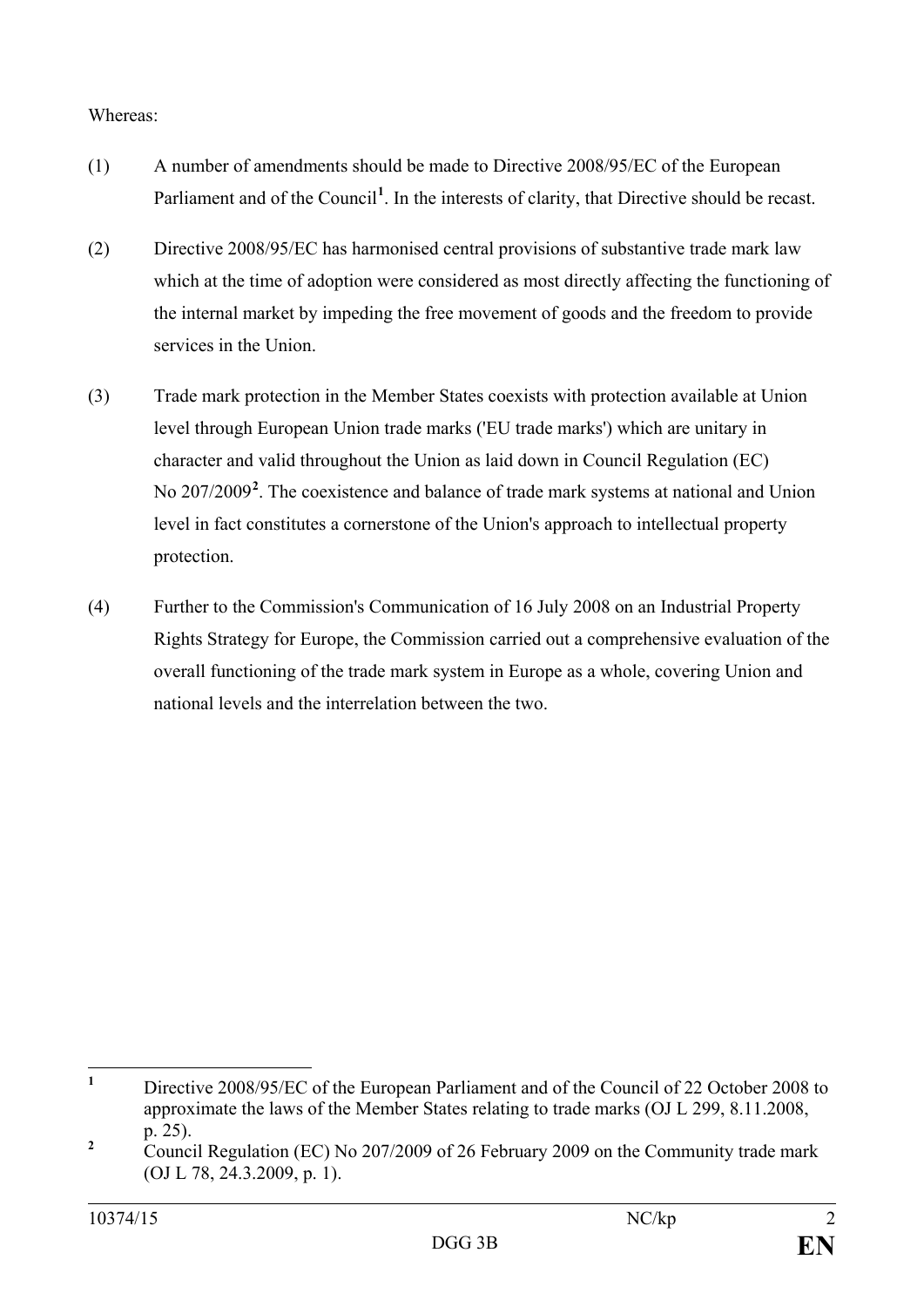Whereas:

(1) A number of amendments should be made to Directive 2008/95/EC of the European Parliament and of the Council[1]. In the interests of clarity, that Directive should be recast.

(2) Directive 2008/95/EC has harmonised central provisions of substantive trade mark law which at the time of adoption were considered as most directly affecting the functioning of the internal market by impeding the free movement of goods and the freedom to provide services in the Union.

(3) Trade mark protection in the Member States coexists with protection available at Union level through European Union trade marks ('EU trade marks') which are unitary in character and valid throughout the Union as laid down in Council Regulation (EC) No 207/2009[2]. The coexistence and balance of trade mark systems at national and Union level in fact constitutes a cornerstone of the Union's approach to intellectual property protection.

(4) Further to the Commission's Communication of 16 July 2008 on an Industrial Property Rights Strategy for Europe, the Commission carried out a comprehensive evaluation of the overall functioning of the trade mark system in Europe as a whole, covering Union and national levels and the interrelation between the two.

---

[1] Directive 2008/95/EC of the European Parliament and of the Council of 22 October 2008 to approximate the laws of the Member States relating to trade marks (OJ L 299, 8.11.2008, p. 25).

[2] Council Regulation (EC) No 207/2009 of 26 February 2009 on the Community trade mark (OJ L 78, 24.3.2009, p. 1).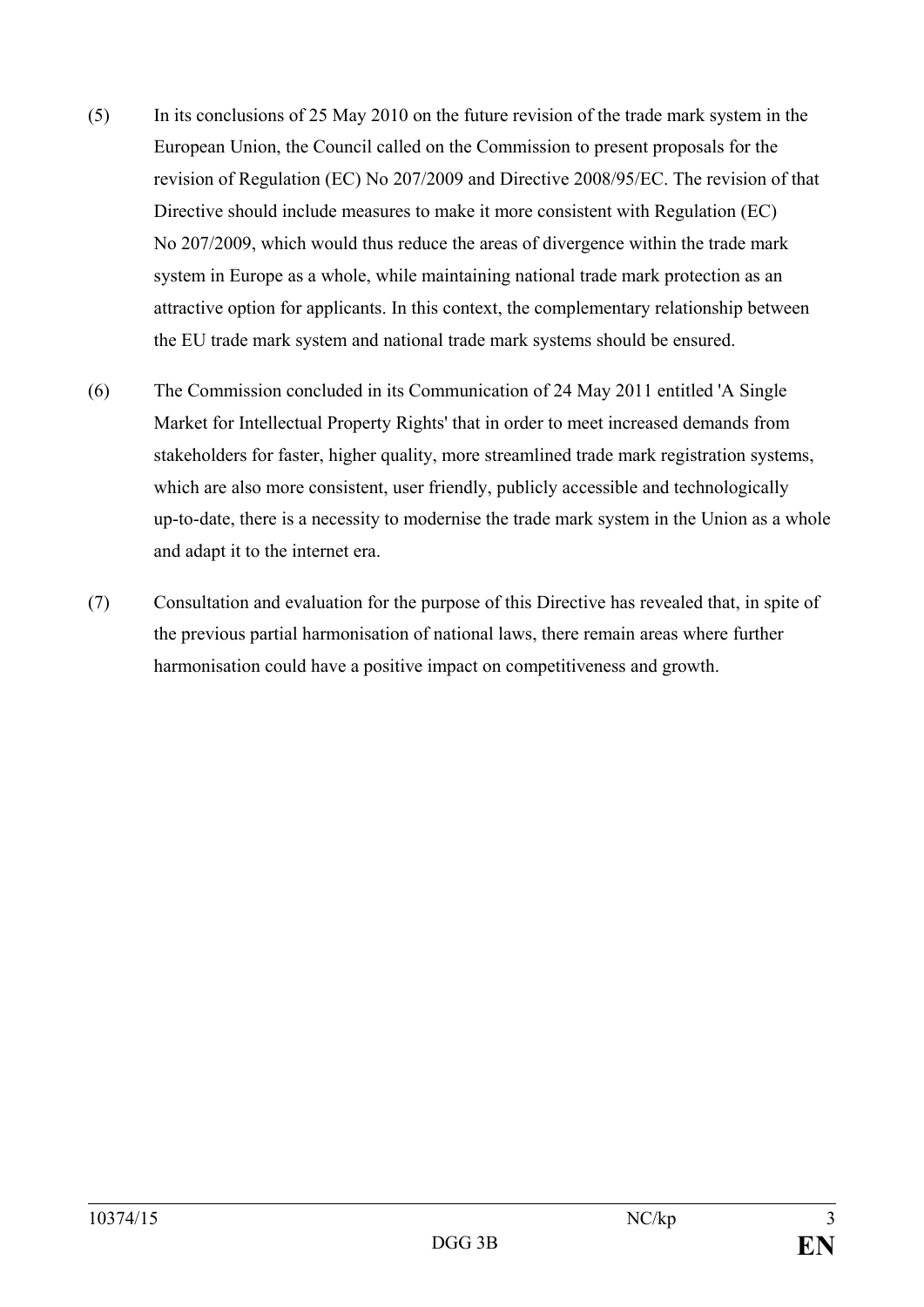(5) In its conclusions of 25 May 2010 on the future revision of the trade mark system in the European Union, the Council called on the Commission to present proposals for the revision of Regulation (EC) No 207/2009 and Directive 2008/95/EC. The revision of that Directive should include measures to make it more consistent with Regulation (EC) No 207/2009, which would thus reduce the areas of divergence within the trade mark system in Europe as a whole, while maintaining national trade mark protection as an attractive option for applicants. In this context, the complementary relationship between the EU trade mark system and national trade mark systems should be ensured.

(6) The Commission concluded in its Communication of 24 May 2011 entitled 'A Single Market for Intellectual Property Rights' that in order to meet increased demands from stakeholders for faster, higher quality, more streamlined trade mark registration systems, which are also more consistent, user friendly, publicly accessible and technologically up-to-date, there is a necessity to modernise the trade mark system in the Union as a whole and adapt it to the internet era.

(7) Consultation and evaluation for the purpose of this Directive has revealed that, in spite of the previous partial harmonisation of national laws, there remain areas where further harmonisation could have a positive impact on competitiveness and growth.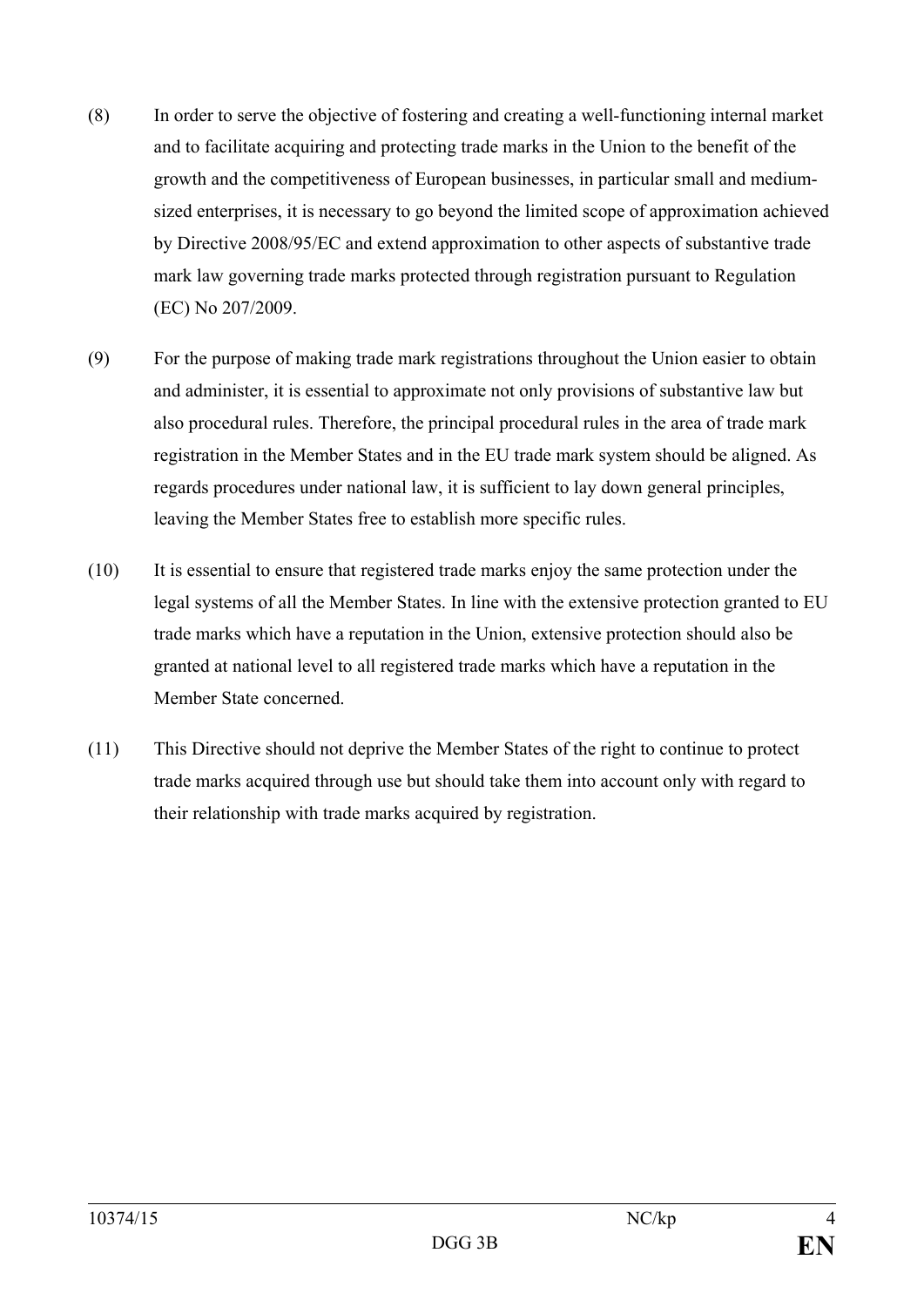(8) In order to serve the objective of fostering and creating a well-functioning internal market and to facilitate acquiring and protecting trade marks in the Union to the benefit of the growth and the competitiveness of European businesses, in particular small and medium-sized enterprises, it is necessary to go beyond the limited scope of approximation achieved by Directive 2008/95/EC and extend approximation to other aspects of substantive trade mark law governing trade marks protected through registration pursuant to Regulation (EC) No 207/2009.

(9) For the purpose of making trade mark registrations throughout the Union easier to obtain and administer, it is essential to approximate not only provisions of substantive law but also procedural rules. Therefore, the principal procedural rules in the area of trade mark registration in the Member States and in the EU trade mark system should be aligned. As regards procedures under national law, it is sufficient to lay down general principles, leaving the Member States free to establish more specific rules.

(10) It is essential to ensure that registered trade marks enjoy the same protection under the legal systems of all the Member States. In line with the extensive protection granted to EU trade marks which have a reputation in the Union, extensive protection should also be granted at national level to all registered trade marks which have a reputation in the Member State concerned.

(11) This Directive should not deprive the Member States of the right to continue to protect trade marks acquired through use but should take them into account only with regard to their relationship with trade marks acquired by registration.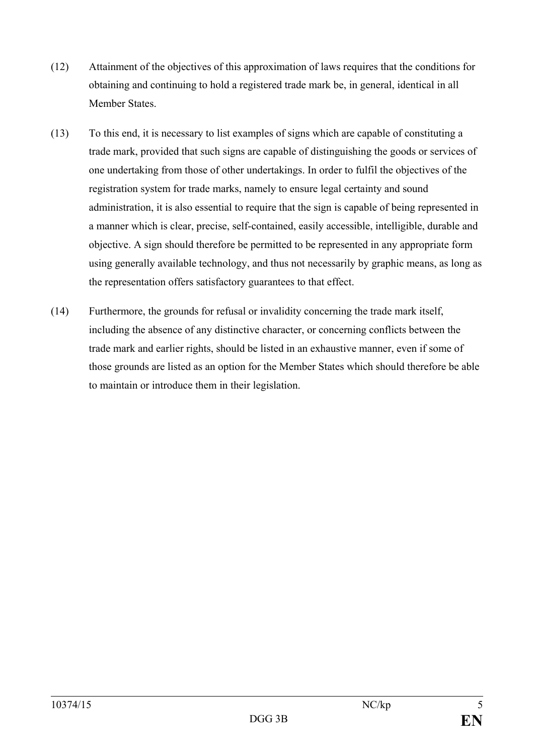(12) Attainment of the objectives of this approximation of laws requires that the conditions for obtaining and continuing to hold a registered trade mark be, in general, identical in all Member States.

(13) To this end, it is necessary to list examples of signs which are capable of constituting a trade mark, provided that such signs are capable of distinguishing the goods or services of one undertaking from those of other undertakings. In order to fulfil the objectives of the registration system for trade marks, namely to ensure legal certainty and sound administration, it is also essential to require that the sign is capable of being represented in a manner which is clear, precise, self-contained, easily accessible, intelligible, durable and objective. A sign should therefore be permitted to be represented in any appropriate form using generally available technology, and thus not necessarily by graphic means, as long as the representation offers satisfactory guarantees to that effect.

(14) Furthermore, the grounds for refusal or invalidity concerning the trade mark itself, including the absence of any distinctive character, or concerning conflicts between the trade mark and earlier rights, should be listed in an exhaustive manner, even if some of those grounds are listed as an option for the Member States which should therefore be able to maintain or introduce them in their legislation.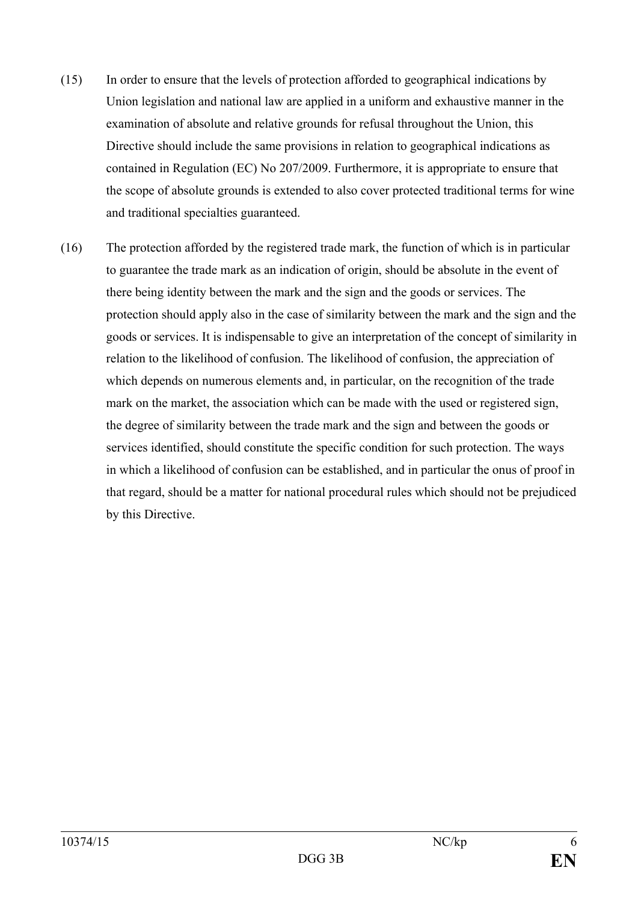(15) In order to ensure that the levels of protection afforded to geographical indications by Union legislation and national law are applied in a uniform and exhaustive manner in the examination of absolute and relative grounds for refusal throughout the Union, this Directive should include the same provisions in relation to geographical indications as contained in Regulation (EC) No 207/2009. Furthermore, it is appropriate to ensure that the scope of absolute grounds is extended to also cover protected traditional terms for wine and traditional specialties guaranteed.

(16) The protection afforded by the registered trade mark, the function of which is in particular to guarantee the trade mark as an indication of origin, should be absolute in the event of there being identity between the mark and the sign and the goods or services. The protection should apply also in the case of similarity between the mark and the sign and the goods or services. It is indispensable to give an interpretation of the concept of similarity in relation to the likelihood of confusion. The likelihood of confusion, the appreciation of which depends on numerous elements and, in particular, on the recognition of the trade mark on the market, the association which can be made with the used or registered sign, the degree of similarity between the trade mark and the sign and between the goods or services identified, should constitute the specific condition for such protection. The ways in which a likelihood of confusion can be established, and in particular the onus of proof in that regard, should be a matter for national procedural rules which should not be prejudiced by this Directive.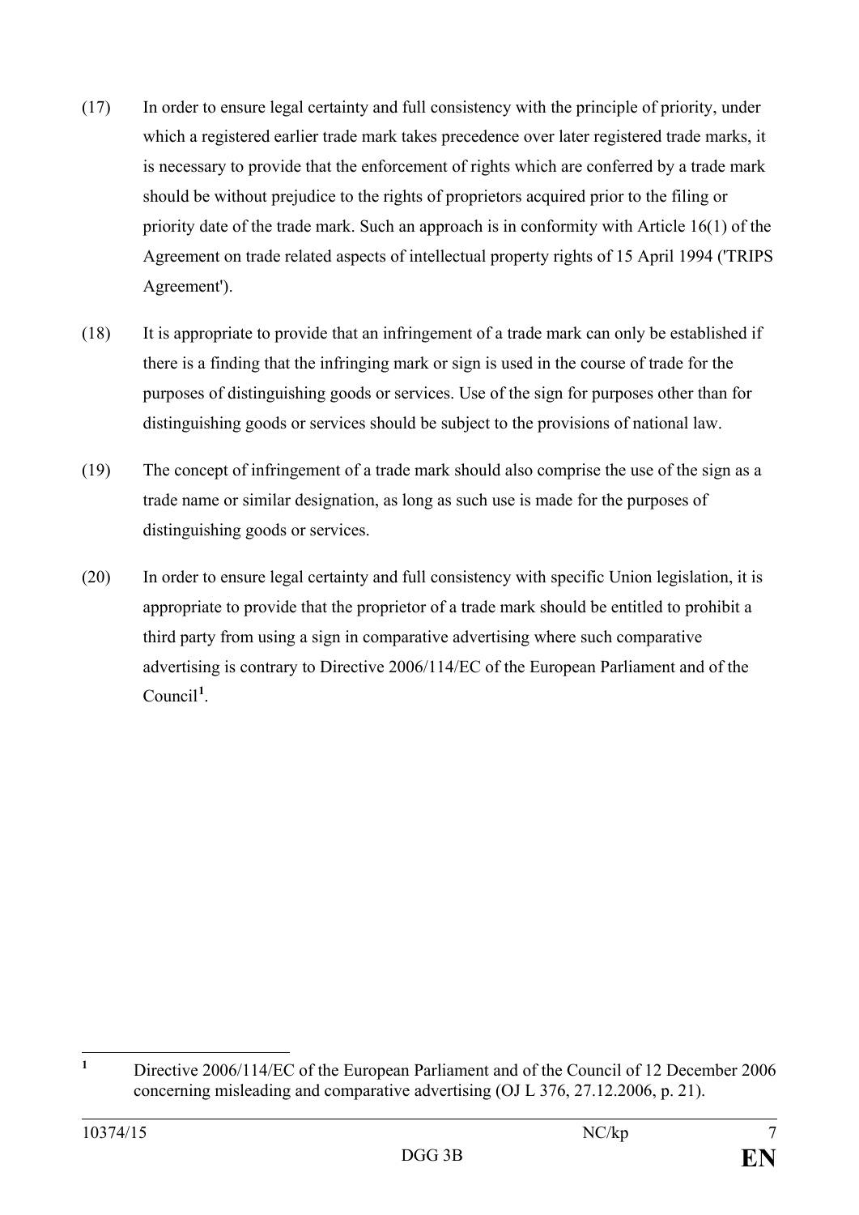(17) In order to ensure legal certainty and full consistency with the principle of priority, under which a registered earlier trade mark takes precedence over later registered trade marks, it is necessary to provide that the enforcement of rights which are conferred by a trade mark should be without prejudice to the rights of proprietors acquired prior to the filing or priority date of the trade mark. Such an approach is in conformity with Article 16(1) of the Agreement on trade related aspects of intellectual property rights of 15 April 1994 ('TRIPS Agreement').

(18) It is appropriate to provide that an infringement of a trade mark can only be established if there is a finding that the infringing mark or sign is used in the course of trade for the purposes of distinguishing goods or services. Use of the sign for purposes other than for distinguishing goods or services should be subject to the provisions of national law.

(19) The concept of infringement of a trade mark should also comprise the use of the sign as a trade name or similar designation, as long as such use is made for the purposes of distinguishing goods or services.

(20) In order to ensure legal certainty and full consistency with specific Union legislation, it is appropriate to provide that the proprietor of a trade mark should be entitled to prohibit a third party from using a sign in comparative advertising where such comparative advertising is contrary to Directive 2006/114/EC of the European Parliament and of the Council[1].

---

[1] Directive 2006/114/EC of the European Parliament and of the Council of 12 December 2006 concerning misleading and comparative advertising (OJ L 376, 27.12.2006, p. 21).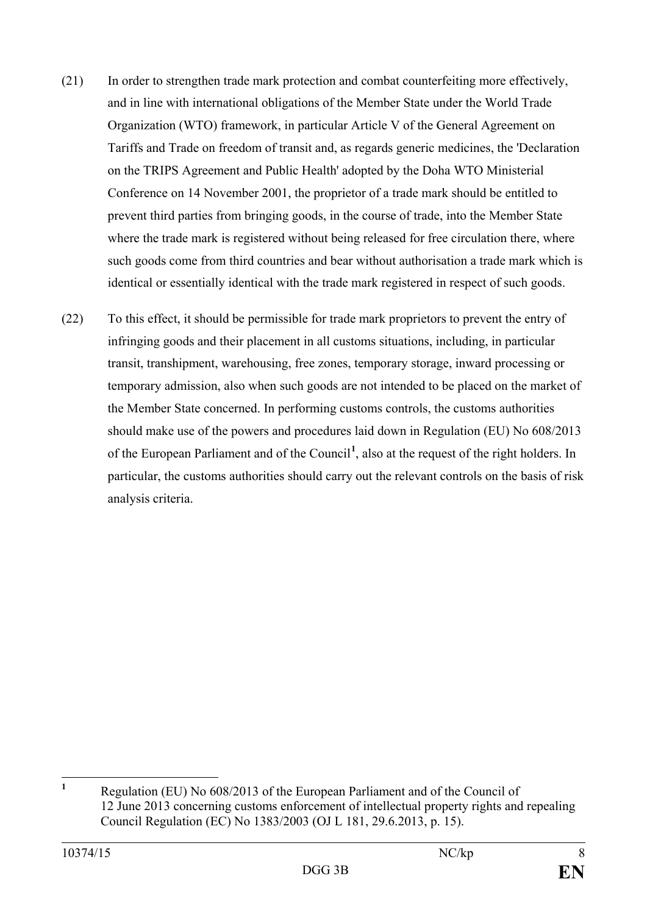(21) In order to strengthen trade mark protection and combat counterfeiting more effectively, and in line with international obligations of the Member State under the World Trade Organization (WTO) framework, in particular Article V of the General Agreement on Tariffs and Trade on freedom of transit and, as regards generic medicines, the 'Declaration on the TRIPS Agreement and Public Health' adopted by the Doha WTO Ministerial Conference on 14 November 2001, the proprietor of a trade mark should be entitled to prevent third parties from bringing goods, in the course of trade, into the Member State where the trade mark is registered without being released for free circulation there, where such goods come from third countries and bear without authorisation a trade mark which is identical or essentially identical with the trade mark registered in respect of such goods.

(22) To this effect, it should be permissible for trade mark proprietors to prevent the entry of infringing goods and their placement in all customs situations, including, in particular transit, transhipment, warehousing, free zones, temporary storage, inward processing or temporary admission, also when such goods are not intended to be placed on the market of the Member State concerned. In performing customs controls, the customs authorities should make use of the powers and procedures laid down in Regulation (EU) No 608/2013 of the European Parliament and of the Council[1], also at the request of the right holders. In particular, the customs authorities should carry out the relevant controls on the basis of risk analysis criteria.

---

[1] Regulation (EU) No 608/2013 of the European Parliament and of the Council of 12 June 2013 concerning customs enforcement of intellectual property rights and repealing Council Regulation (EC) No 1383/2003 (OJ L 181, 29.6.2013, p. 15).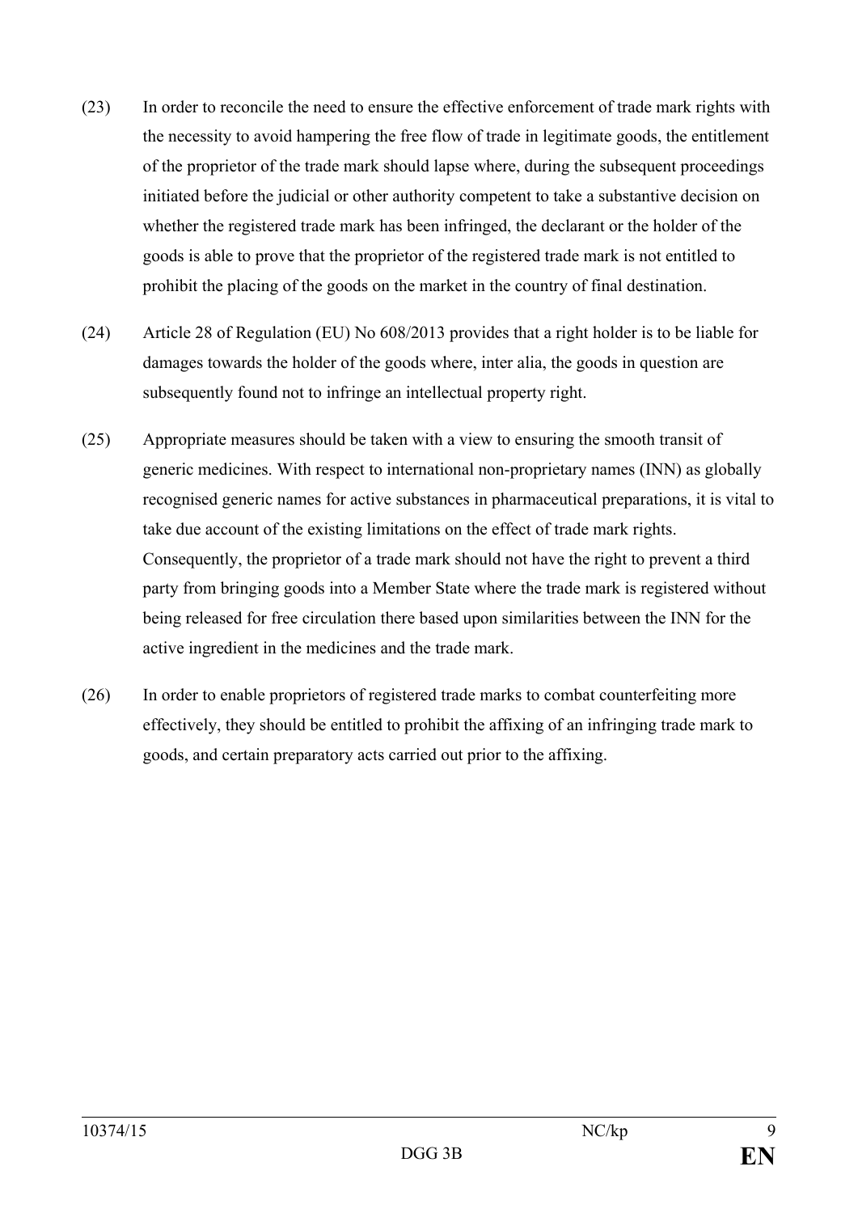(23) In order to reconcile the need to ensure the effective enforcement of trade mark rights with the necessity to avoid hampering the free flow of trade in legitimate goods, the entitlement of the proprietor of the trade mark should lapse where, during the subsequent proceedings initiated before the judicial or other authority competent to take a substantive decision on whether the registered trade mark has been infringed, the declarant or the holder of the goods is able to prove that the proprietor of the registered trade mark is not entitled to prohibit the placing of the goods on the market in the country of final destination.

(24) Article 28 of Regulation (EU) No 608/2013 provides that a right holder is to be liable for damages towards the holder of the goods where, inter alia, the goods in question are subsequently found not to infringe an intellectual property right.

(25) Appropriate measures should be taken with a view to ensuring the smooth transit of generic medicines. With respect to international non-proprietary names (INN) as globally recognised generic names for active substances in pharmaceutical preparations, it is vital to take due account of the existing limitations on the effect of trade mark rights. Consequently, the proprietor of a trade mark should not have the right to prevent a third party from bringing goods into a Member State where the trade mark is registered without being released for free circulation there based upon similarities between the INN for the active ingredient in the medicines and the trade mark.

(26) In order to enable proprietors of registered trade marks to combat counterfeiting more effectively, they should be entitled to prohibit the affixing of an infringing trade mark to goods, and certain preparatory acts carried out prior to the affixing.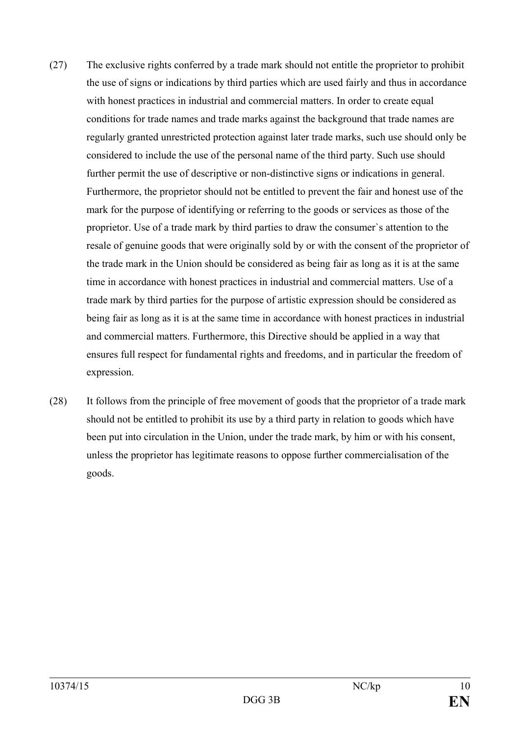(27) The exclusive rights conferred by a trade mark should not entitle the proprietor to prohibit the use of signs or indications by third parties which are used fairly and thus in accordance with honest practices in industrial and commercial matters. In order to create equal conditions for trade names and trade marks against the background that trade names are regularly granted unrestricted protection against later trade marks, such use should only be considered to include the use of the personal name of the third party. Such use should further permit the use of descriptive or non-distinctive signs or indications in general. Furthermore, the proprietor should not be entitled to prevent the fair and honest use of the mark for the purpose of identifying or referring to the goods or services as those of the proprietor. Use of a trade mark by third parties to draw the consumer`s attention to the resale of genuine goods that were originally sold by or with the consent of the proprietor of the trade mark in the Union should be considered as being fair as long as it is at the same time in accordance with honest practices in industrial and commercial matters. Use of a trade mark by third parties for the purpose of artistic expression should be considered as being fair as long as it is at the same time in accordance with honest practices in industrial and commercial matters. Furthermore, this Directive should be applied in a way that ensures full respect for fundamental rights and freedoms, and in particular the freedom of expression.

(28) It follows from the principle of free movement of goods that the proprietor of a trade mark should not be entitled to prohibit its use by a third party in relation to goods which have been put into circulation in the Union, under the trade mark, by him or with his consent, unless the proprietor has legitimate reasons to oppose further commercialisation of the goods.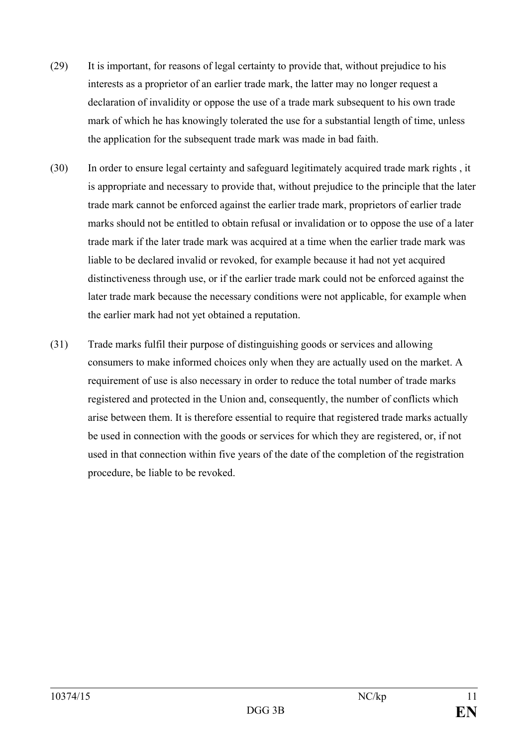(29) It is important, for reasons of legal certainty to provide that, without prejudice to his interests as a proprietor of an earlier trade mark, the latter may no longer request a declaration of invalidity or oppose the use of a trade mark subsequent to his own trade mark of which he has knowingly tolerated the use for a substantial length of time, unless the application for the subsequent trade mark was made in bad faith.

(30) In order to ensure legal certainty and safeguard legitimately acquired trade mark rights , it is appropriate and necessary to provide that, without prejudice to the principle that the later trade mark cannot be enforced against the earlier trade mark, proprietors of earlier trade marks should not be entitled to obtain refusal or invalidation or to oppose the use of a later trade mark if the later trade mark was acquired at a time when the earlier trade mark was liable to be declared invalid or revoked, for example because it had not yet acquired distinctiveness through use, or if the earlier trade mark could not be enforced against the later trade mark because the necessary conditions were not applicable, for example when the earlier mark had not yet obtained a reputation.

(31) Trade marks fulfil their purpose of distinguishing goods or services and allowing consumers to make informed choices only when they are actually used on the market. A requirement of use is also necessary in order to reduce the total number of trade marks registered and protected in the Union and, consequently, the number of conflicts which arise between them. It is therefore essential to require that registered trade marks actually be used in connection with the goods or services for which they are registered, or, if not used in that connection within five years of the date of the completion of the registration procedure, be liable to be revoked.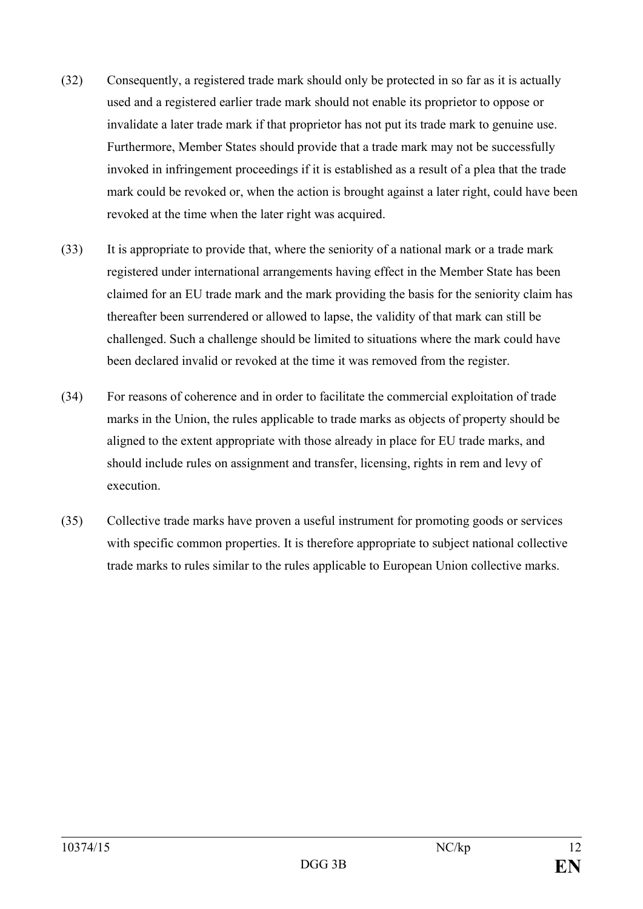(32) Consequently, a registered trade mark should only be protected in so far as it is actually used and a registered earlier trade mark should not enable its proprietor to oppose or invalidate a later trade mark if that proprietor has not put its trade mark to genuine use. Furthermore, Member States should provide that a trade mark may not be successfully invoked in infringement proceedings if it is established as a result of a plea that the trade mark could be revoked or, when the action is brought against a later right, could have been revoked at the time when the later right was acquired.

(33) It is appropriate to provide that, where the seniority of a national mark or a trade mark registered under international arrangements having effect in the Member State has been claimed for an EU trade mark and the mark providing the basis for the seniority claim has thereafter been surrendered or allowed to lapse, the validity of that mark can still be challenged. Such a challenge should be limited to situations where the mark could have been declared invalid or revoked at the time it was removed from the register.

(34) For reasons of coherence and in order to facilitate the commercial exploitation of trade marks in the Union, the rules applicable to trade marks as objects of property should be aligned to the extent appropriate with those already in place for EU trade marks, and should include rules on assignment and transfer, licensing, rights in rem and levy of execution.

(35) Collective trade marks have proven a useful instrument for promoting goods or services with specific common properties. It is therefore appropriate to subject national collective trade marks to rules similar to the rules applicable to European Union collective marks.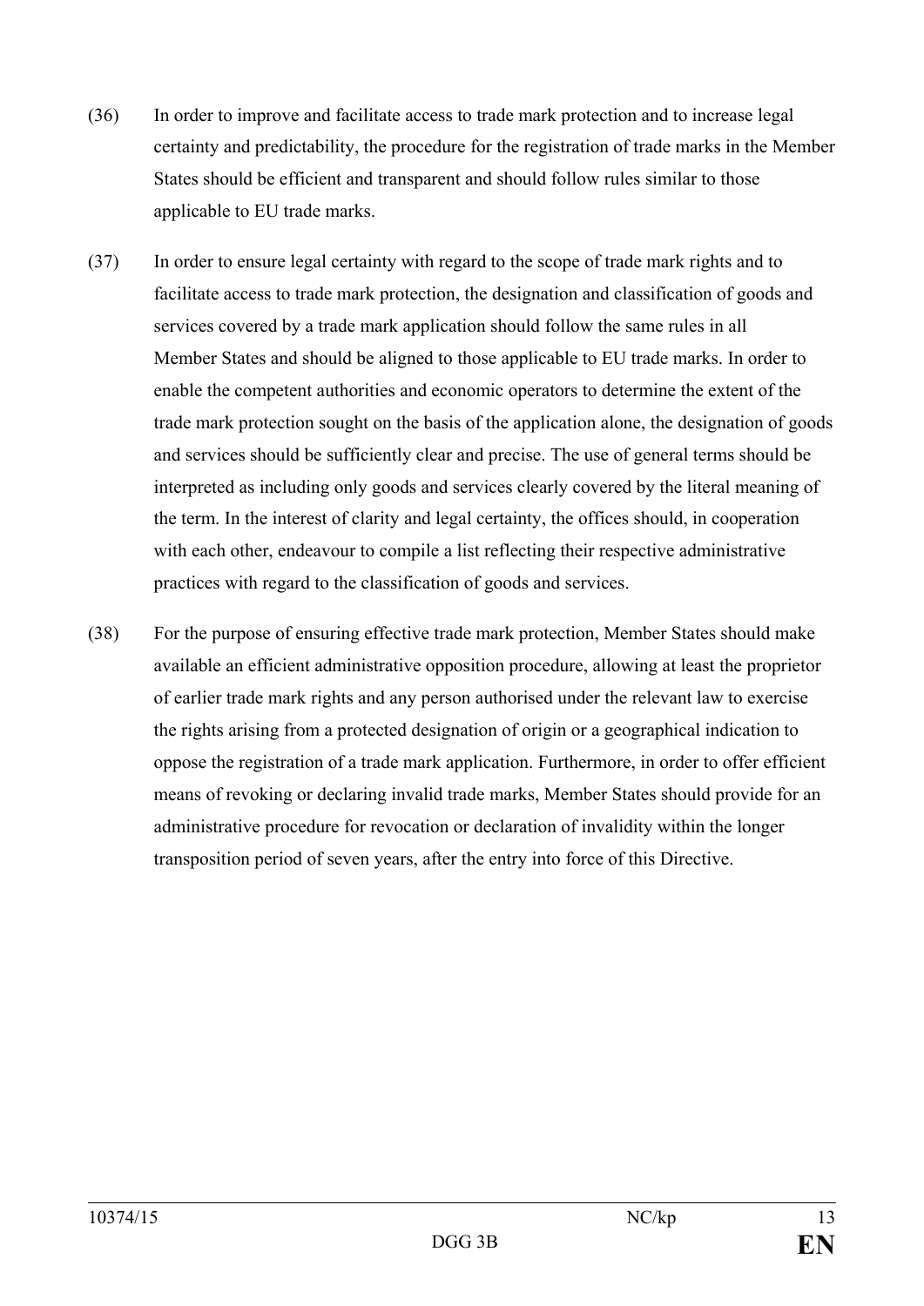(36) In order to improve and facilitate access to trade mark protection and to increase legal certainty and predictability, the procedure for the registration of trade marks in the Member States should be efficient and transparent and should follow rules similar to those applicable to EU trade marks.

(37) In order to ensure legal certainty with regard to the scope of trade mark rights and to facilitate access to trade mark protection, the designation and classification of goods and services covered by a trade mark application should follow the same rules in all Member States and should be aligned to those applicable to EU trade marks. In order to enable the competent authorities and economic operators to determine the extent of the trade mark protection sought on the basis of the application alone, the designation of goods and services should be sufficiently clear and precise. The use of general terms should be interpreted as including only goods and services clearly covered by the literal meaning of the term. In the interest of clarity and legal certainty, the offices should, in cooperation with each other, endeavour to compile a list reflecting their respective administrative practices with regard to the classification of goods and services.

(38) For the purpose of ensuring effective trade mark protection, Member States should make available an efficient administrative opposition procedure, allowing at least the proprietor of earlier trade mark rights and any person authorised under the relevant law to exercise the rights arising from a protected designation of origin or a geographical indication to oppose the registration of a trade mark application. Furthermore, in order to offer efficient means of revoking or declaring invalid trade marks, Member States should provide for an administrative procedure for revocation or declaration of invalidity within the longer transposition period of seven years, after the entry into force of this Directive.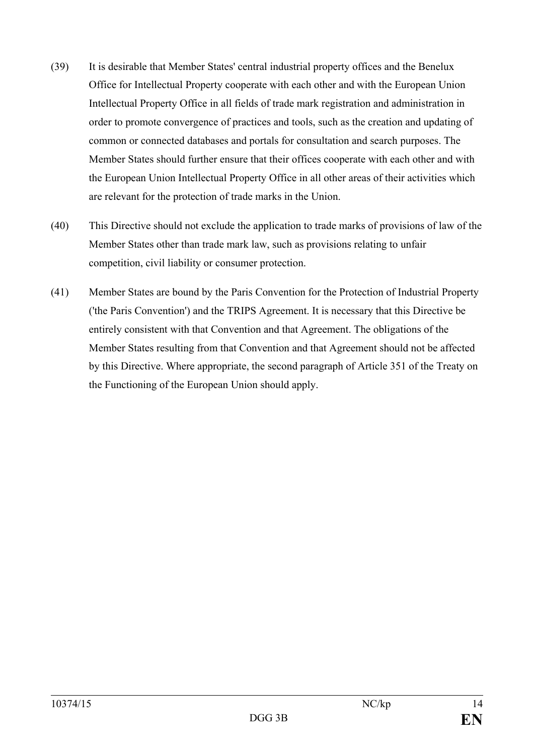(39) It is desirable that Member States' central industrial property offices and the Benelux Office for Intellectual Property cooperate with each other and with the European Union Intellectual Property Office in all fields of trade mark registration and administration in order to promote convergence of practices and tools, such as the creation and updating of common or connected databases and portals for consultation and search purposes. The Member States should further ensure that their offices cooperate with each other and with the European Union Intellectual Property Office in all other areas of their activities which are relevant for the protection of trade marks in the Union.

(40) This Directive should not exclude the application to trade marks of provisions of law of the Member States other than trade mark law, such as provisions relating to unfair competition, civil liability or consumer protection.

(41) Member States are bound by the Paris Convention for the Protection of Industrial Property ('the Paris Convention') and the TRIPS Agreement. It is necessary that this Directive be entirely consistent with that Convention and that Agreement. The obligations of the Member States resulting from that Convention and that Agreement should not be affected by this Directive. Where appropriate, the second paragraph of Article 351 of the Treaty on the Functioning of the European Union should apply.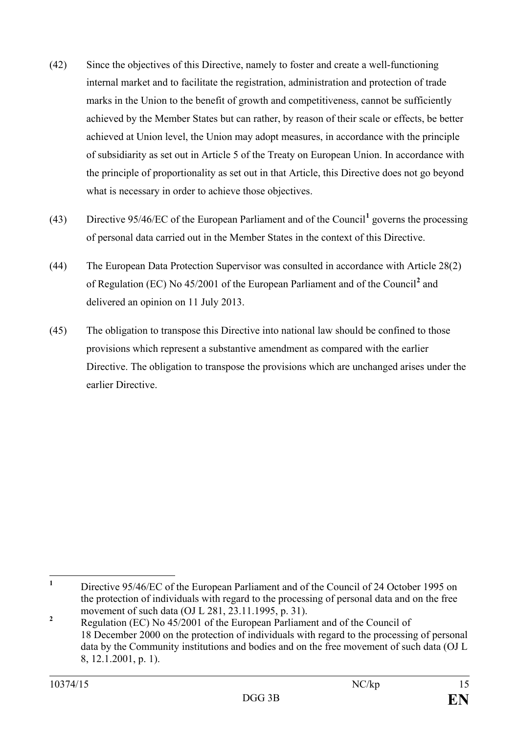(42) Since the objectives of this Directive, namely to foster and create a well-functioning internal market and to facilitate the registration, administration and protection of trade marks in the Union to the benefit of growth and competitiveness, cannot be sufficiently achieved by the Member States but can rather, by reason of their scale or effects, be better achieved at Union level, the Union may adopt measures, in accordance with the principle of subsidiarity as set out in Article 5 of the Treaty on European Union. In accordance with the principle of proportionality as set out in that Article, this Directive does not go beyond what is necessary in order to achieve those objectives.

(43) Directive 95/46/EC of the European Parliament and of the Council[1] governs the processing of personal data carried out in the Member States in the context of this Directive.

(44) The European Data Protection Supervisor was consulted in accordance with Article 28(2) of Regulation (EC) No 45/2001 of the European Parliament and of the Council[2] and delivered an opinion on 11 July 2013.

(45) The obligation to transpose this Directive into national law should be confined to those provisions which represent a substantive amendment as compared with the earlier Directive. The obligation to transpose the provisions which are unchanged arises under the earlier Directive.

---

[1] Directive 95/46/EC of the European Parliament and of the Council of 24 October 1995 on the protection of individuals with regard to the processing of personal data and on the free movement of such data (OJ L 281, 23.11.1995, p. 31).

[2] Regulation (EC) No 45/2001 of the European Parliament and of the Council of 18 December 2000 on the protection of individuals with regard to the processing of personal data by the Community institutions and bodies and on the free movement of such data (OJ L 8, 12.1.2001, p. 1).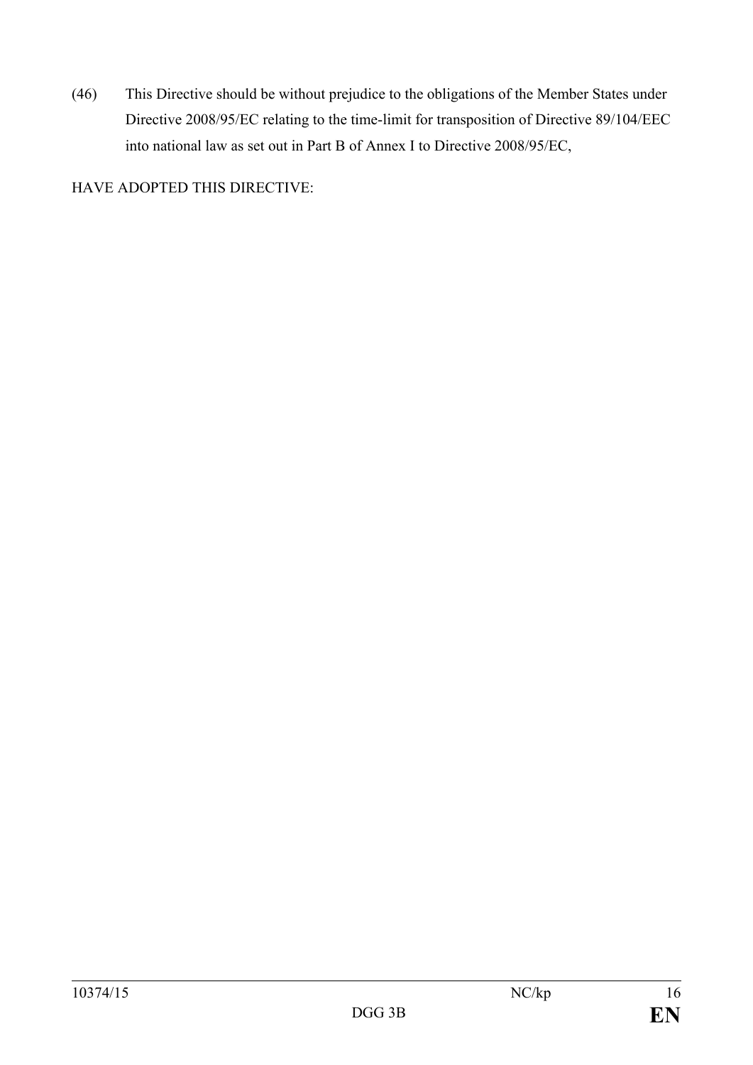(46) This Directive should be without prejudice to the obligations of the Member States under Directive 2008/95/EC relating to the time-limit for transposition of Directive 89/104/EEC into national law as set out in Part B of Annex I to Directive 2008/95/EC,

HAVE ADOPTED THIS DIRECTIVE: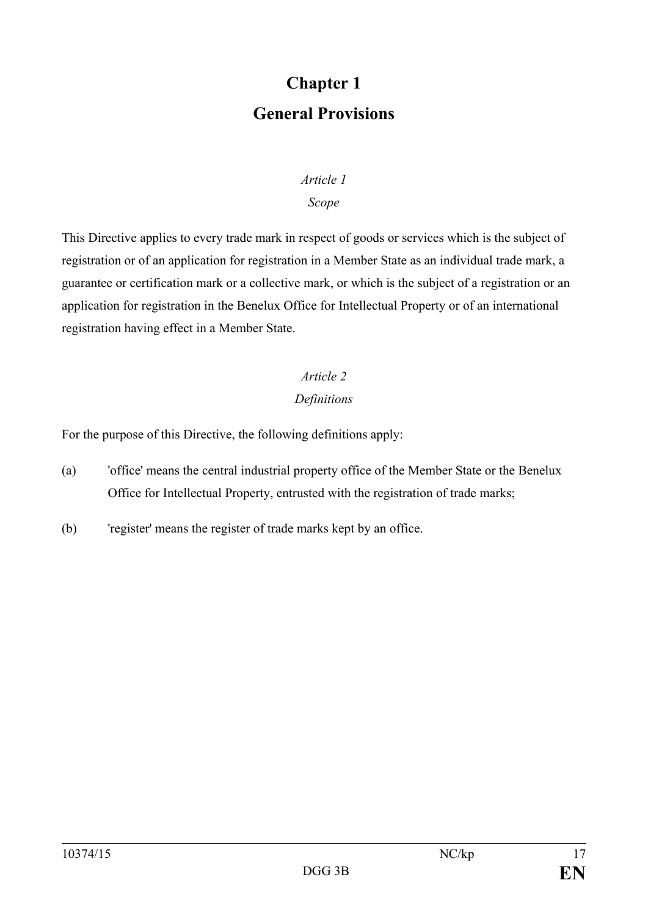# Chapter 1
# General Provisions

*Article 1*

*Scope*

This Directive applies to every trade mark in respect of goods or services which is the subject of registration or of an application for registration in a Member State as an individual trade mark, a guarantee or certification mark or a collective mark, or which is the subject of a registration or an application for registration in the Benelux Office for Intellectual Property or of an international registration having effect in a Member State.

*Article 2*

*Definitions*

For the purpose of this Directive, the following definitions apply:

(a) 'office' means the central industrial property office of the Member State or the Benelux Office for Intellectual Property, entrusted with the registration of trade marks;

(b) 'register' means the register of trade marks kept by an office.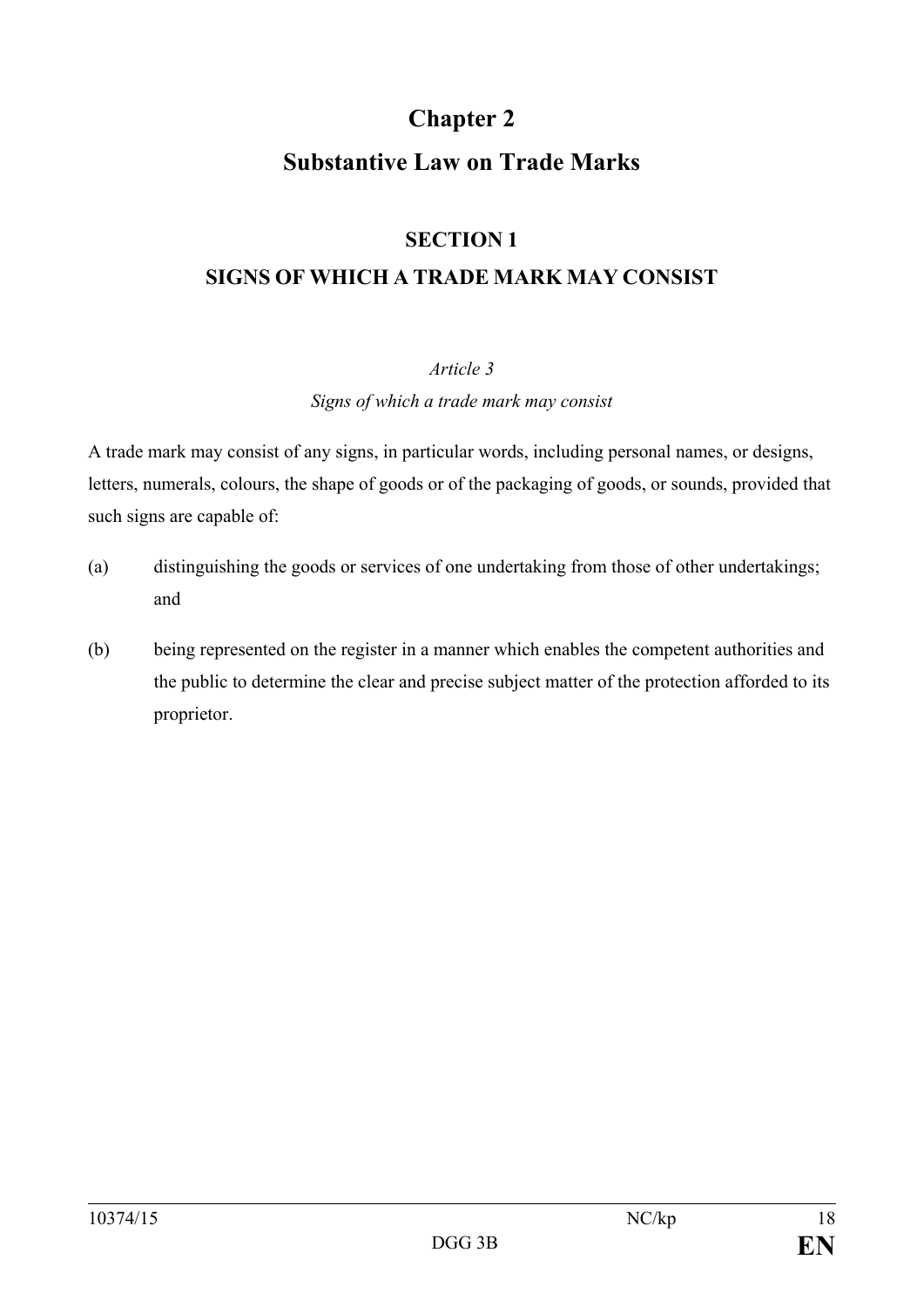# Chapter 2

# Substantive Law on Trade Marks

## SECTION 1

## SIGNS OF WHICH A TRADE MARK MAY CONSIST

*Article 3*

*Signs of which a trade mark may consist*

A trade mark may consist of any signs, in particular words, including personal names, or designs, letters, numerals, colours, the shape of goods or of the packaging of goods, or sounds, provided that such signs are capable of:

(a) distinguishing the goods or services of one undertaking from those of other undertakings; and

(b) being represented on the register in a manner which enables the competent authorities and the public to determine the clear and precise subject matter of the protection afforded to its proprietor.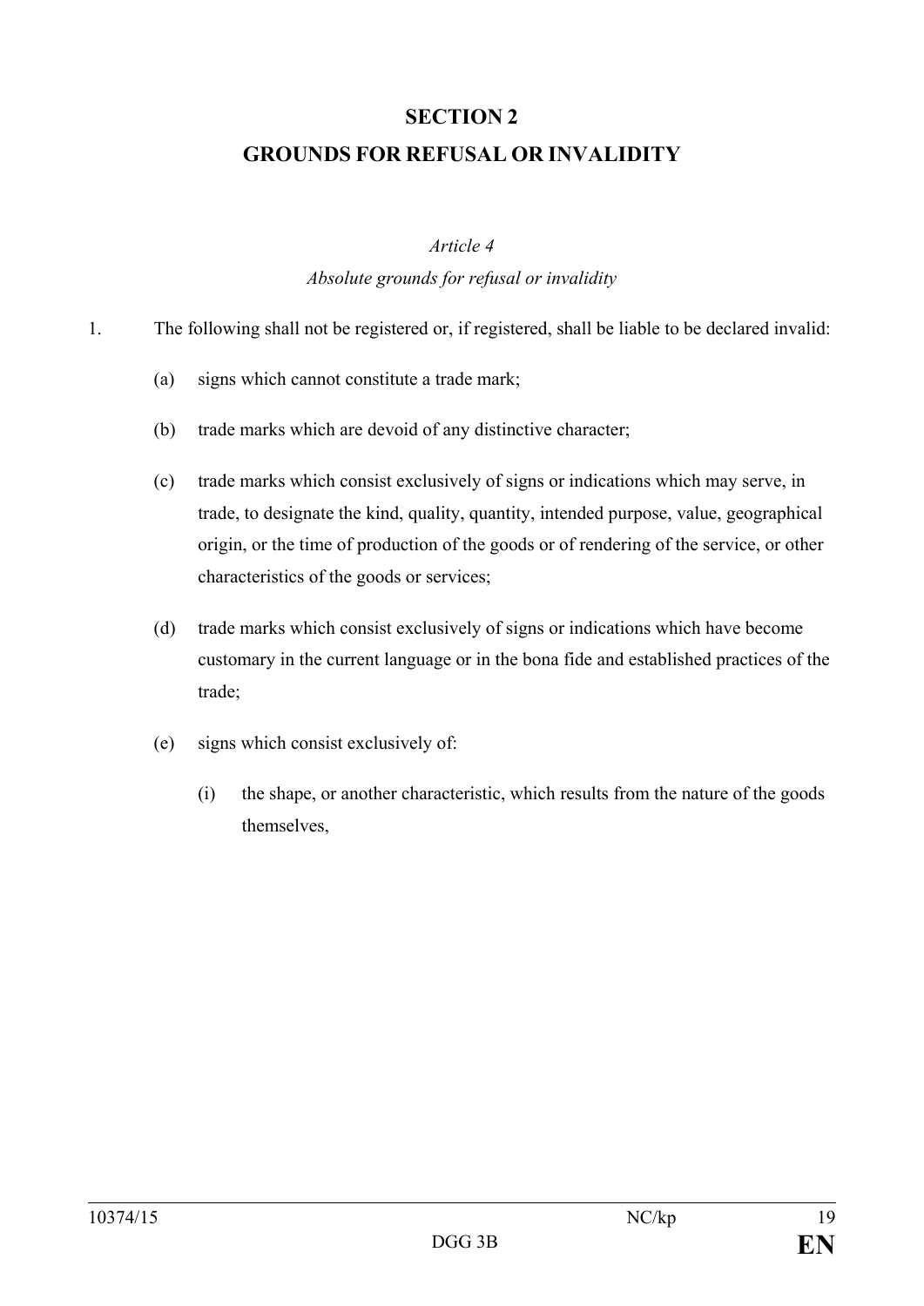## SECTION 2
## GROUNDS FOR REFUSAL OR INVALIDITY

### *Article 4*
### *Absolute grounds for refusal or invalidity*

1. The following shall not be registered or, if registered, shall be liable to be declared invalid:

   (a) signs which cannot constitute a trade mark;

   (b) trade marks which are devoid of any distinctive character;

   (c) trade marks which consist exclusively of signs or indications which may serve, in trade, to designate the kind, quality, quantity, intended purpose, value, geographical origin, or the time of production of the goods or of rendering of the service, or other characteristics of the goods or services;

   (d) trade marks which consist exclusively of signs or indications which have become customary in the current language or in the bona fide and established practices of the trade;

   (e) signs which consist exclusively of:

      (i) the shape, or another characteristic, which results from the nature of the goods themselves,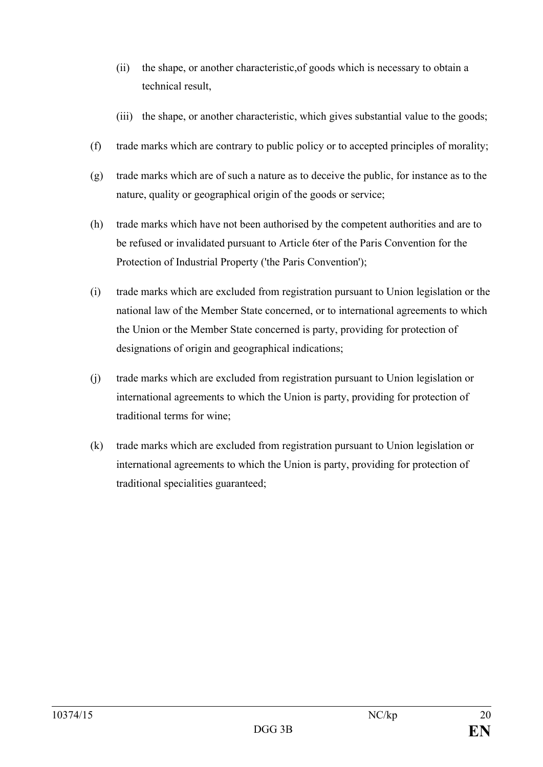(ii) the shape, or another characteristic,of goods which is necessary to obtain a technical result,

(iii) the shape, or another characteristic, which gives substantial value to the goods;

(f) trade marks which are contrary to public policy or to accepted principles of morality;

(g) trade marks which are of such a nature as to deceive the public, for instance as to the nature, quality or geographical origin of the goods or service;

(h) trade marks which have not been authorised by the competent authorities and are to be refused or invalidated pursuant to Article 6ter of the Paris Convention for the Protection of Industrial Property ('the Paris Convention');

(i) trade marks which are excluded from registration pursuant to Union legislation or the national law of the Member State concerned, or to international agreements to which the Union or the Member State concerned is party, providing for protection of designations of origin and geographical indications;

(j) trade marks which are excluded from registration pursuant to Union legislation or international agreements to which the Union is party, providing for protection of traditional terms for wine;

(k) trade marks which are excluded from registration pursuant to Union legislation or international agreements to which the Union is party, providing for protection of traditional specialities guaranteed;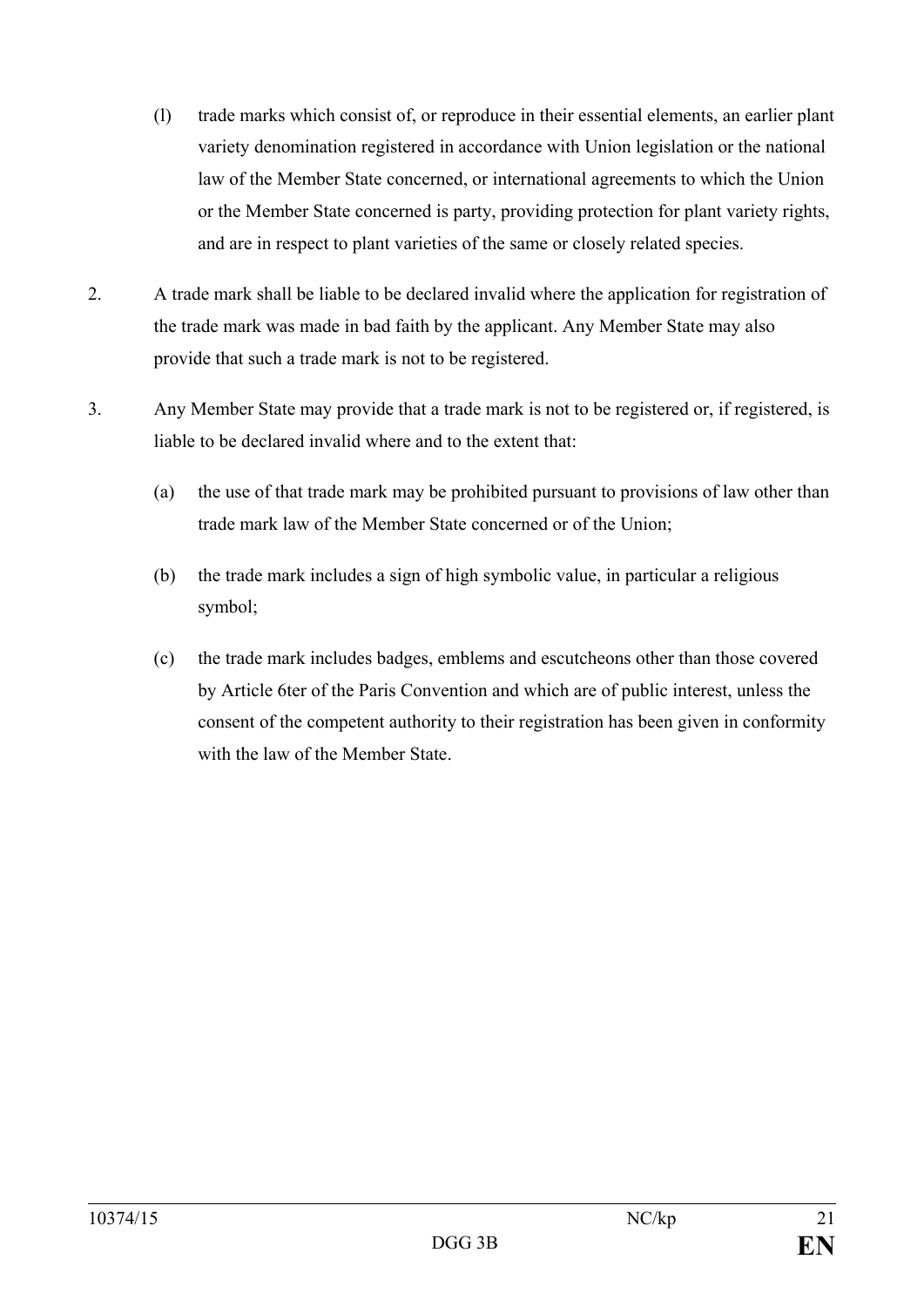(l) trade marks which consist of, or reproduce in their essential elements, an earlier plant variety denomination registered in accordance with Union legislation or the national law of the Member State concerned, or international agreements to which the Union or the Member State concerned is party, providing protection for plant variety rights, and are in respect to plant varieties of the same or closely related species.

2. A trade mark shall be liable to be declared invalid where the application for registration of the trade mark was made in bad faith by the applicant. Any Member State may also provide that such a trade mark is not to be registered.

3. Any Member State may provide that a trade mark is not to be registered or, if registered, is liable to be declared invalid where and to the extent that:

(a) the use of that trade mark may be prohibited pursuant to provisions of law other than trade mark law of the Member State concerned or of the Union;

(b) the trade mark includes a sign of high symbolic value, in particular a religious symbol;

(c) the trade mark includes badges, emblems and escutcheons other than those covered by Article 6ter of the Paris Convention and which are of public interest, unless the consent of the competent authority to their registration has been given in conformity with the law of the Member State.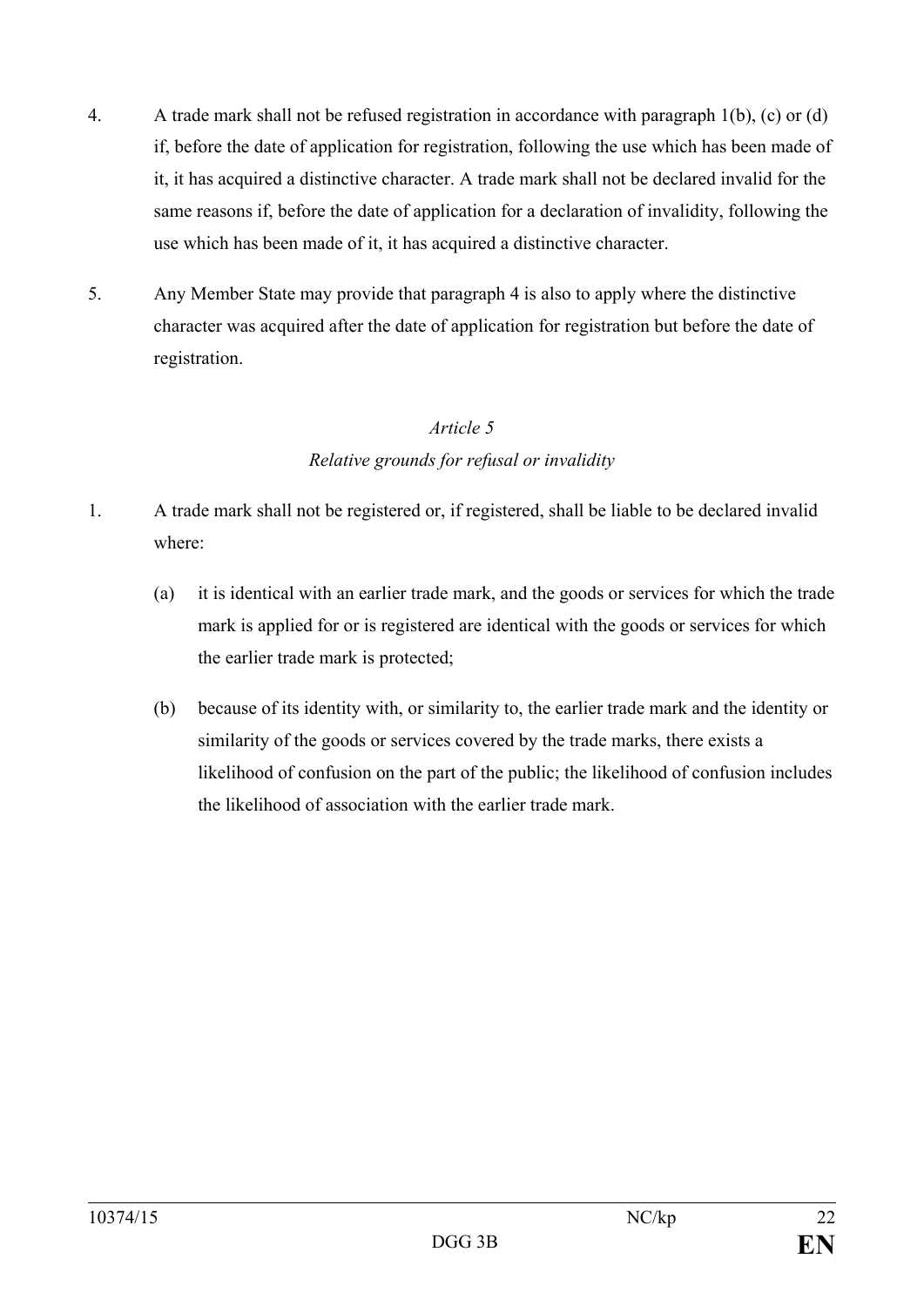4. A trade mark shall not be refused registration in accordance with paragraph 1(b), (c) or (d) if, before the date of application for registration, following the use which has been made of it, it has acquired a distinctive character. A trade mark shall not be declared invalid for the same reasons if, before the date of application for a declaration of invalidity, following the use which has been made of it, it has acquired a distinctive character.

5. Any Member State may provide that paragraph 4 is also to apply where the distinctive character was acquired after the date of application for registration but before the date of registration.

*Article 5*

*Relative grounds for refusal or invalidity*

1. A trade mark shall not be registered or, if registered, shall be liable to be declared invalid where:

   (a) it is identical with an earlier trade mark, and the goods or services for which the trade mark is applied for or is registered are identical with the goods or services for which the earlier trade mark is protected;

   (b) because of its identity with, or similarity to, the earlier trade mark and the identity or similarity of the goods or services covered by the trade marks, there exists a likelihood of confusion on the part of the public; the likelihood of confusion includes the likelihood of association with the earlier trade mark.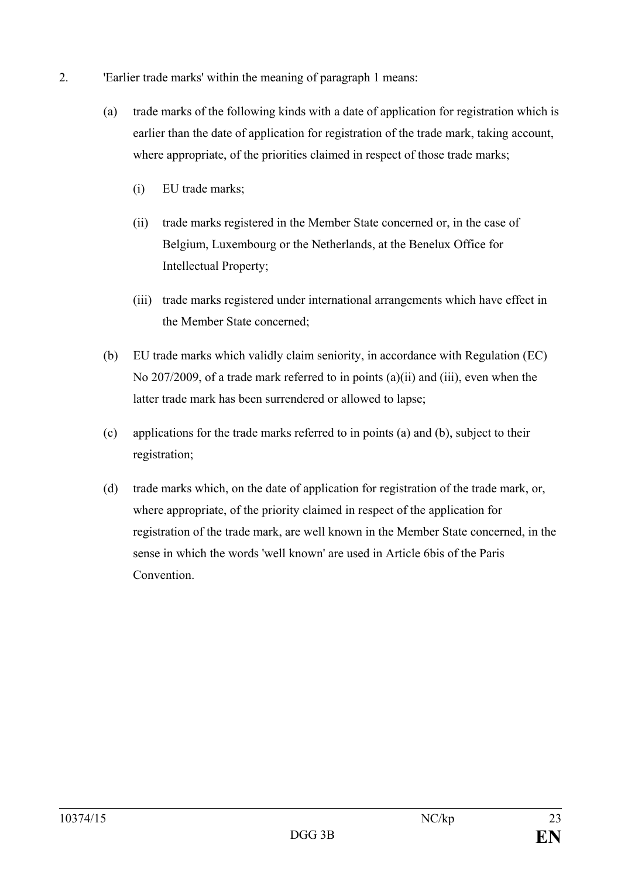2. 'Earlier trade marks' within the meaning of paragraph 1 means:

   (a) trade marks of the following kinds with a date of application for registration which is earlier than the date of application for registration of the trade mark, taking account, where appropriate, of the priorities claimed in respect of those trade marks;

      (i) EU trade marks;

      (ii) trade marks registered in the Member State concerned or, in the case of Belgium, Luxembourg or the Netherlands, at the Benelux Office for Intellectual Property;

      (iii) trade marks registered under international arrangements which have effect in the Member State concerned;

   (b) EU trade marks which validly claim seniority, in accordance with Regulation (EC) No 207/2009, of a trade mark referred to in points (a)(ii) and (iii), even when the latter trade mark has been surrendered or allowed to lapse;

   (c) applications for the trade marks referred to in points (a) and (b), subject to their registration;

   (d) trade marks which, on the date of application for registration of the trade mark, or, where appropriate, of the priority claimed in respect of the application for registration of the trade mark, are well known in the Member State concerned, in the sense in which the words 'well known' are used in Article 6bis of the Paris Convention.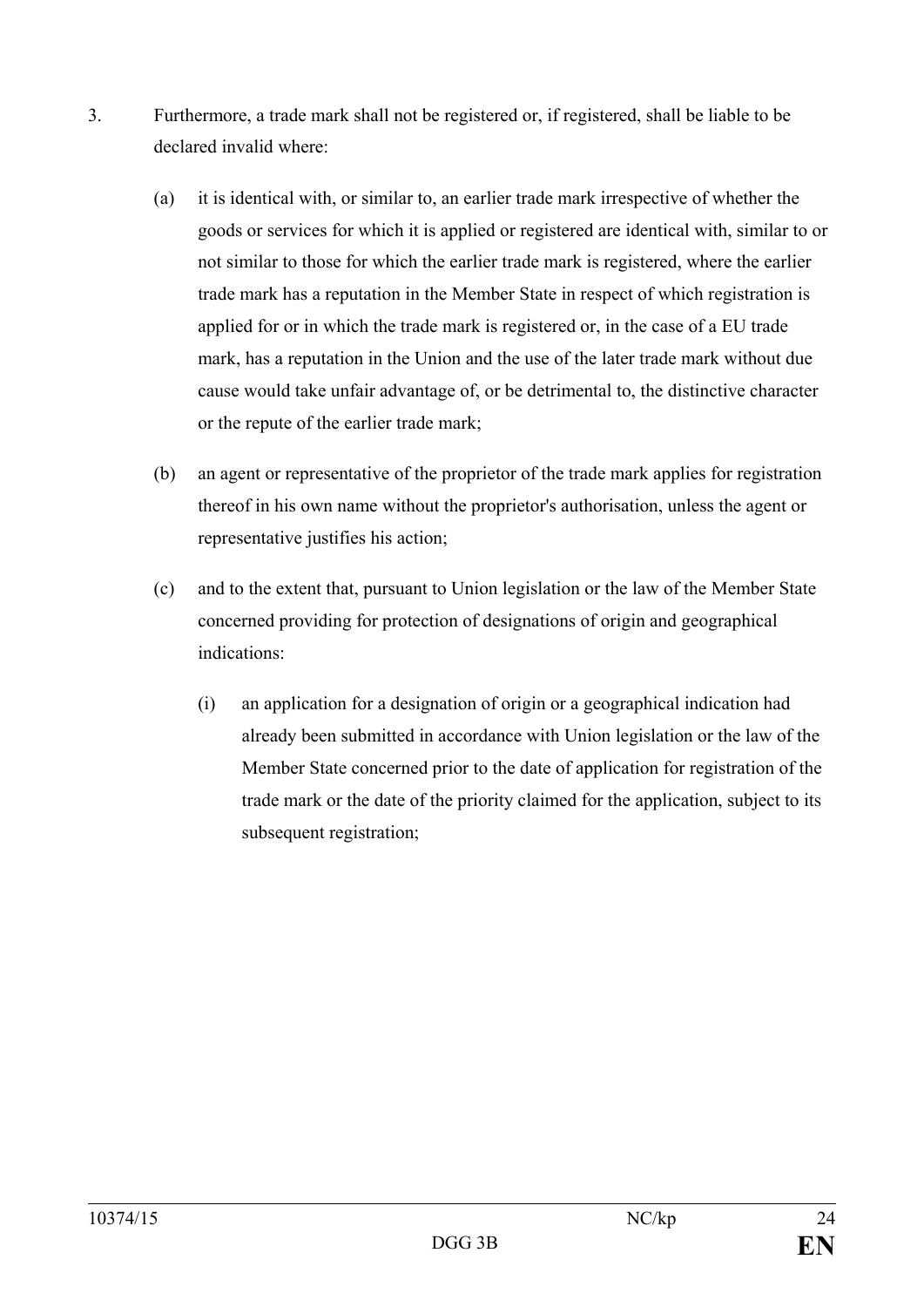3. Furthermore, a trade mark shall not be registered or, if registered, shall be liable to be declared invalid where:

   (a) it is identical with, or similar to, an earlier trade mark irrespective of whether the goods or services for which it is applied or registered are identical with, similar to or not similar to those for which the earlier trade mark is registered, where the earlier trade mark has a reputation in the Member State in respect of which registration is applied for or in which the trade mark is registered or, in the case of a EU trade mark, has a reputation in the Union and the use of the later trade mark without due cause would take unfair advantage of, or be detrimental to, the distinctive character or the repute of the earlier trade mark;

   (b) an agent or representative of the proprietor of the trade mark applies for registration thereof in his own name without the proprietor's authorisation, unless the agent or representative justifies his action;

   (c) and to the extent that, pursuant to Union legislation or the law of the Member State concerned providing for protection of designations of origin and geographical indications:

      (i) an application for a designation of origin or a geographical indication had already been submitted in accordance with Union legislation or the law of the Member State concerned prior to the date of application for registration of the trade mark or the date of the priority claimed for the application, subject to its subsequent registration;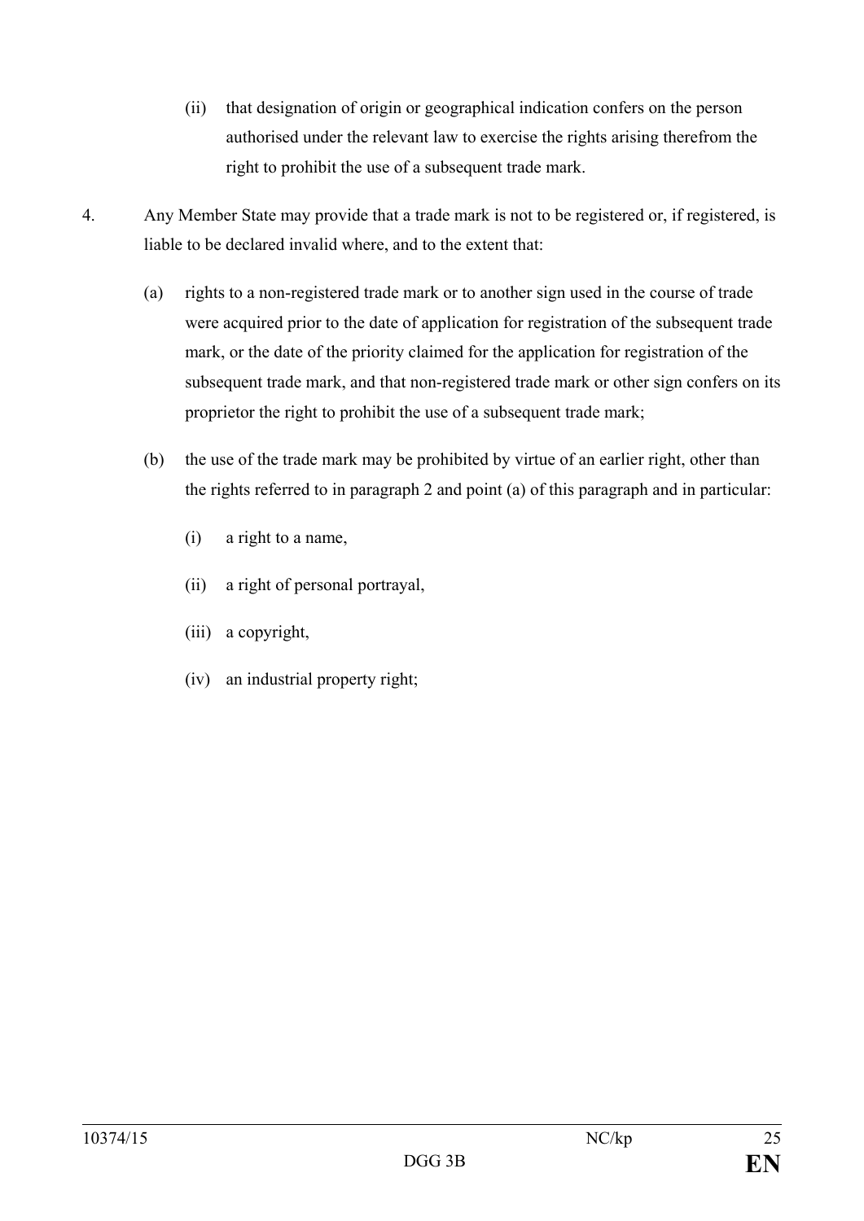(ii) that designation of origin or geographical indication confers on the person authorised under the relevant law to exercise the rights arising therefrom the right to prohibit the use of a subsequent trade mark.

4. Any Member State may provide that a trade mark is not to be registered or, if registered, is liable to be declared invalid where, and to the extent that:

(a) rights to a non-registered trade mark or to another sign used in the course of trade were acquired prior to the date of application for registration of the subsequent trade mark, or the date of the priority claimed for the application for registration of the subsequent trade mark, and that non-registered trade mark or other sign confers on its proprietor the right to prohibit the use of a subsequent trade mark;

(b) the use of the trade mark may be prohibited by virtue of an earlier right, other than the rights referred to in paragraph 2 and point (a) of this paragraph and in particular:

(i) a right to a name,

(ii) a right of personal portrayal,

(iii) a copyright,

(iv) an industrial property right;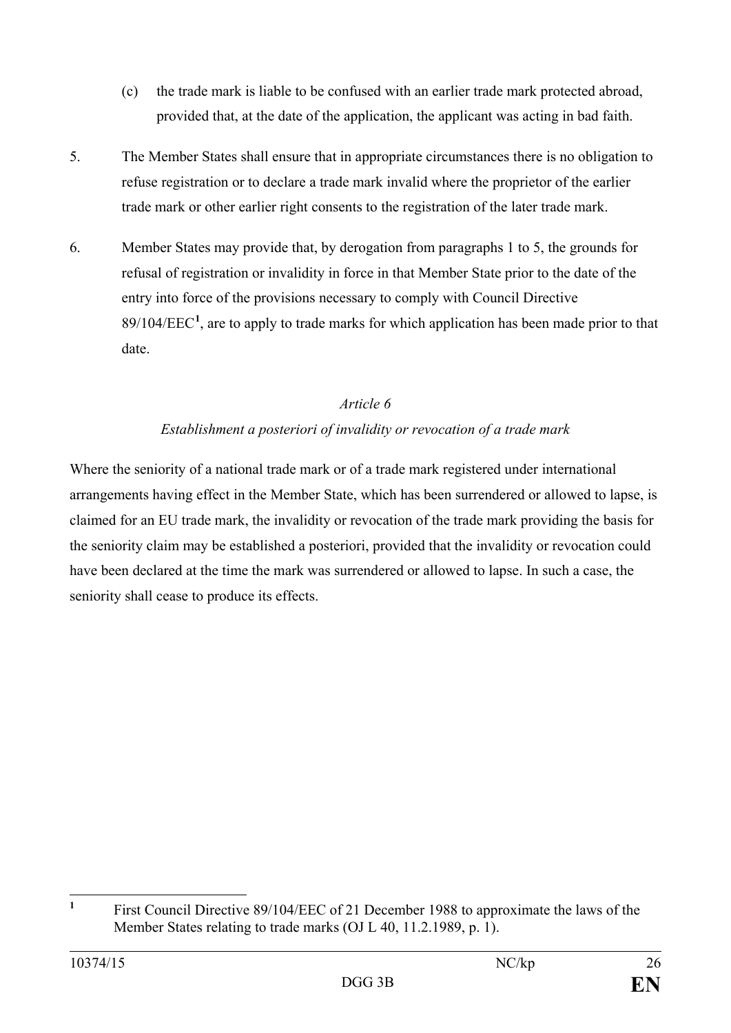(c) the trade mark is liable to be confused with an earlier trade mark protected abroad, provided that, at the date of the application, the applicant was acting in bad faith.

5. The Member States shall ensure that in appropriate circumstances there is no obligation to refuse registration or to declare a trade mark invalid where the proprietor of the earlier trade mark or other earlier right consents to the registration of the later trade mark.

6. Member States may provide that, by derogation from paragraphs 1 to 5, the grounds for refusal of registration or invalidity in force in that Member State prior to the date of the entry into force of the provisions necessary to comply with Council Directive 89/104/EEC[1], are to apply to trade marks for which application has been made prior to that date.

*Article 6*

*Establishment a posteriori of invalidity or revocation of a trade mark*

Where the seniority of a national trade mark or of a trade mark registered under international arrangements having effect in the Member State, which has been surrendered or allowed to lapse, is claimed for an EU trade mark, the invalidity or revocation of the trade mark providing the basis for the seniority claim may be established a posteriori, provided that the invalidity or revocation could have been declared at the time the mark was surrendered or allowed to lapse. In such a case, the seniority shall cease to produce its effects.

---

[1] First Council Directive 89/104/EEC of 21 December 1988 to approximate the laws of the Member States relating to trade marks (OJ L 40, 11.2.1989, p. 1).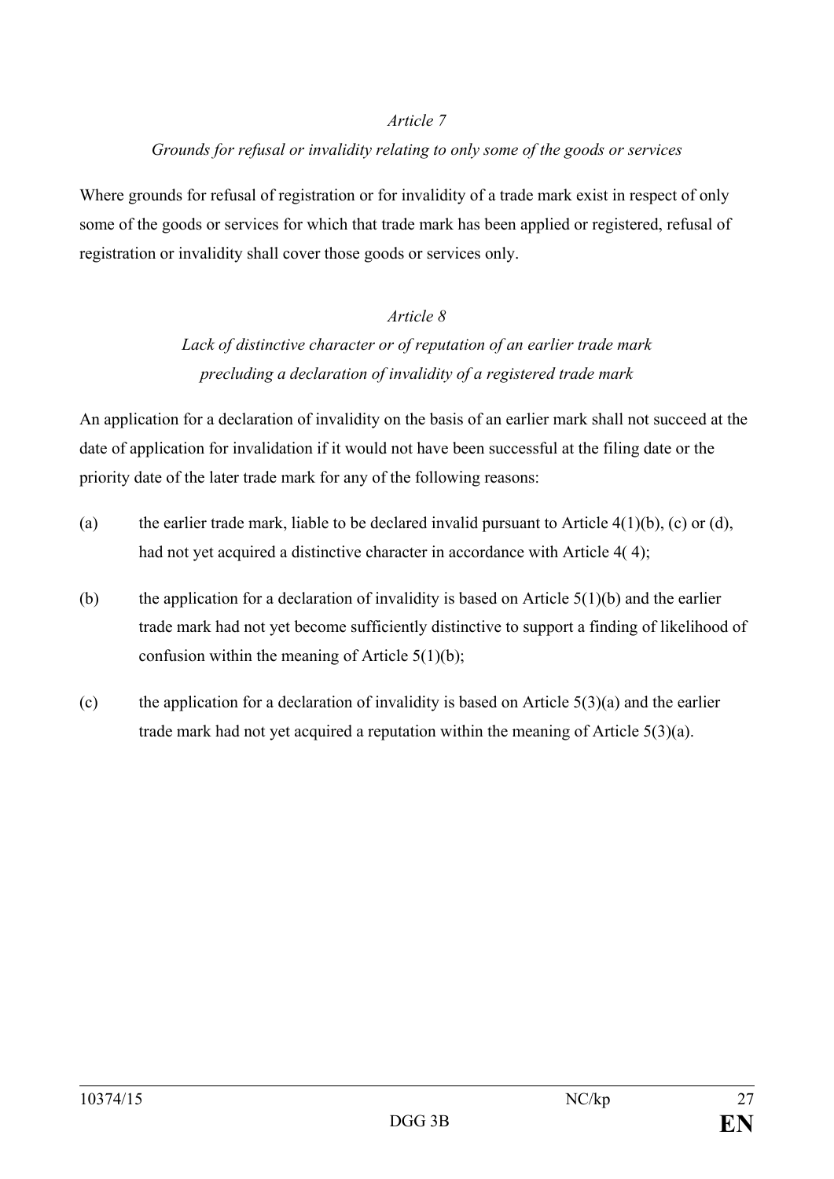*Article 7*

*Grounds for refusal or invalidity relating to only some of the goods or services*

Where grounds for refusal of registration or for invalidity of a trade mark exist in respect of only some of the goods or services for which that trade mark has been applied or registered, refusal of registration or invalidity shall cover those goods or services only.

*Article 8*

*Lack of distinctive character or of reputation of an earlier trade mark precluding a declaration of invalidity of a registered trade mark*

An application for a declaration of invalidity on the basis of an earlier mark shall not succeed at the date of application for invalidation if it would not have been successful at the filing date or the priority date of the later trade mark for any of the following reasons:

(a) the earlier trade mark, liable to be declared invalid pursuant to Article 4(1)(b), (c) or (d), had not yet acquired a distinctive character in accordance with Article 4( 4);

(b) the application for a declaration of invalidity is based on Article 5(1)(b) and the earlier trade mark had not yet become sufficiently distinctive to support a finding of likelihood of confusion within the meaning of Article 5(1)(b);

(c) the application for a declaration of invalidity is based on Article 5(3)(a) and the earlier trade mark had not yet acquired a reputation within the meaning of Article 5(3)(a).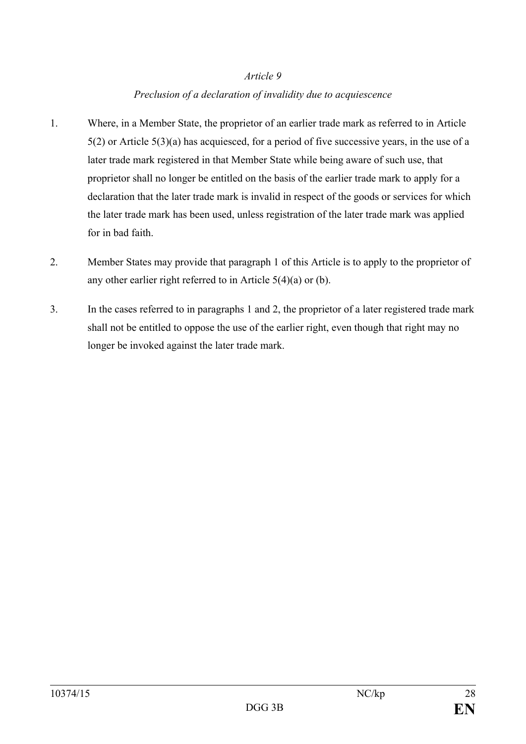*Article 9*

*Preclusion of a declaration of invalidity due to acquiescence*

1. Where, in a Member State, the proprietor of an earlier trade mark as referred to in Article 5(2) or Article 5(3)(a) has acquiesced, for a period of five successive years, in the use of a later trade mark registered in that Member State while being aware of such use, that proprietor shall no longer be entitled on the basis of the earlier trade mark to apply for a declaration that the later trade mark is invalid in respect of the goods or services for which the later trade mark has been used, unless registration of the later trade mark was applied for in bad faith.

2. Member States may provide that paragraph 1 of this Article is to apply to the proprietor of any other earlier right referred to in Article 5(4)(a) or (b).

3. In the cases referred to in paragraphs 1 and 2, the proprietor of a later registered trade mark shall not be entitled to oppose the use of the earlier right, even though that right may no longer be invoked against the later trade mark.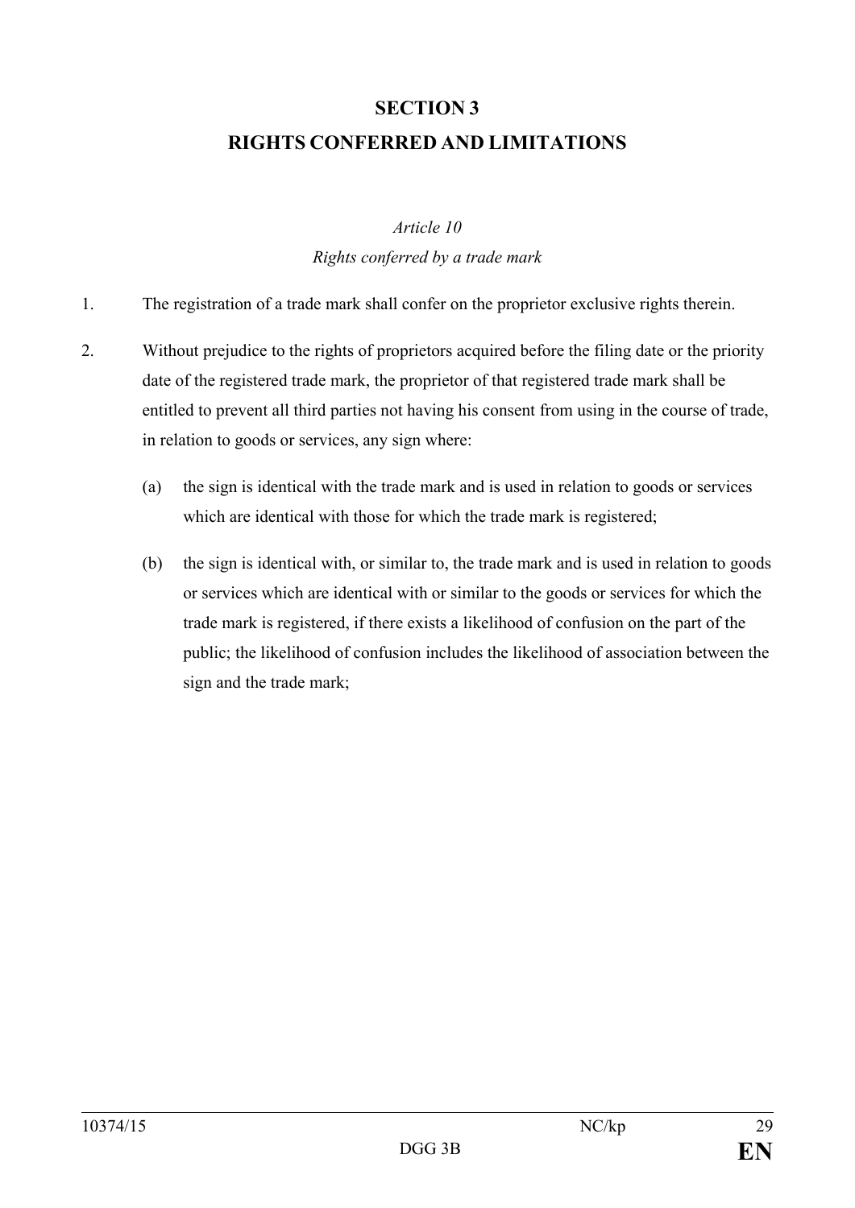## SECTION 3
## RIGHTS CONFERRED AND LIMITATIONS

*Article 10*

*Rights conferred by a trade mark*

1. The registration of a trade mark shall confer on the proprietor exclusive rights therein.

2. Without prejudice to the rights of proprietors acquired before the filing date or the priority date of the registered trade mark, the proprietor of that registered trade mark shall be entitled to prevent all third parties not having his consent from using in the course of trade, in relation to goods or services, any sign where:

   (a) the sign is identical with the trade mark and is used in relation to goods or services which are identical with those for which the trade mark is registered;

   (b) the sign is identical with, or similar to, the trade mark and is used in relation to goods or services which are identical with or similar to the goods or services for which the trade mark is registered, if there exists a likelihood of confusion on the part of the public; the likelihood of confusion includes the likelihood of association between the sign and the trade mark;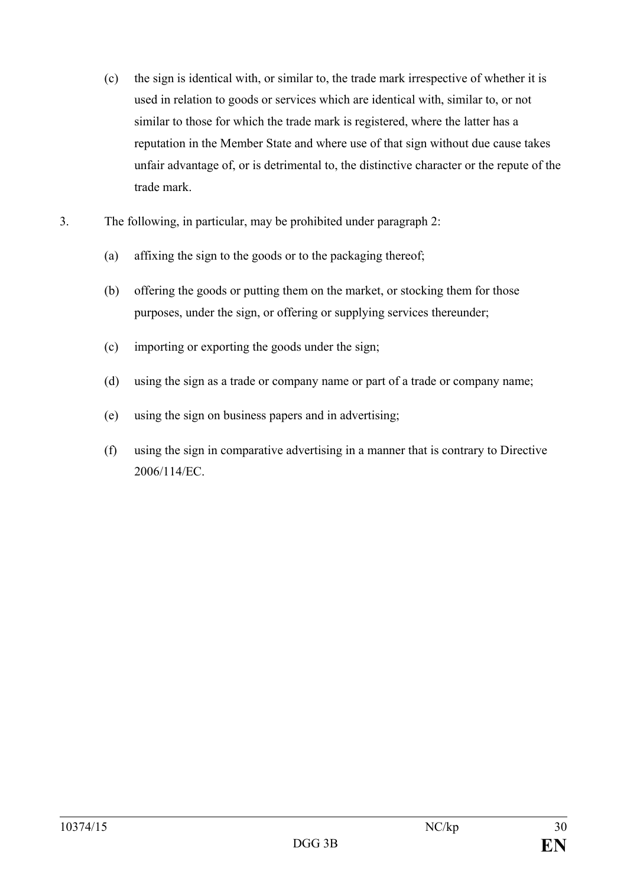(c) the sign is identical with, or similar to, the trade mark irrespective of whether it is used in relation to goods or services which are identical with, similar to, or not similar to those for which the trade mark is registered, where the latter has a reputation in the Member State and where use of that sign without due cause takes unfair advantage of, or is detrimental to, the distinctive character or the repute of the trade mark.

3. The following, in particular, may be prohibited under paragraph 2:

(a) affixing the sign to the goods or to the packaging thereof;

(b) offering the goods or putting them on the market, or stocking them for those purposes, under the sign, or offering or supplying services thereunder;

(c) importing or exporting the goods under the sign;

(d) using the sign as a trade or company name or part of a trade or company name;

(e) using the sign on business papers and in advertising;

(f) using the sign in comparative advertising in a manner that is contrary to Directive 2006/114/EC.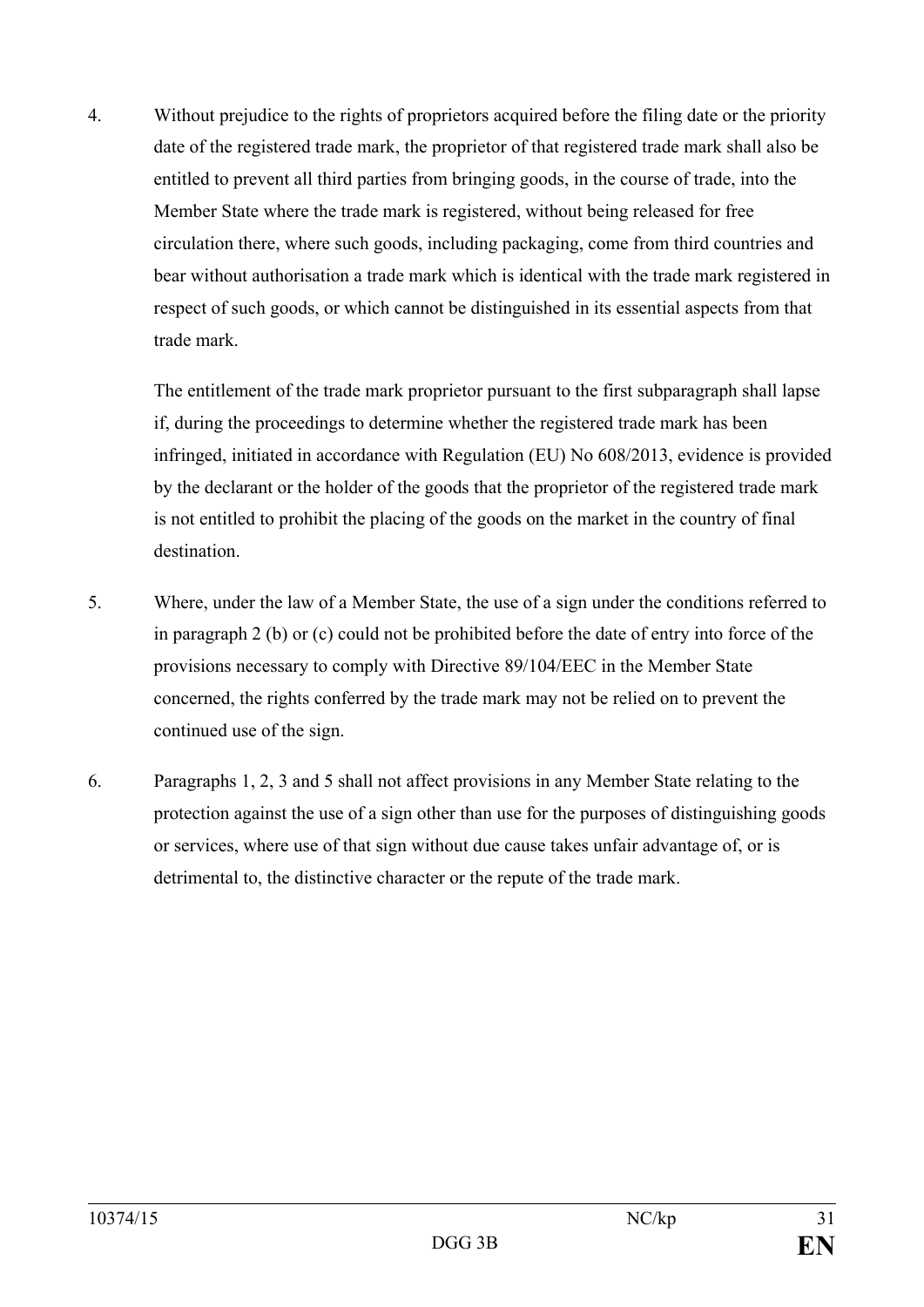4. Without prejudice to the rights of proprietors acquired before the filing date or the priority date of the registered trade mark, the proprietor of that registered trade mark shall also be entitled to prevent all third parties from bringing goods, in the course of trade, into the Member State where the trade mark is registered, without being released for free circulation there, where such goods, including packaging, come from third countries and bear without authorisation a trade mark which is identical with the trade mark registered in respect of such goods, or which cannot be distinguished in its essential aspects from that trade mark.

   The entitlement of the trade mark proprietor pursuant to the first subparagraph shall lapse if, during the proceedings to determine whether the registered trade mark has been infringed, initiated in accordance with Regulation (EU) No 608/2013, evidence is provided by the declarant or the holder of the goods that the proprietor of the registered trade mark is not entitled to prohibit the placing of the goods on the market in the country of final destination.

5. Where, under the law of a Member State, the use of a sign under the conditions referred to in paragraph 2 (b) or (c) could not be prohibited before the date of entry into force of the provisions necessary to comply with Directive 89/104/EEC in the Member State concerned, the rights conferred by the trade mark may not be relied on to prevent the continued use of the sign.

6. Paragraphs 1, 2, 3 and 5 shall not affect provisions in any Member State relating to the protection against the use of a sign other than use for the purposes of distinguishing goods or services, where use of that sign without due cause takes unfair advantage of, or is detrimental to, the distinctive character or the repute of the trade mark.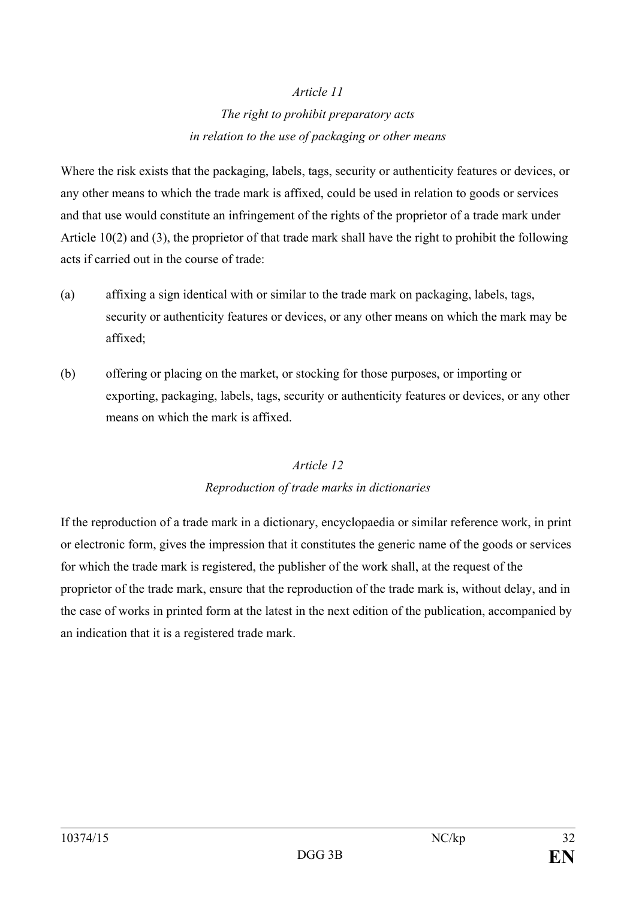*Article 11*

*The right to prohibit preparatory acts in relation to the use of packaging or other means*

Where the risk exists that the packaging, labels, tags, security or authenticity features or devices, or any other means to which the trade mark is affixed, could be used in relation to goods or services and that use would constitute an infringement of the rights of the proprietor of a trade mark under Article 10(2) and (3), the proprietor of that trade mark shall have the right to prohibit the following acts if carried out in the course of trade:

(a) affixing a sign identical with or similar to the trade mark on packaging, labels, tags, security or authenticity features or devices, or any other means on which the mark may be affixed;

(b) offering or placing on the market, or stocking for those purposes, or importing or exporting, packaging, labels, tags, security or authenticity features or devices, or any other means on which the mark is affixed.

*Article 12*

*Reproduction of trade marks in dictionaries*

If the reproduction of a trade mark in a dictionary, encyclopaedia or similar reference work, in print or electronic form, gives the impression that it constitutes the generic name of the goods or services for which the trade mark is registered, the publisher of the work shall, at the request of the proprietor of the trade mark, ensure that the reproduction of the trade mark is, without delay, and in the case of works in printed form at the latest in the next edition of the publication, accompanied by an indication that it is a registered trade mark.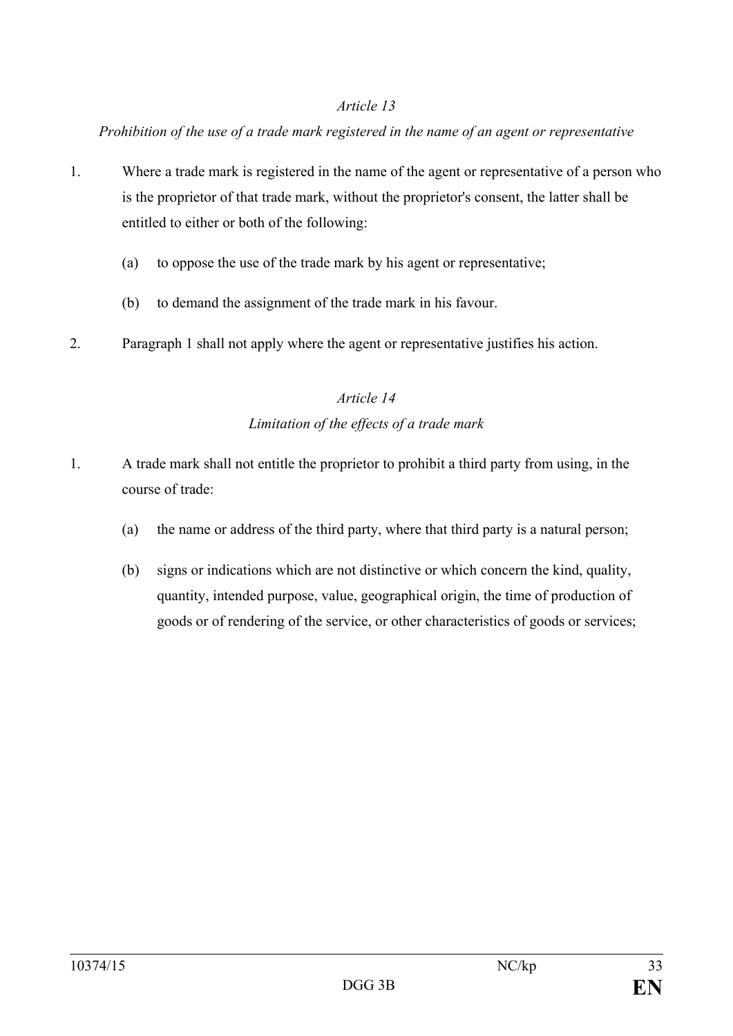*Article 13*

*Prohibition of the use of a trade mark registered in the name of an agent or representative*

1. Where a trade mark is registered in the name of the agent or representative of a person who is the proprietor of that trade mark, without the proprietor's consent, the latter shall be entitled to either or both of the following:

   (a) to oppose the use of the trade mark by his agent or representative;

   (b) to demand the assignment of the trade mark in his favour.

2. Paragraph 1 shall not apply where the agent or representative justifies his action.

*Article 14*

*Limitation of the effects of a trade mark*

1. A trade mark shall not entitle the proprietor to prohibit a third party from using, in the course of trade:

   (a) the name or address of the third party, where that third party is a natural person;

   (b) signs or indications which are not distinctive or which concern the kind, quality, quantity, intended purpose, value, geographical origin, the time of production of goods or of rendering of the service, or other characteristics of goods or services;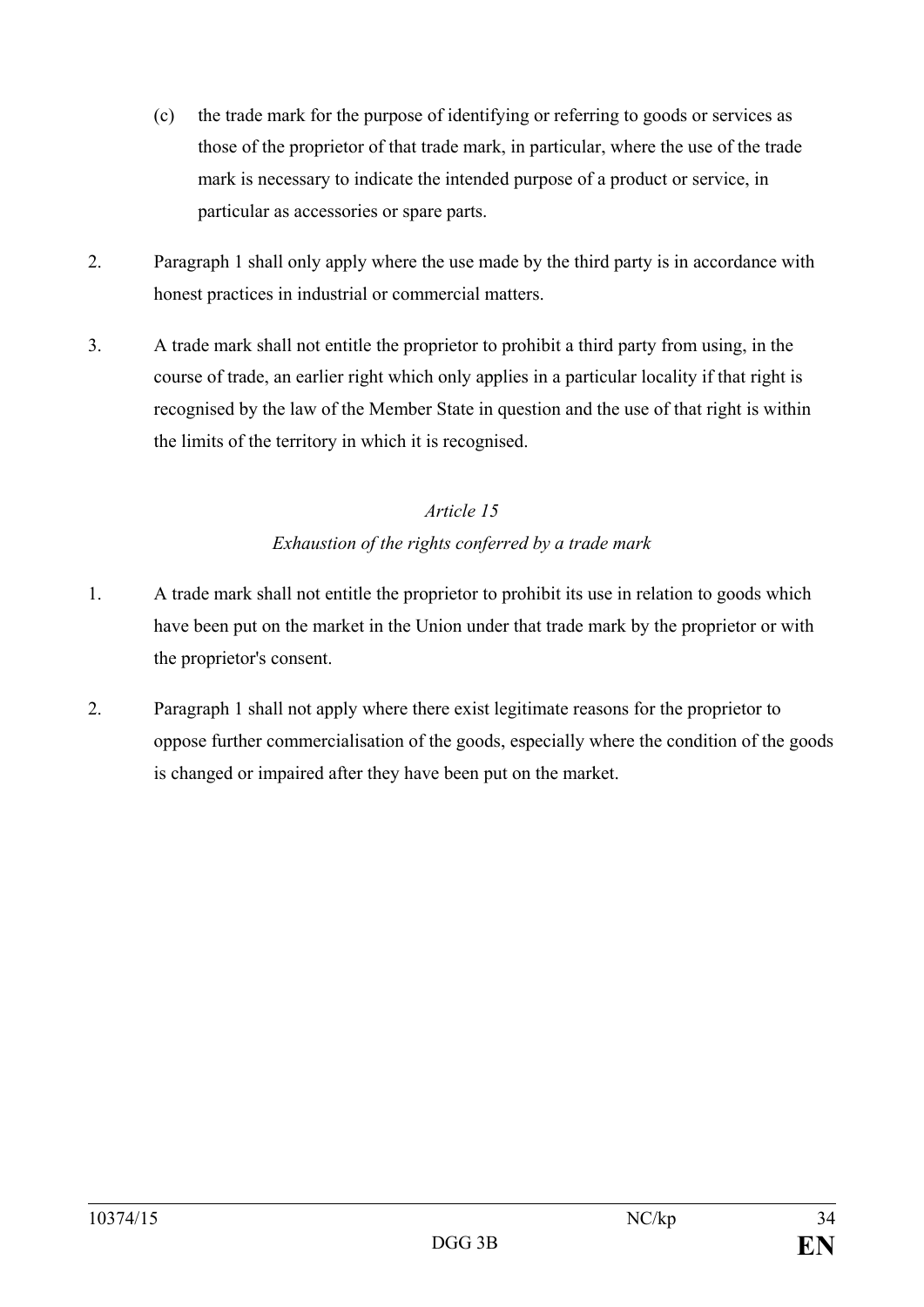(c) the trade mark for the purpose of identifying or referring to goods or services as those of the proprietor of that trade mark, in particular, where the use of the trade mark is necessary to indicate the intended purpose of a product or service, in particular as accessories or spare parts.

2. Paragraph 1 shall only apply where the use made by the third party is in accordance with honest practices in industrial or commercial matters.

3. A trade mark shall not entitle the proprietor to prohibit a third party from using, in the course of trade, an earlier right which only applies in a particular locality if that right is recognised by the law of the Member State in question and the use of that right is within the limits of the territory in which it is recognised.

*Article 15*

*Exhaustion of the rights conferred by a trade mark*

1. A trade mark shall not entitle the proprietor to prohibit its use in relation to goods which have been put on the market in the Union under that trade mark by the proprietor or with the proprietor's consent.

2. Paragraph 1 shall not apply where there exist legitimate reasons for the proprietor to oppose further commercialisation of the goods, especially where the condition of the goods is changed or impaired after they have been put on the market.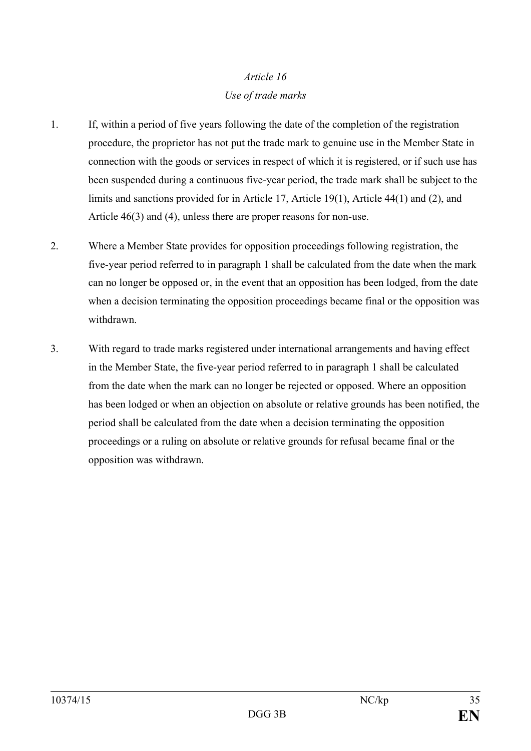*Article 16*

*Use of trade marks*

1. If, within a period of five years following the date of the completion of the registration procedure, the proprietor has not put the trade mark to genuine use in the Member State in connection with the goods or services in respect of which it is registered, or if such use has been suspended during a continuous five-year period, the trade mark shall be subject to the limits and sanctions provided for in Article 17, Article 19(1), Article 44(1) and (2), and Article 46(3) and (4), unless there are proper reasons for non-use.

2. Where a Member State provides for opposition proceedings following registration, the five-year period referred to in paragraph 1 shall be calculated from the date when the mark can no longer be opposed or, in the event that an opposition has been lodged, from the date when a decision terminating the opposition proceedings became final or the opposition was withdrawn.

3. With regard to trade marks registered under international arrangements and having effect in the Member State, the five-year period referred to in paragraph 1 shall be calculated from the date when the mark can no longer be rejected or opposed. Where an opposition has been lodged or when an objection on absolute or relative grounds has been notified, the period shall be calculated from the date when a decision terminating the opposition proceedings or a ruling on absolute or relative grounds for refusal became final or the opposition was withdrawn.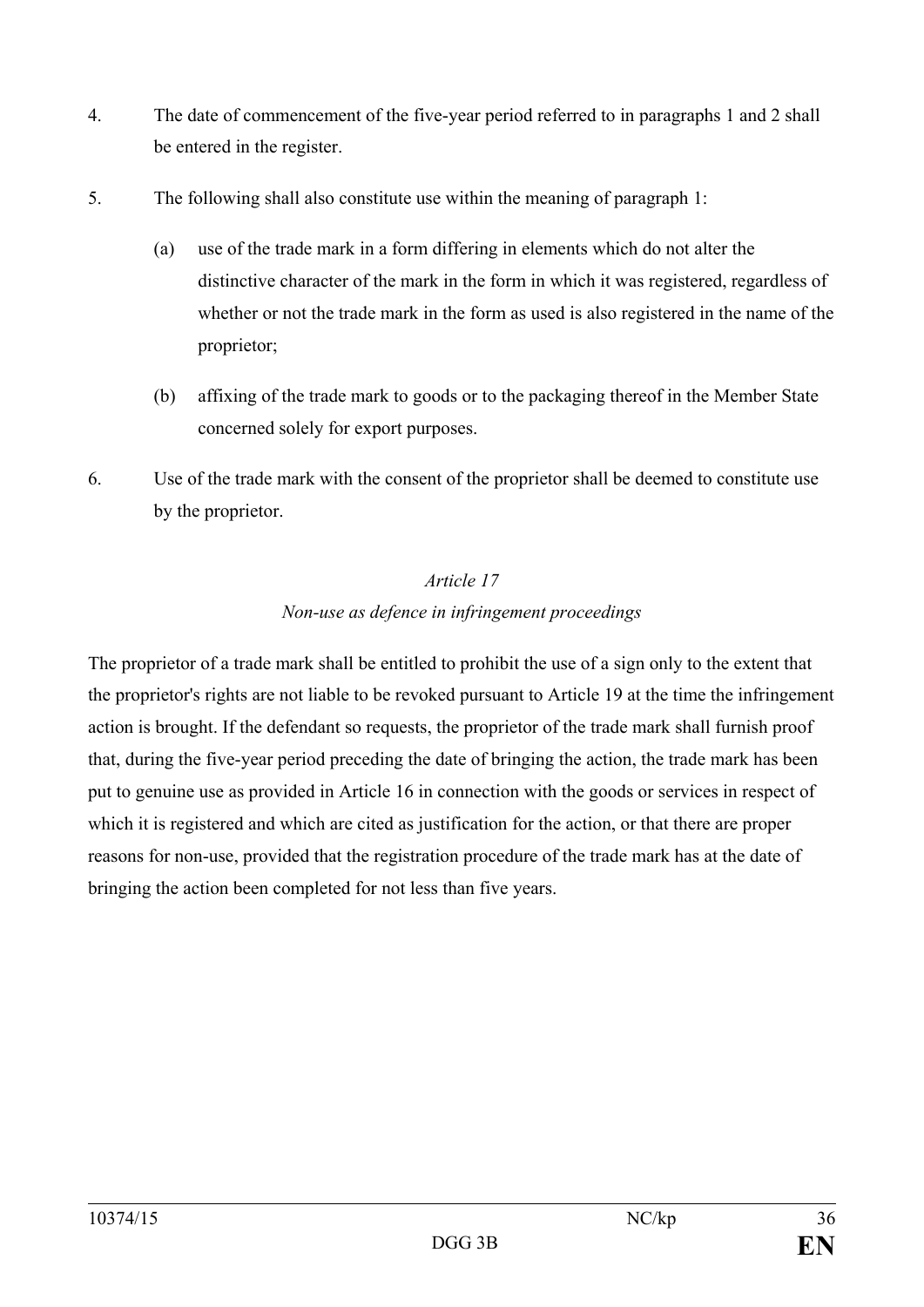4. The date of commencement of the five-year period referred to in paragraphs 1 and 2 shall be entered in the register.

5. The following shall also constitute use within the meaning of paragraph 1:

   (a) use of the trade mark in a form differing in elements which do not alter the distinctive character of the mark in the form in which it was registered, regardless of whether or not the trade mark in the form as used is also registered in the name of the proprietor;

   (b) affixing of the trade mark to goods or to the packaging thereof in the Member State concerned solely for export purposes.

6. Use of the trade mark with the consent of the proprietor shall be deemed to constitute use by the proprietor.

*Article 17*

*Non-use as defence in infringement proceedings*

The proprietor of a trade mark shall be entitled to prohibit the use of a sign only to the extent that the proprietor's rights are not liable to be revoked pursuant to Article 19 at the time the infringement action is brought. If the defendant so requests, the proprietor of the trade mark shall furnish proof that, during the five-year period preceding the date of bringing the action, the trade mark has been put to genuine use as provided in Article 16 in connection with the goods or services in respect of which it is registered and which are cited as justification for the action, or that there are proper reasons for non-use, provided that the registration procedure of the trade mark has at the date of bringing the action been completed for not less than five years.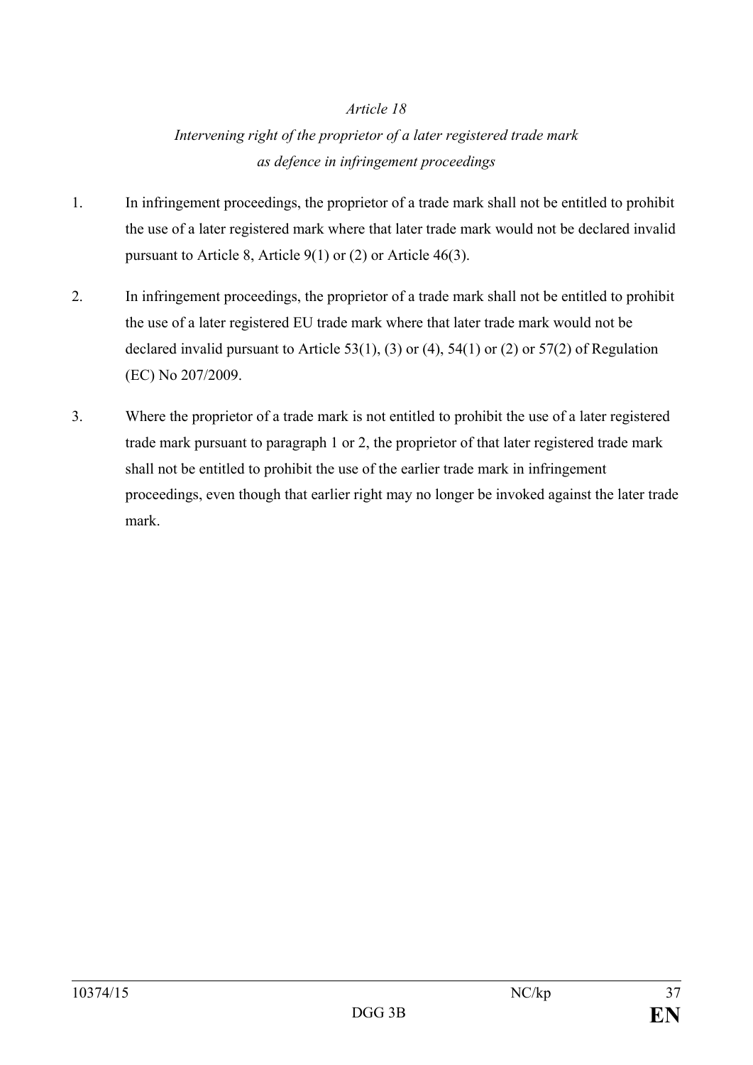*Article 18*

*Intervening right of the proprietor of a later registered trade mark as defence in infringement proceedings*

1. In infringement proceedings, the proprietor of a trade mark shall not be entitled to prohibit the use of a later registered mark where that later trade mark would not be declared invalid pursuant to Article 8, Article 9(1) or (2) or Article 46(3).

2. In infringement proceedings, the proprietor of a trade mark shall not be entitled to prohibit the use of a later registered EU trade mark where that later trade mark would not be declared invalid pursuant to Article 53(1), (3) or (4), 54(1) or (2) or 57(2) of Regulation (EC) No 207/2009.

3. Where the proprietor of a trade mark is not entitled to prohibit the use of a later registered trade mark pursuant to paragraph 1 or 2, the proprietor of that later registered trade mark shall not be entitled to prohibit the use of the earlier trade mark in infringement proceedings, even though that earlier right may no longer be invoked against the later trade mark.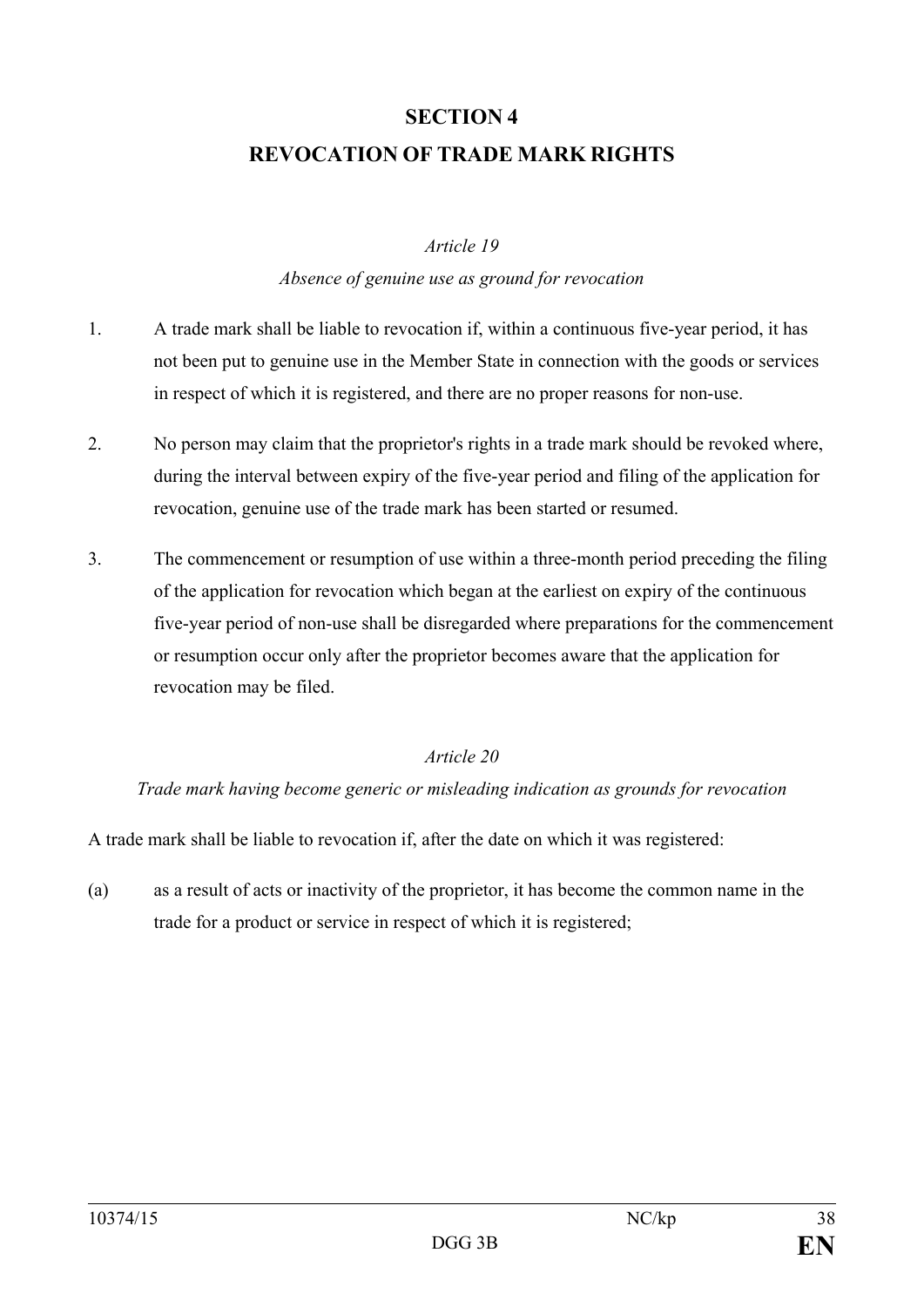## SECTION 4

## REVOCATION OF TRADE MARK RIGHTS

*Article 19*

*Absence of genuine use as ground for revocation*

1. A trade mark shall be liable to revocation if, within a continuous five-year period, it has not been put to genuine use in the Member State in connection with the goods or services in respect of which it is registered, and there are no proper reasons for non-use.

2. No person may claim that the proprietor's rights in a trade mark should be revoked where, during the interval between expiry of the five-year period and filing of the application for revocation, genuine use of the trade mark has been started or resumed.

3. The commencement or resumption of use within a three-month period preceding the filing of the application for revocation which began at the earliest on expiry of the continuous five-year period of non-use shall be disregarded where preparations for the commencement or resumption occur only after the proprietor becomes aware that the application for revocation may be filed.

*Article 20*

*Trade mark having become generic or misleading indication as grounds for revocation*

A trade mark shall be liable to revocation if, after the date on which it was registered:

(a) as a result of acts or inactivity of the proprietor, it has become the common name in the trade for a product or service in respect of which it is registered;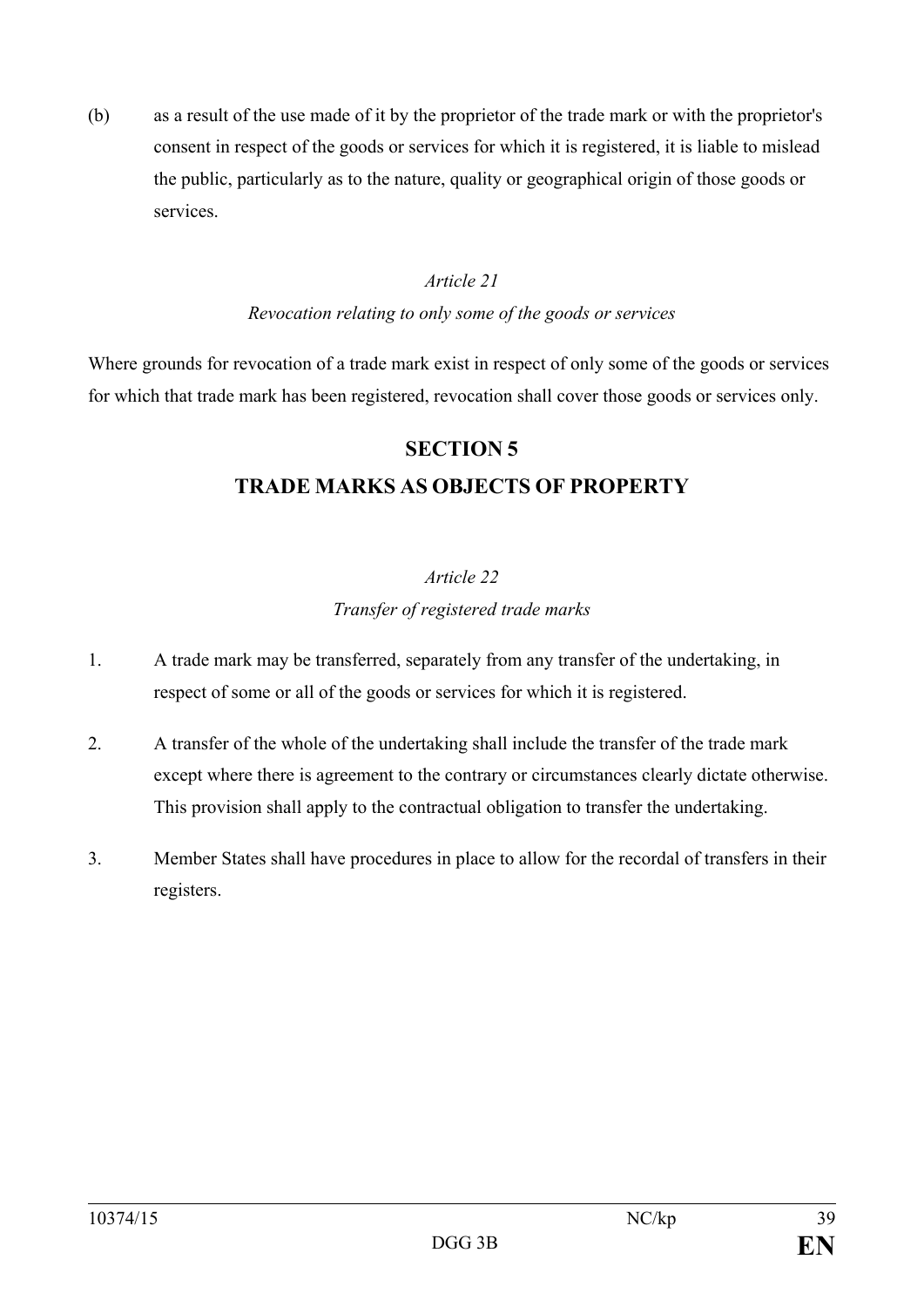(b) as a result of the use made of it by the proprietor of the trade mark or with the proprietor's consent in respect of the goods or services for which it is registered, it is liable to mislead the public, particularly as to the nature, quality or geographical origin of those goods or services.

*Article 21*

*Revocation relating to only some of the goods or services*

Where grounds for revocation of a trade mark exist in respect of only some of the goods or services for which that trade mark has been registered, revocation shall cover those goods or services only.

## SECTION 5
## TRADE MARKS AS OBJECTS OF PROPERTY

*Article 22*

*Transfer of registered trade marks*

1. A trade mark may be transferred, separately from any transfer of the undertaking, in respect of some or all of the goods or services for which it is registered.

2. A transfer of the whole of the undertaking shall include the transfer of the trade mark except where there is agreement to the contrary or circumstances clearly dictate otherwise. This provision shall apply to the contractual obligation to transfer the undertaking.

3. Member States shall have procedures in place to allow for the recordal of transfers in their registers.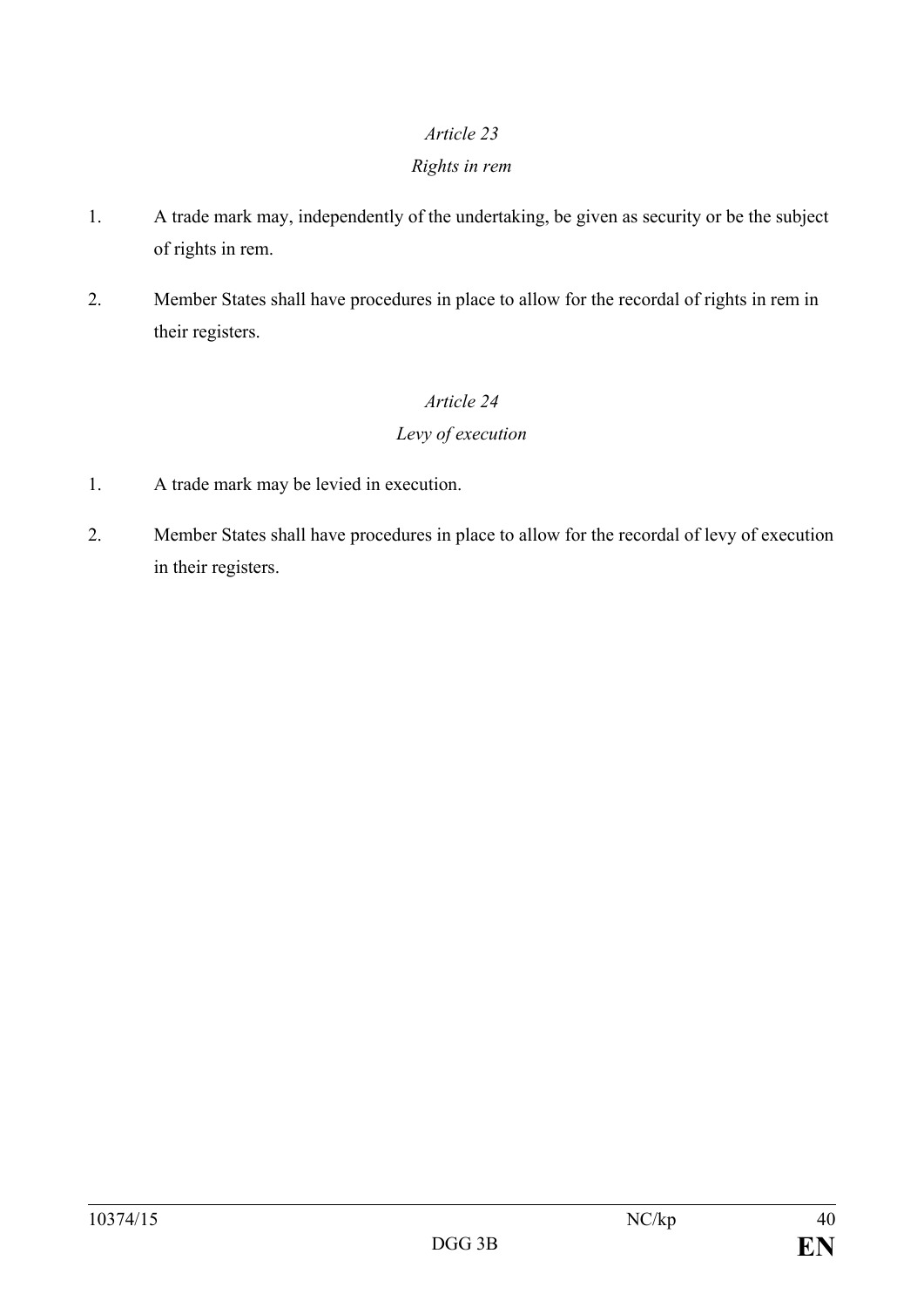*Article 23*

*Rights in rem*

1. A trade mark may, independently of the undertaking, be given as security or be the subject of rights in rem.

2. Member States shall have procedures in place to allow for the recordal of rights in rem in their registers.

*Article 24*

*Levy of execution*

1. A trade mark may be levied in execution.

2. Member States shall have procedures in place to allow for the recordal of levy of execution in their registers.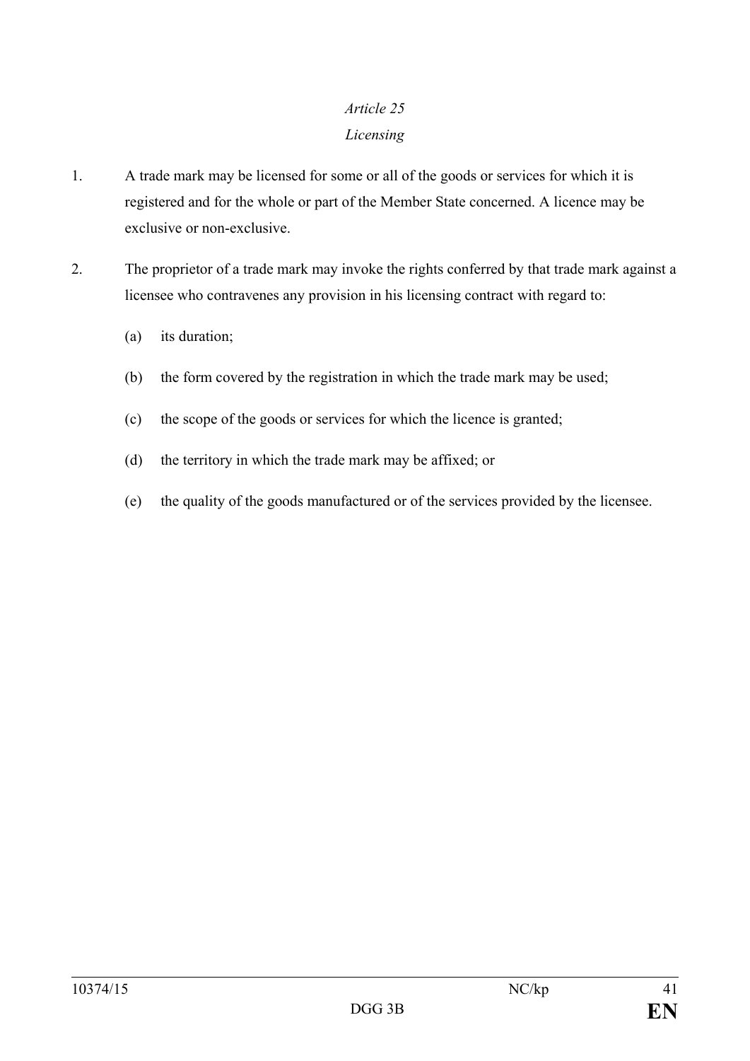*Article 25*

*Licensing*

1. A trade mark may be licensed for some or all of the goods or services for which it is registered and for the whole or part of the Member State concerned. A licence may be exclusive or non-exclusive.

2. The proprietor of a trade mark may invoke the rights conferred by that trade mark against a licensee who contravenes any provision in his licensing contract with regard to:

   (a) its duration;

   (b) the form covered by the registration in which the trade mark may be used;

   (c) the scope of the goods or services for which the licence is granted;

   (d) the territory in which the trade mark may be affixed; or

   (e) the quality of the goods manufactured or of the services provided by the licensee.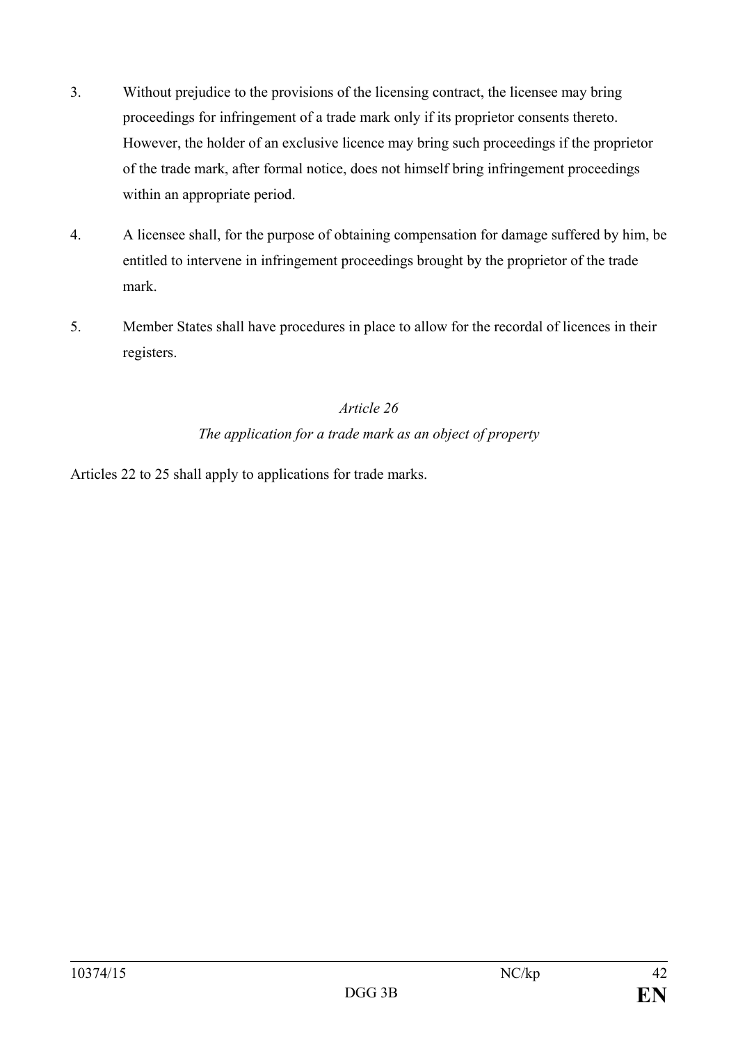3. Without prejudice to the provisions of the licensing contract, the licensee may bring proceedings for infringement of a trade mark only if its proprietor consents thereto. However, the holder of an exclusive licence may bring such proceedings if the proprietor of the trade mark, after formal notice, does not himself bring infringement proceedings within an appropriate period.

4. A licensee shall, for the purpose of obtaining compensation for damage suffered by him, be entitled to intervene in infringement proceedings brought by the proprietor of the trade mark.

5. Member States shall have procedures in place to allow for the recordal of licences in their registers.

*Article 26*

*The application for a trade mark as an object of property*

Articles 22 to 25 shall apply to applications for trade marks.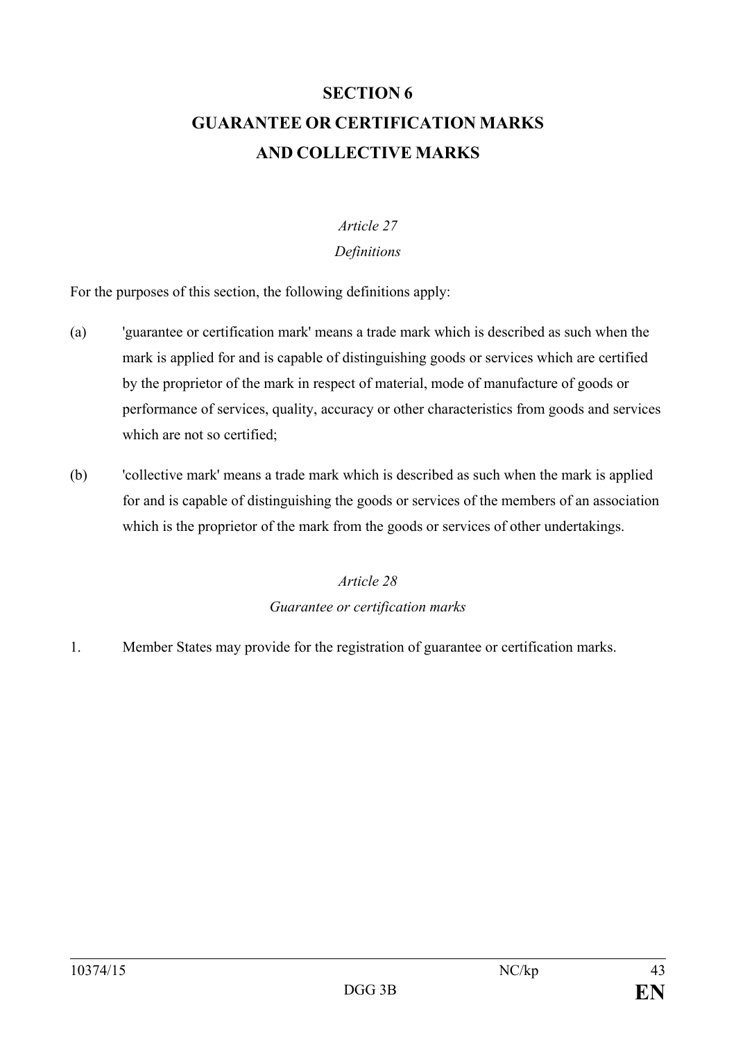## SECTION 6
## GUARANTEE OR CERTIFICATION MARKS AND COLLECTIVE MARKS

*Article 27*

*Definitions*

For the purposes of this section, the following definitions apply:

(a) 'guarantee or certification mark' means a trade mark which is described as such when the mark is applied for and is capable of distinguishing goods or services which are certified by the proprietor of the mark in respect of material, mode of manufacture of goods or performance of services, quality, accuracy or other characteristics from goods and services which are not so certified;

(b) 'collective mark' means a trade mark which is described as such when the mark is applied for and is capable of distinguishing the goods or services of the members of an association which is the proprietor of the mark from the goods or services of other undertakings.

*Article 28*

*Guarantee or certification marks*

1. Member States may provide for the registration of guarantee or certification marks.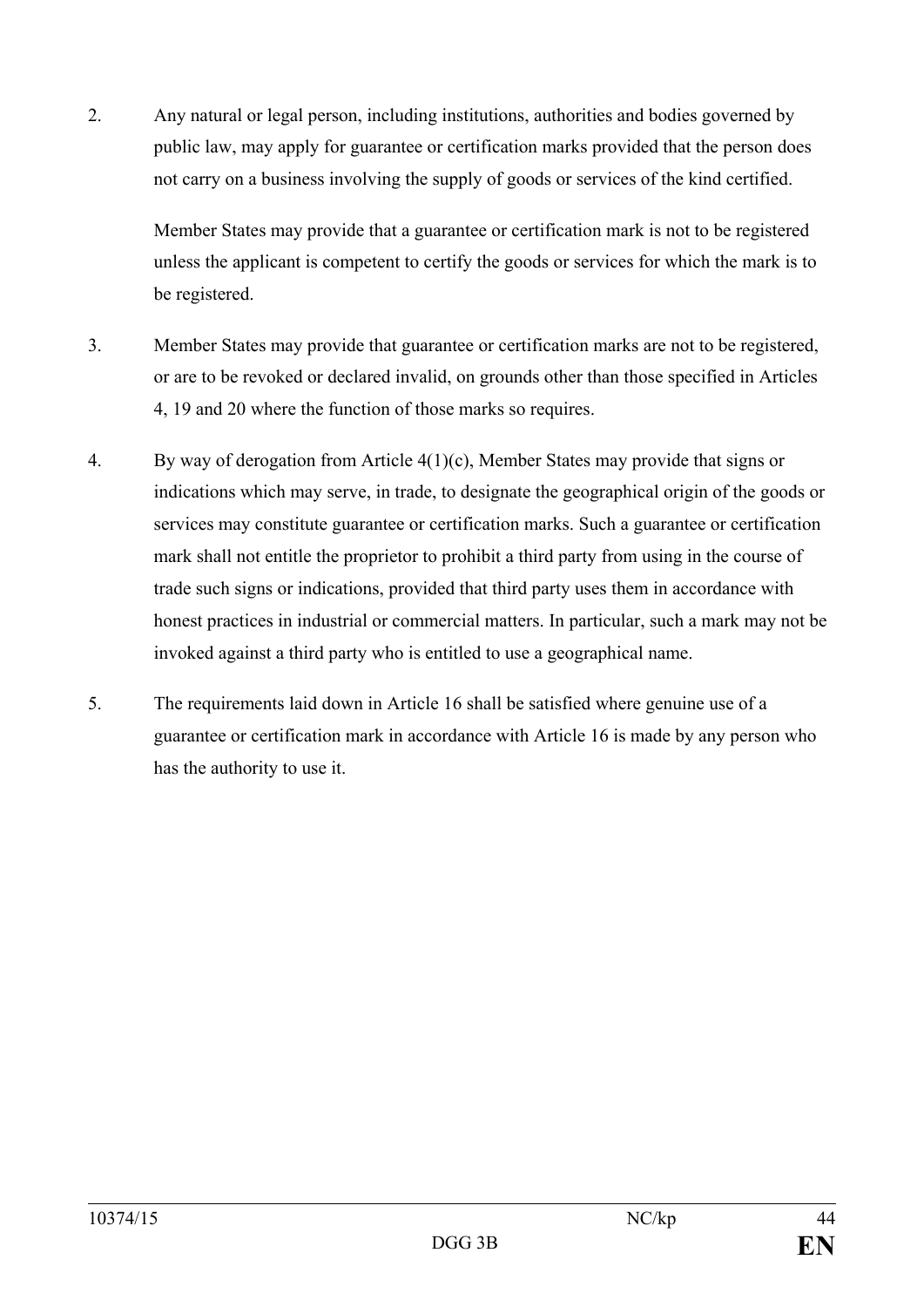2. Any natural or legal person, including institutions, authorities and bodies governed by public law, may apply for guarantee or certification marks provided that the person does not carry on a business involving the supply of goods or services of the kind certified.

   Member States may provide that a guarantee or certification mark is not to be registered unless the applicant is competent to certify the goods or services for which the mark is to be registered.

3. Member States may provide that guarantee or certification marks are not to be registered, or are to be revoked or declared invalid, on grounds other than those specified in Articles 4, 19 and 20 where the function of those marks so requires.

4. By way of derogation from Article 4(1)(c), Member States may provide that signs or indications which may serve, in trade, to designate the geographical origin of the goods or services may constitute guarantee or certification marks. Such a guarantee or certification mark shall not entitle the proprietor to prohibit a third party from using in the course of trade such signs or indications, provided that third party uses them in accordance with honest practices in industrial or commercial matters. In particular, such a mark may not be invoked against a third party who is entitled to use a geographical name.

5. The requirements laid down in Article 16 shall be satisfied where genuine use of a guarantee or certification mark in accordance with Article 16 is made by any person who has the authority to use it.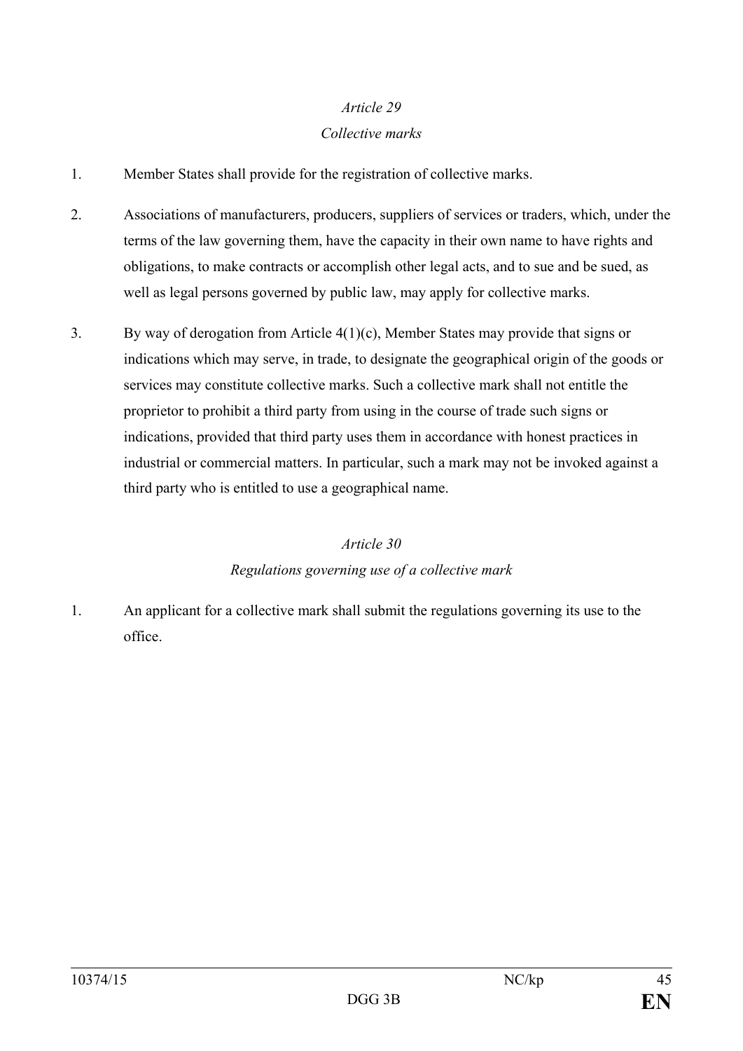*Article 29*

*Collective marks*

1. Member States shall provide for the registration of collective marks.

2. Associations of manufacturers, producers, suppliers of services or traders, which, under the terms of the law governing them, have the capacity in their own name to have rights and obligations, to make contracts or accomplish other legal acts, and to sue and be sued, as well as legal persons governed by public law, may apply for collective marks.

3. By way of derogation from Article 4(1)(c), Member States may provide that signs or indications which may serve, in trade, to designate the geographical origin of the goods or services may constitute collective marks. Such a collective mark shall not entitle the proprietor to prohibit a third party from using in the course of trade such signs or indications, provided that third party uses them in accordance with honest practices in industrial or commercial matters. In particular, such a mark may not be invoked against a third party who is entitled to use a geographical name.

*Article 30*

*Regulations governing use of a collective mark*

1. An applicant for a collective mark shall submit the regulations governing its use to the office.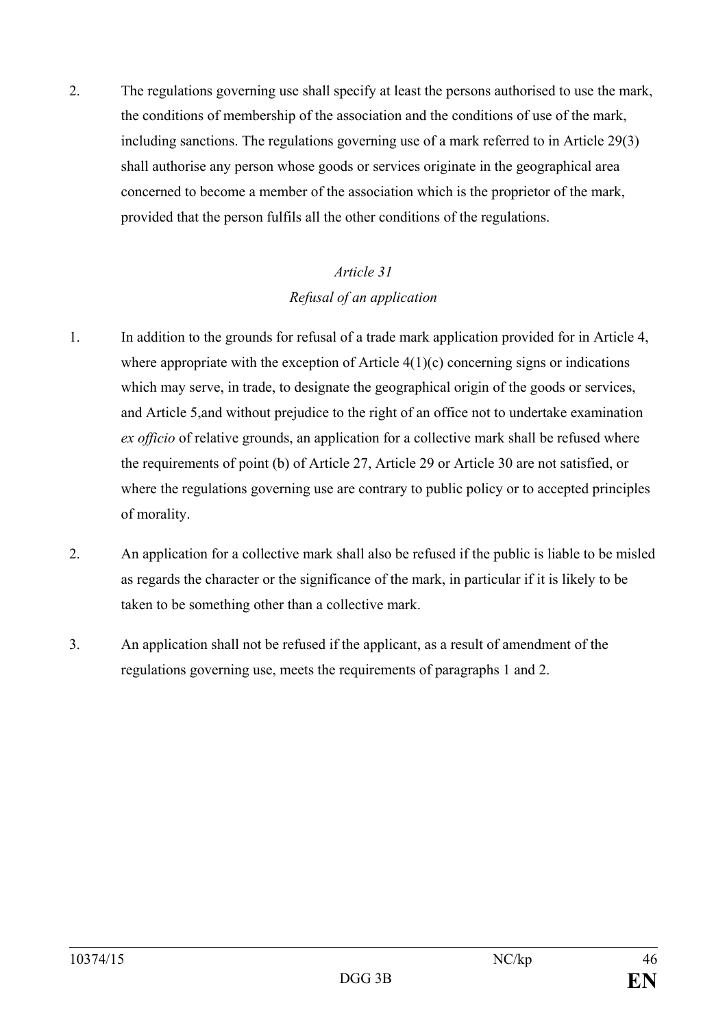2. The regulations governing use shall specify at least the persons authorised to use the mark, the conditions of membership of the association and the conditions of use of the mark, including sanctions. The regulations governing use of a mark referred to in Article 29(3) shall authorise any person whose goods or services originate in the geographical area concerned to become a member of the association which is the proprietor of the mark, provided that the person fulfils all the other conditions of the regulations.

*Article 31*

*Refusal of an application*

1. In addition to the grounds for refusal of a trade mark application provided for in Article 4, where appropriate with the exception of Article 4(1)(c) concerning signs or indications which may serve, in trade, to designate the geographical origin of the goods or services, and Article 5,and without prejudice to the right of an office not to undertake examination *ex officio* of relative grounds, an application for a collective mark shall be refused where the requirements of point (b) of Article 27, Article 29 or Article 30 are not satisfied, or where the regulations governing use are contrary to public policy or to accepted principles of morality.

2. An application for a collective mark shall also be refused if the public is liable to be misled as regards the character or the significance of the mark, in particular if it is likely to be taken to be something other than a collective mark.

3. An application shall not be refused if the applicant, as a result of amendment of the regulations governing use, meets the requirements of paragraphs 1 and 2.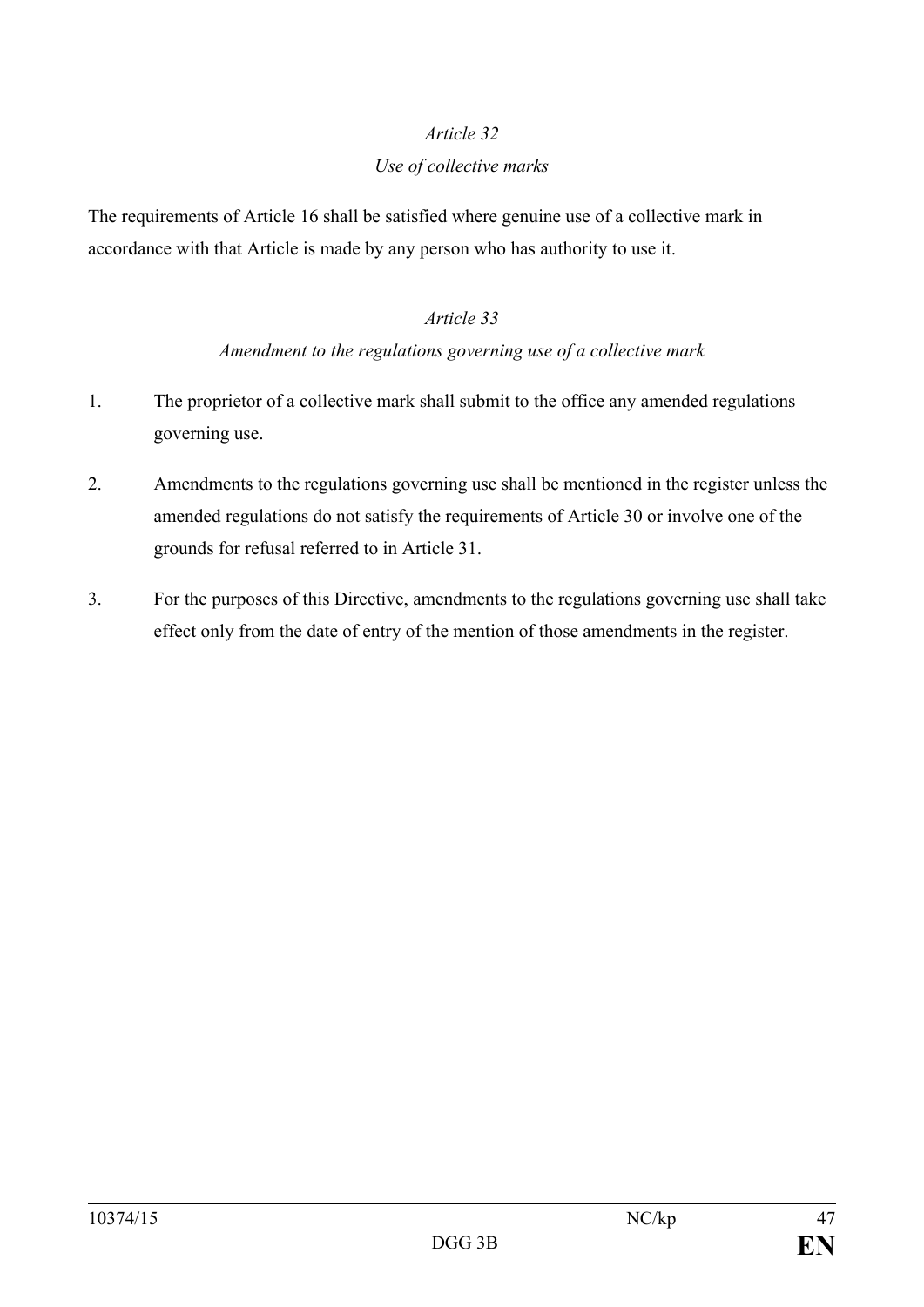*Article 32*

*Use of collective marks*

The requirements of Article 16 shall be satisfied where genuine use of a collective mark in accordance with that Article is made by any person who has authority to use it.

*Article 33*

*Amendment to the regulations governing use of a collective mark*

1. The proprietor of a collective mark shall submit to the office any amended regulations governing use.

2. Amendments to the regulations governing use shall be mentioned in the register unless the amended regulations do not satisfy the requirements of Article 30 or involve one of the grounds for refusal referred to in Article 31.

3. For the purposes of this Directive, amendments to the regulations governing use shall take effect only from the date of entry of the mention of those amendments in the register.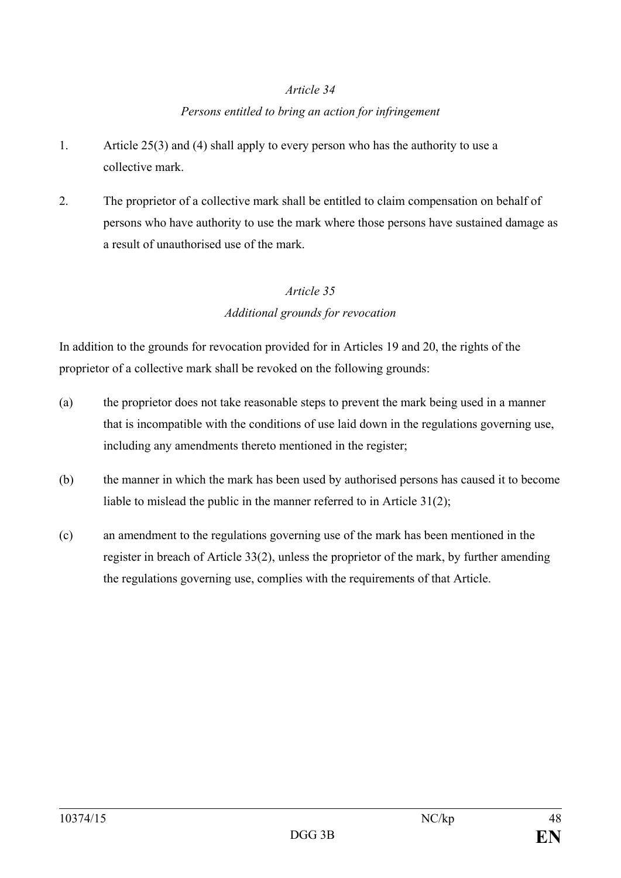*Article 34*

*Persons entitled to bring an action for infringement*

1. Article 25(3) and (4) shall apply to every person who has the authority to use a collective mark.

2. The proprietor of a collective mark shall be entitled to claim compensation on behalf of persons who have authority to use the mark where those persons have sustained damage as a result of unauthorised use of the mark.

*Article 35*

*Additional grounds for revocation*

In addition to the grounds for revocation provided for in Articles 19 and 20, the rights of the proprietor of a collective mark shall be revoked on the following grounds:

(a) the proprietor does not take reasonable steps to prevent the mark being used in a manner that is incompatible with the conditions of use laid down in the regulations governing use, including any amendments thereto mentioned in the register;

(b) the manner in which the mark has been used by authorised persons has caused it to become liable to mislead the public in the manner referred to in Article 31(2);

(c) an amendment to the regulations governing use of the mark has been mentioned in the register in breach of Article 33(2), unless the proprietor of the mark, by further amending the regulations governing use, complies with the requirements of that Article.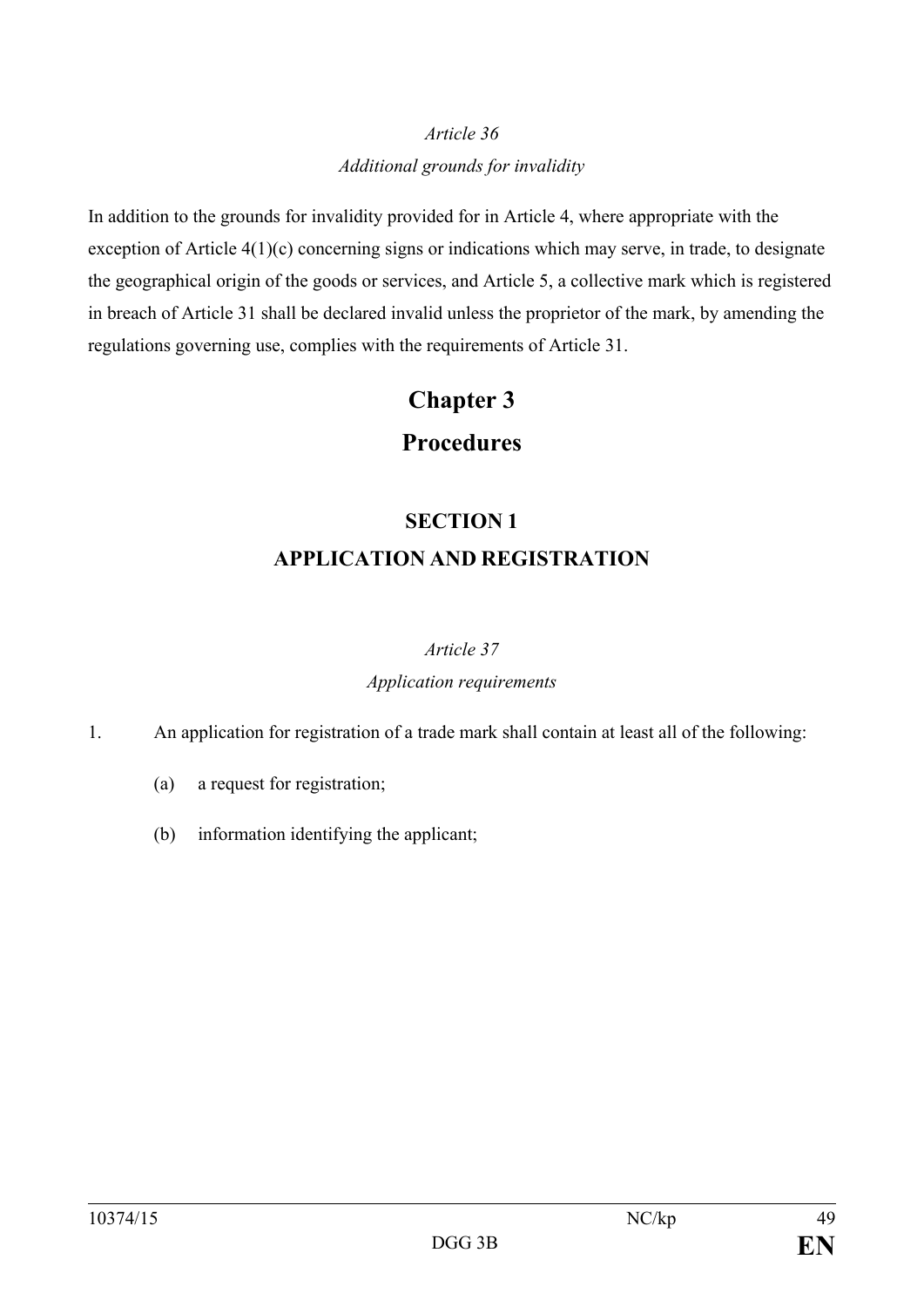*Article 36*

*Additional grounds for invalidity*

In addition to the grounds for invalidity provided for in Article 4, where appropriate with the exception of Article 4(1)(c) concerning signs or indications which may serve, in trade, to designate the geographical origin of the goods or services, and Article 5, a collective mark which is registered in breach of Article 31 shall be declared invalid unless the proprietor of the mark, by amending the regulations governing use, complies with the requirements of Article 31.

# Chapter 3

# Procedures

## SECTION 1

## APPLICATION AND REGISTRATION

*Article 37*

*Application requirements*

1. An application for registration of a trade mark shall contain at least all of the following:

   (a) a request for registration;

   (b) information identifying the applicant;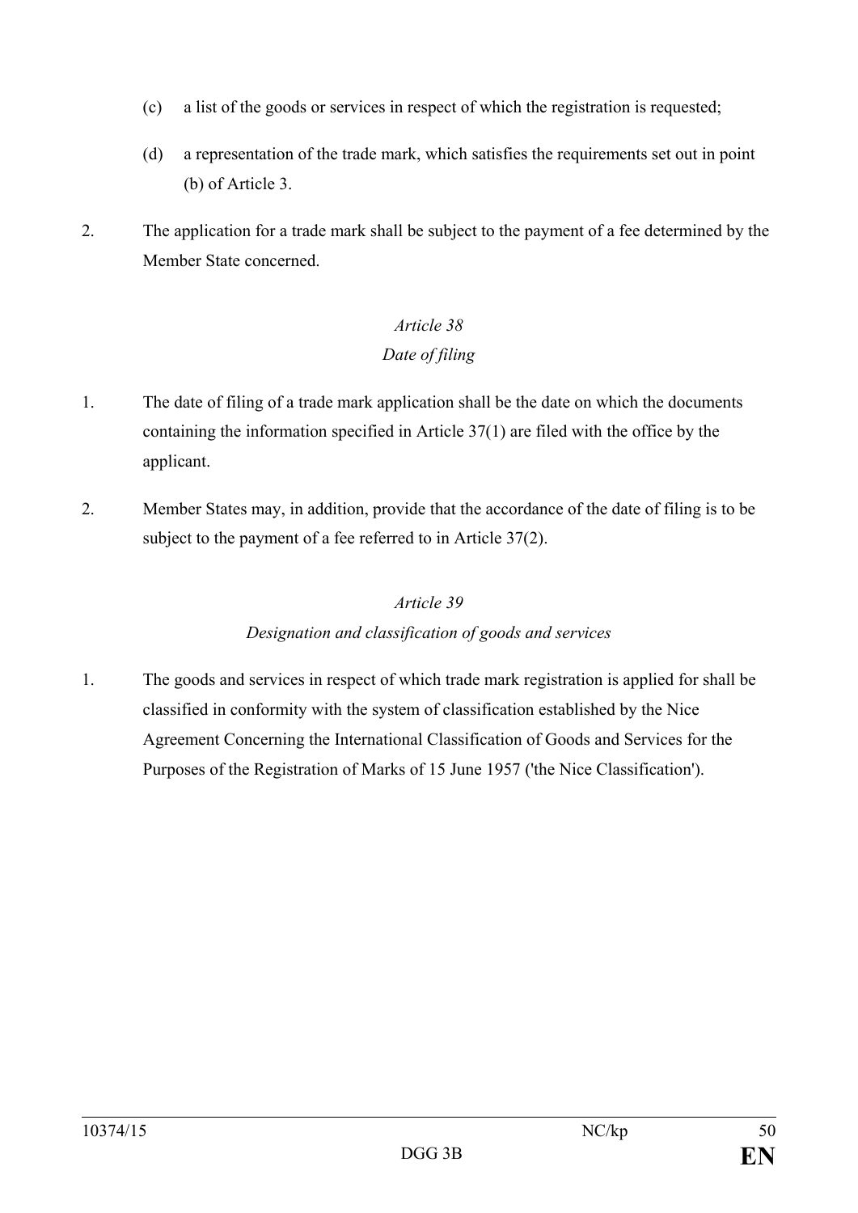(c) a list of the goods or services in respect of which the registration is requested;

(d) a representation of the trade mark, which satisfies the requirements set out in point (b) of Article 3.

2. The application for a trade mark shall be subject to the payment of a fee determined by the Member State concerned.

*Article 38*

*Date of filing*

1. The date of filing of a trade mark application shall be the date on which the documents containing the information specified in Article 37(1) are filed with the office by the applicant.

2. Member States may, in addition, provide that the accordance of the date of filing is to be subject to the payment of a fee referred to in Article 37(2).

*Article 39*

*Designation and classification of goods and services*

1. The goods and services in respect of which trade mark registration is applied for shall be classified in conformity with the system of classification established by the Nice Agreement Concerning the International Classification of Goods and Services for the Purposes of the Registration of Marks of 15 June 1957 ('the Nice Classification').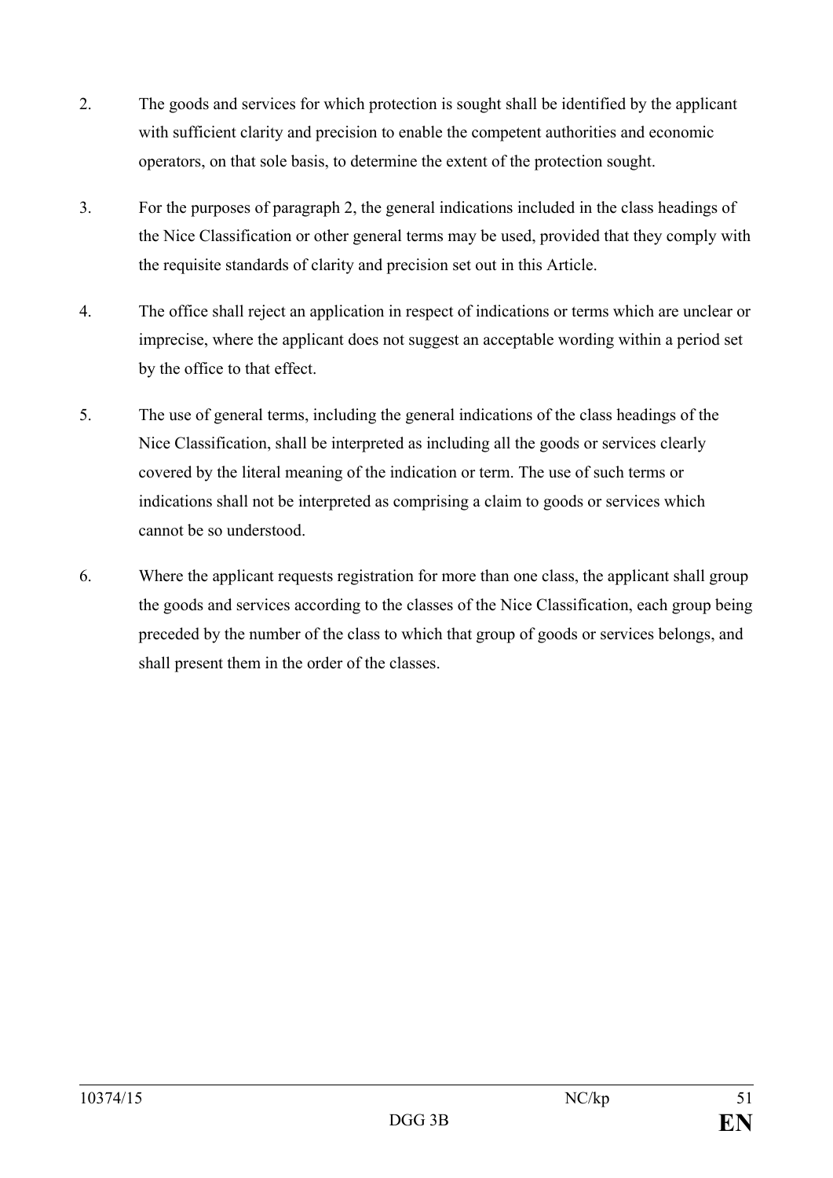2. The goods and services for which protection is sought shall be identified by the applicant with sufficient clarity and precision to enable the competent authorities and economic operators, on that sole basis, to determine the extent of the protection sought.

3. For the purposes of paragraph 2, the general indications included in the class headings of the Nice Classification or other general terms may be used, provided that they comply with the requisite standards of clarity and precision set out in this Article.

4. The office shall reject an application in respect of indications or terms which are unclear or imprecise, where the applicant does not suggest an acceptable wording within a period set by the office to that effect.

5. The use of general terms, including the general indications of the class headings of the Nice Classification, shall be interpreted as including all the goods or services clearly covered by the literal meaning of the indication or term. The use of such terms or indications shall not be interpreted as comprising a claim to goods or services which cannot be so understood.

6. Where the applicant requests registration for more than one class, the applicant shall group the goods and services according to the classes of the Nice Classification, each group being preceded by the number of the class to which that group of goods or services belongs, and shall present them in the order of the classes.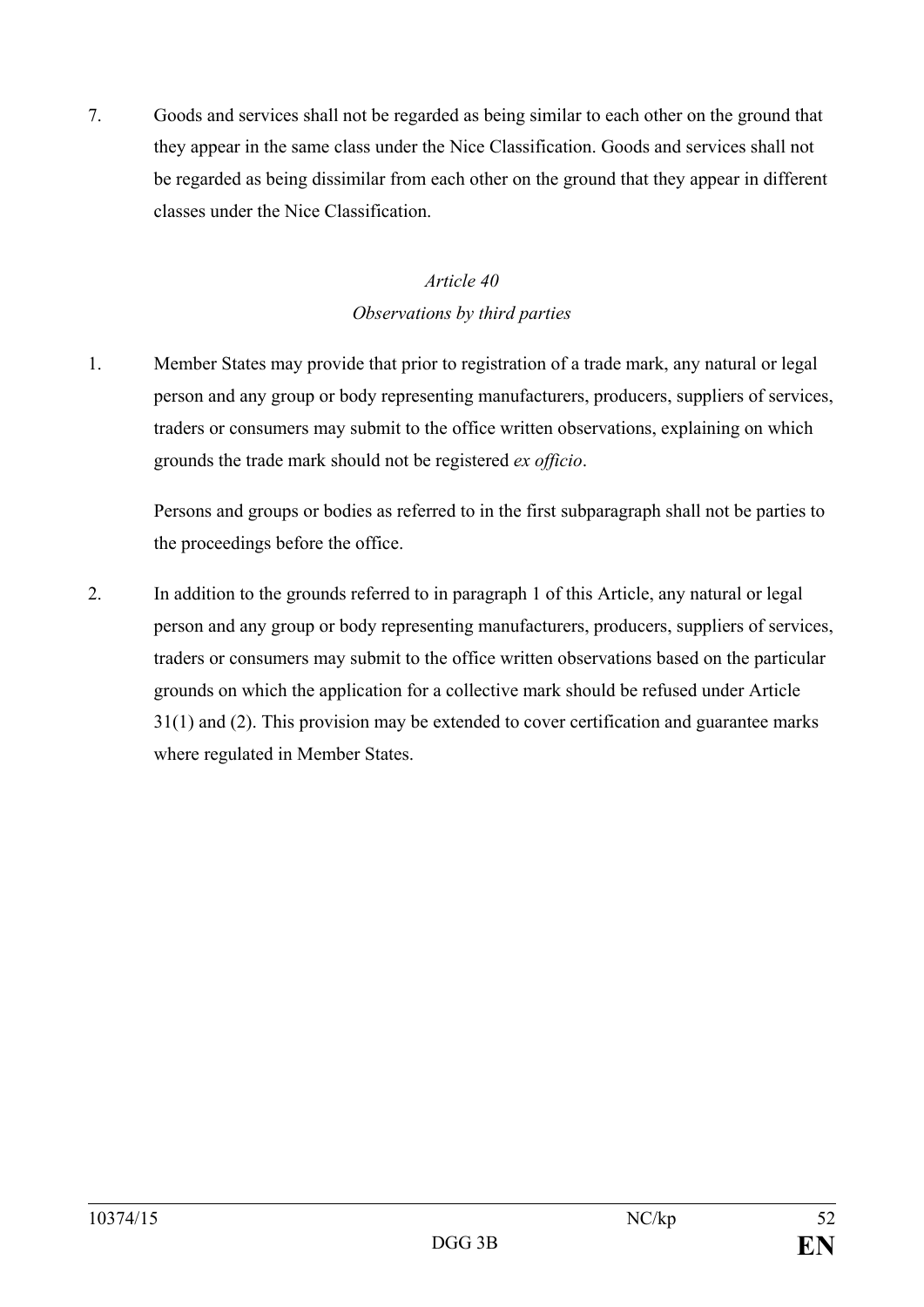7. Goods and services shall not be regarded as being similar to each other on the ground that they appear in the same class under the Nice Classification. Goods and services shall not be regarded as being dissimilar from each other on the ground that they appear in different classes under the Nice Classification.

### *Article 40*
### *Observations by third parties*

1. Member States may provide that prior to registration of a trade mark, any natural or legal person and any group or body representing manufacturers, producers, suppliers of services, traders or consumers may submit to the office written observations, explaining on which grounds the trade mark should not be registered *ex officio*.

   Persons and groups or bodies as referred to in the first subparagraph shall not be parties to the proceedings before the office.

2. In addition to the grounds referred to in paragraph 1 of this Article, any natural or legal person and any group or body representing manufacturers, producers, suppliers of services, traders or consumers may submit to the office written observations based on the particular grounds on which the application for a collective mark should be refused under Article 31(1) and (2). This provision may be extended to cover certification and guarantee marks where regulated in Member States.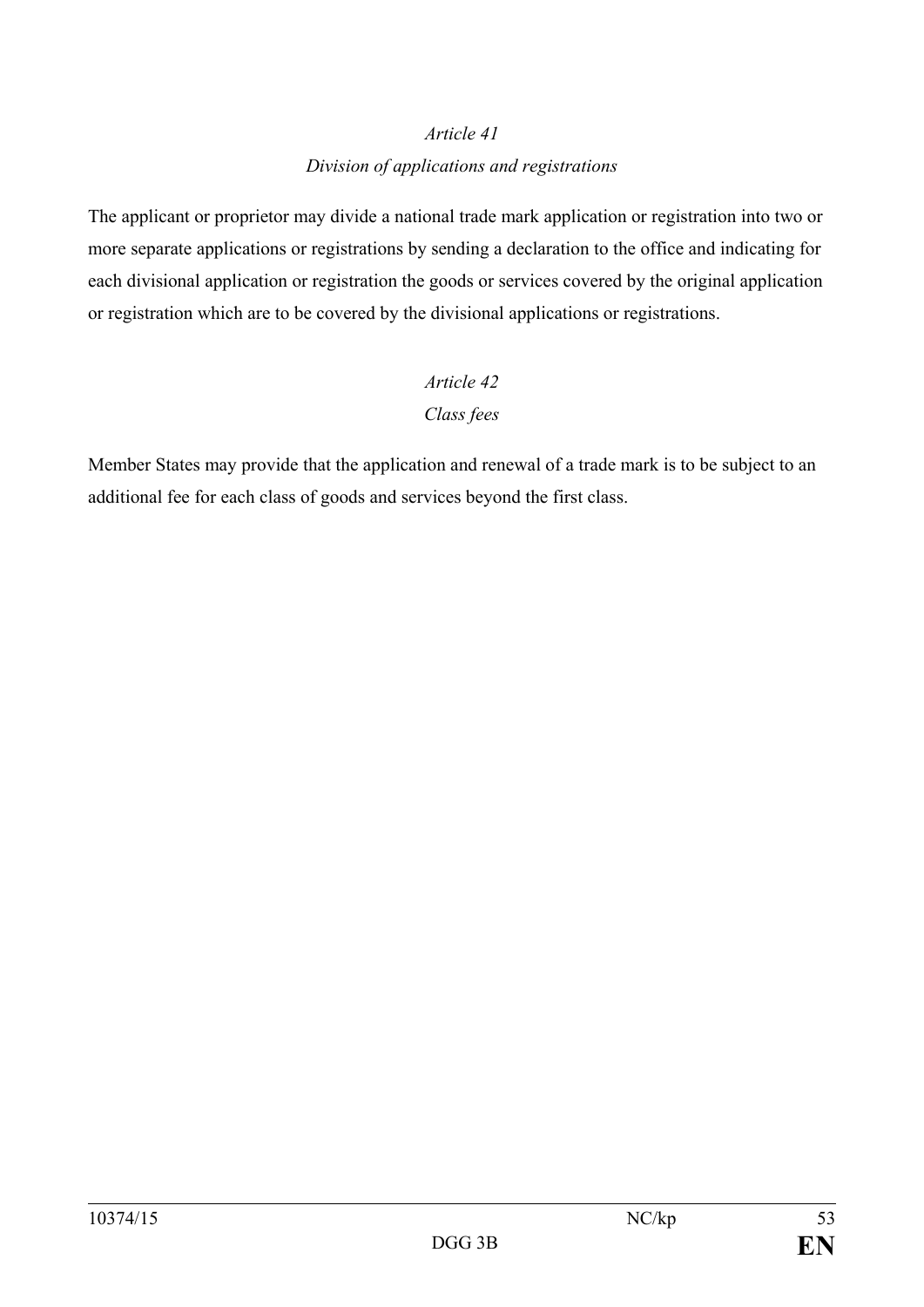*Article 41*

*Division of applications and registrations*

The applicant or proprietor may divide a national trade mark application or registration into two or more separate applications or registrations by sending a declaration to the office and indicating for each divisional application or registration the goods or services covered by the original application or registration which are to be covered by the divisional applications or registrations.

*Article 42*

*Class fees*

Member States may provide that the application and renewal of a trade mark is to be subject to an additional fee for each class of goods and services beyond the first class.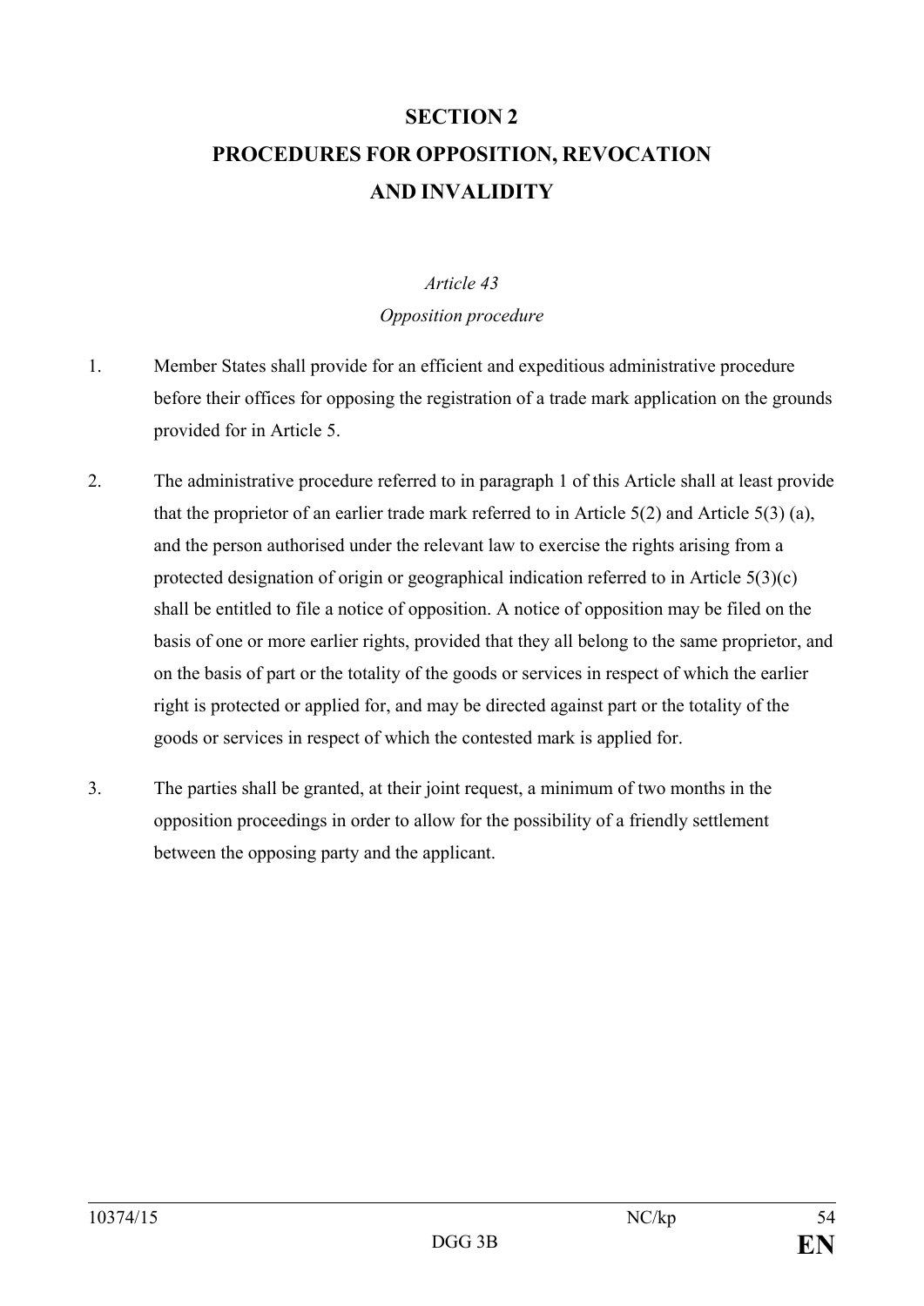## SECTION 2
## PROCEDURES FOR OPPOSITION, REVOCATION AND INVALIDITY

*Article 43*

*Opposition procedure*

1. Member States shall provide for an efficient and expeditious administrative procedure before their offices for opposing the registration of a trade mark application on the grounds provided for in Article 5.

2. The administrative procedure referred to in paragraph 1 of this Article shall at least provide that the proprietor of an earlier trade mark referred to in Article 5(2) and Article 5(3) (a), and the person authorised under the relevant law to exercise the rights arising from a protected designation of origin or geographical indication referred to in Article 5(3)(c) shall be entitled to file a notice of opposition. A notice of opposition may be filed on the basis of one or more earlier rights, provided that they all belong to the same proprietor, and on the basis of part or the totality of the goods or services in respect of which the earlier right is protected or applied for, and may be directed against part or the totality of the goods or services in respect of which the contested mark is applied for.

3. The parties shall be granted, at their joint request, a minimum of two months in the opposition proceedings in order to allow for the possibility of a friendly settlement between the opposing party and the applicant.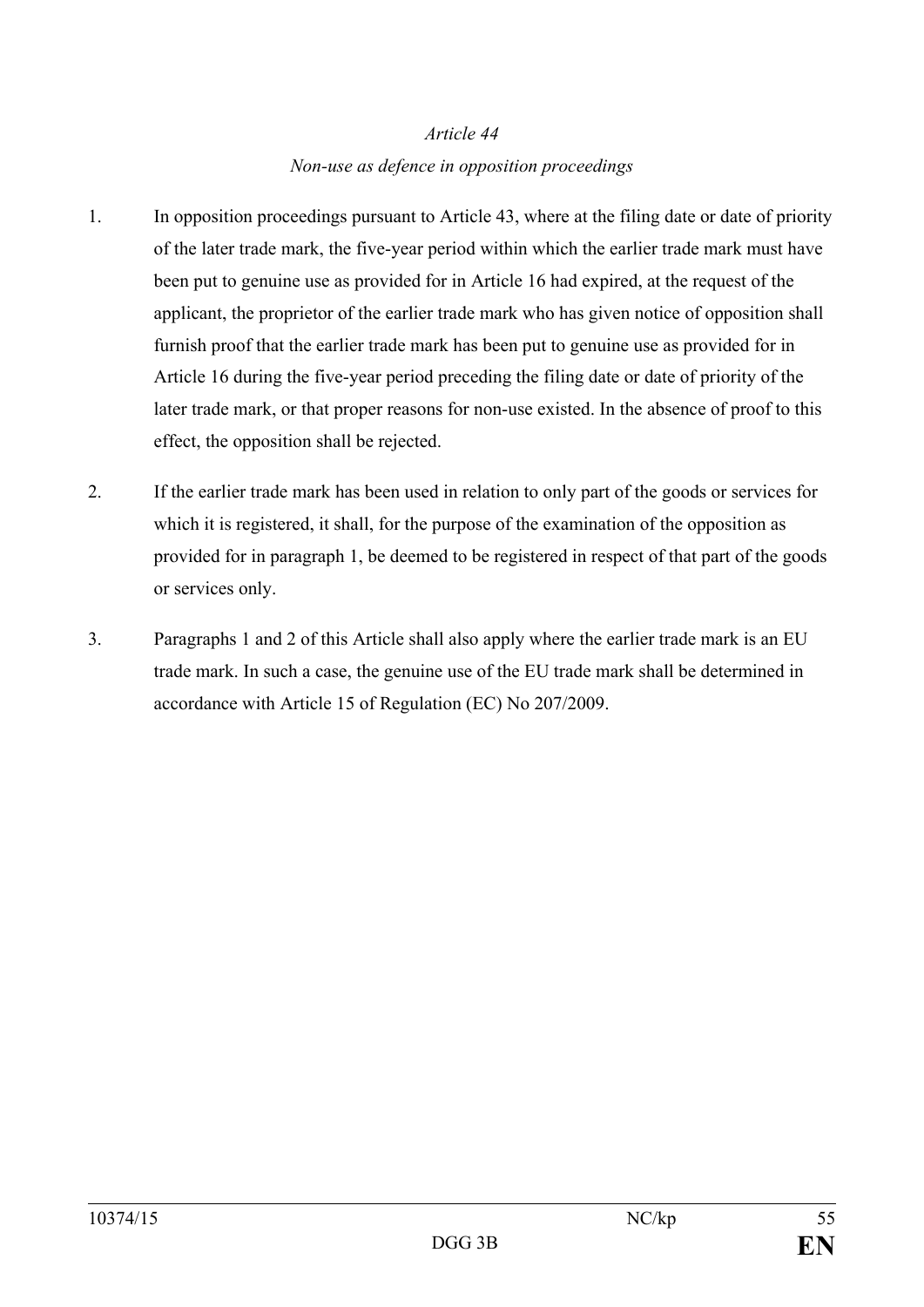*Article 44*

*Non-use as defence in opposition proceedings*

1. In opposition proceedings pursuant to Article 43, where at the filing date or date of priority of the later trade mark, the five-year period within which the earlier trade mark must have been put to genuine use as provided for in Article 16 had expired, at the request of the applicant, the proprietor of the earlier trade mark who has given notice of opposition shall furnish proof that the earlier trade mark has been put to genuine use as provided for in Article 16 during the five-year period preceding the filing date or date of priority of the later trade mark, or that proper reasons for non-use existed. In the absence of proof to this effect, the opposition shall be rejected.

2. If the earlier trade mark has been used in relation to only part of the goods or services for which it is registered, it shall, for the purpose of the examination of the opposition as provided for in paragraph 1, be deemed to be registered in respect of that part of the goods or services only.

3. Paragraphs 1 and 2 of this Article shall also apply where the earlier trade mark is an EU trade mark. In such a case, the genuine use of the EU trade mark shall be determined in accordance with Article 15 of Regulation (EC) No 207/2009.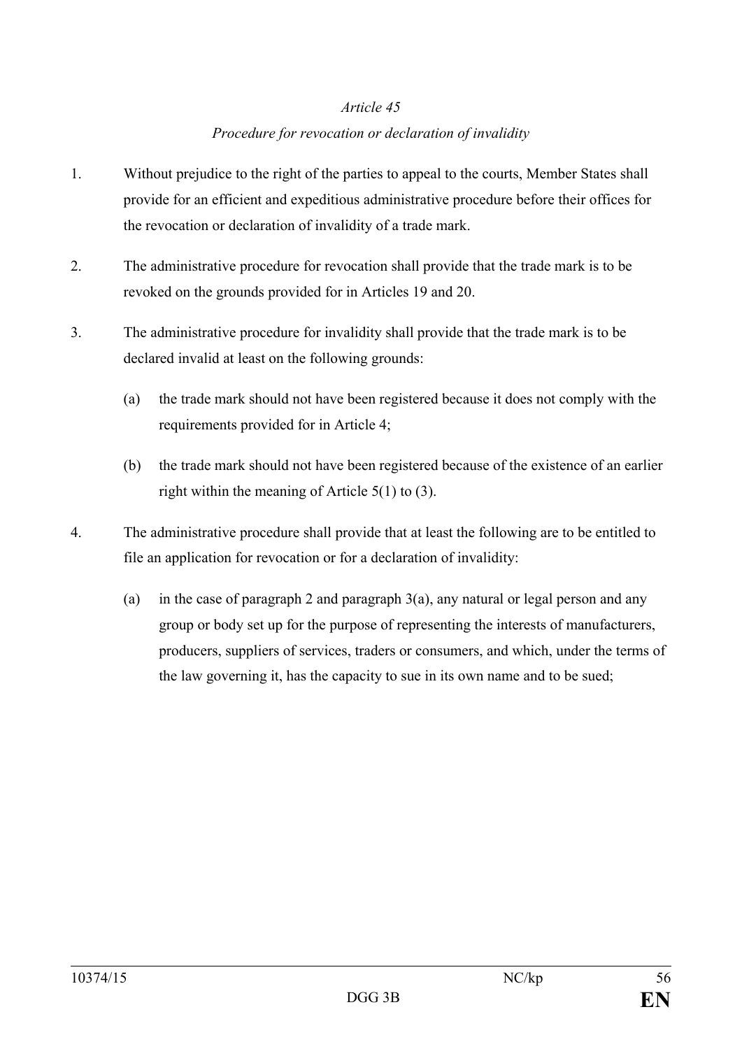*Article 45*

*Procedure for revocation or declaration of invalidity*

1. Without prejudice to the right of the parties to appeal to the courts, Member States shall provide for an efficient and expeditious administrative procedure before their offices for the revocation or declaration of invalidity of a trade mark.

2. The administrative procedure for revocation shall provide that the trade mark is to be revoked on the grounds provided for in Articles 19 and 20.

3. The administrative procedure for invalidity shall provide that the trade mark is to be declared invalid at least on the following grounds:

   (a) the trade mark should not have been registered because it does not comply with the requirements provided for in Article 4;

   (b) the trade mark should not have been registered because of the existence of an earlier right within the meaning of Article 5(1) to (3).

4. The administrative procedure shall provide that at least the following are to be entitled to file an application for revocation or for a declaration of invalidity:

   (a) in the case of paragraph 2 and paragraph 3(a), any natural or legal person and any group or body set up for the purpose of representing the interests of manufacturers, producers, suppliers of services, traders or consumers, and which, under the terms of the law governing it, has the capacity to sue in its own name and to be sued;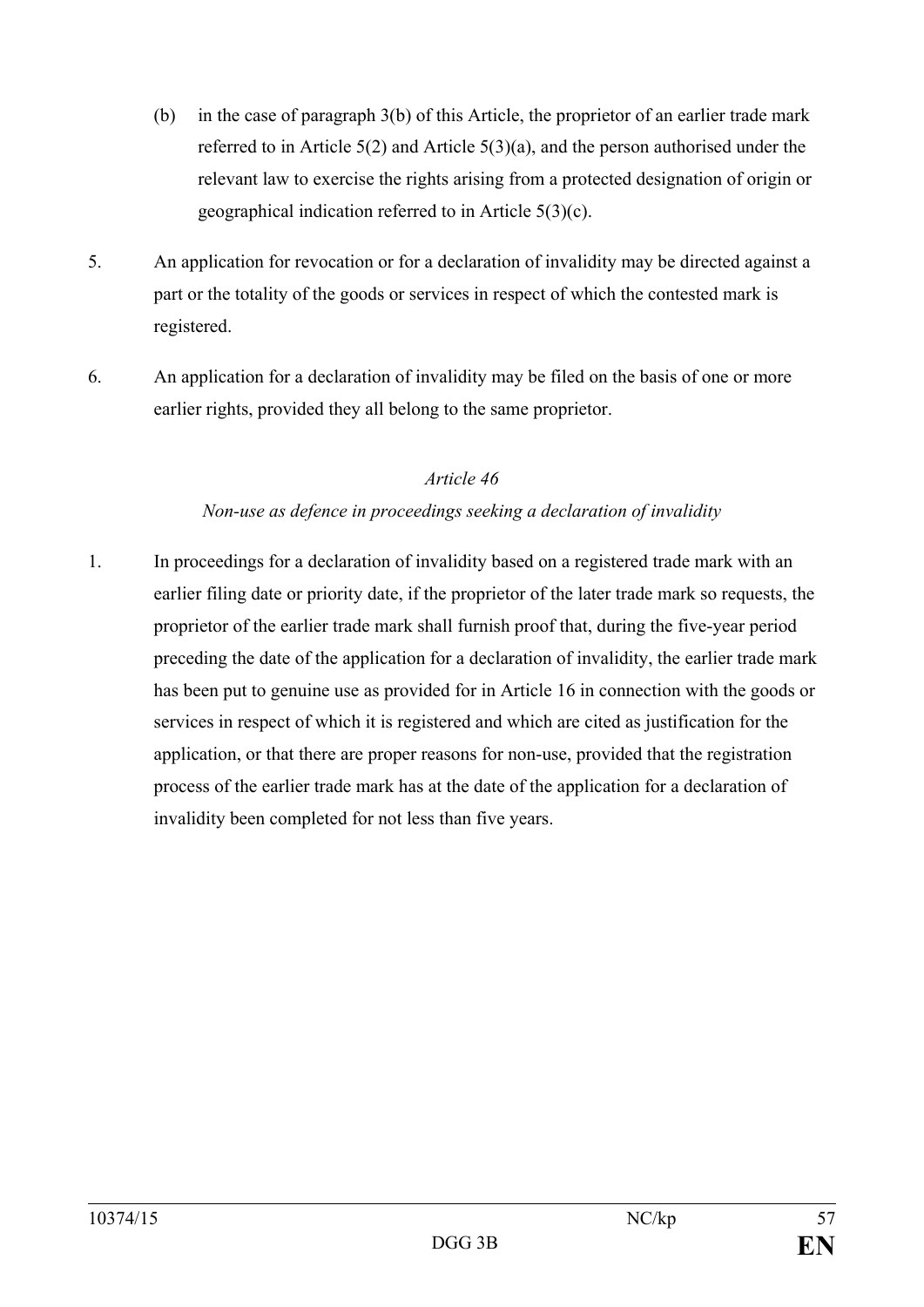(b) in the case of paragraph 3(b) of this Article, the proprietor of an earlier trade mark referred to in Article 5(2) and Article 5(3)(a), and the person authorised under the relevant law to exercise the rights arising from a protected designation of origin or geographical indication referred to in Article 5(3)(c).

5. An application for revocation or for a declaration of invalidity may be directed against a part or the totality of the goods or services in respect of which the contested mark is registered.

6. An application for a declaration of invalidity may be filed on the basis of one or more earlier rights, provided they all belong to the same proprietor.

*Article 46*

*Non-use as defence in proceedings seeking a declaration of invalidity*

1. In proceedings for a declaration of invalidity based on a registered trade mark with an earlier filing date or priority date, if the proprietor of the later trade mark so requests, the proprietor of the earlier trade mark shall furnish proof that, during the five-year period preceding the date of the application for a declaration of invalidity, the earlier trade mark has been put to genuine use as provided for in Article 16 in connection with the goods or services in respect of which it is registered and which are cited as justification for the application, or that there are proper reasons for non-use, provided that the registration process of the earlier trade mark has at the date of the application for a declaration of invalidity been completed for not less than five years.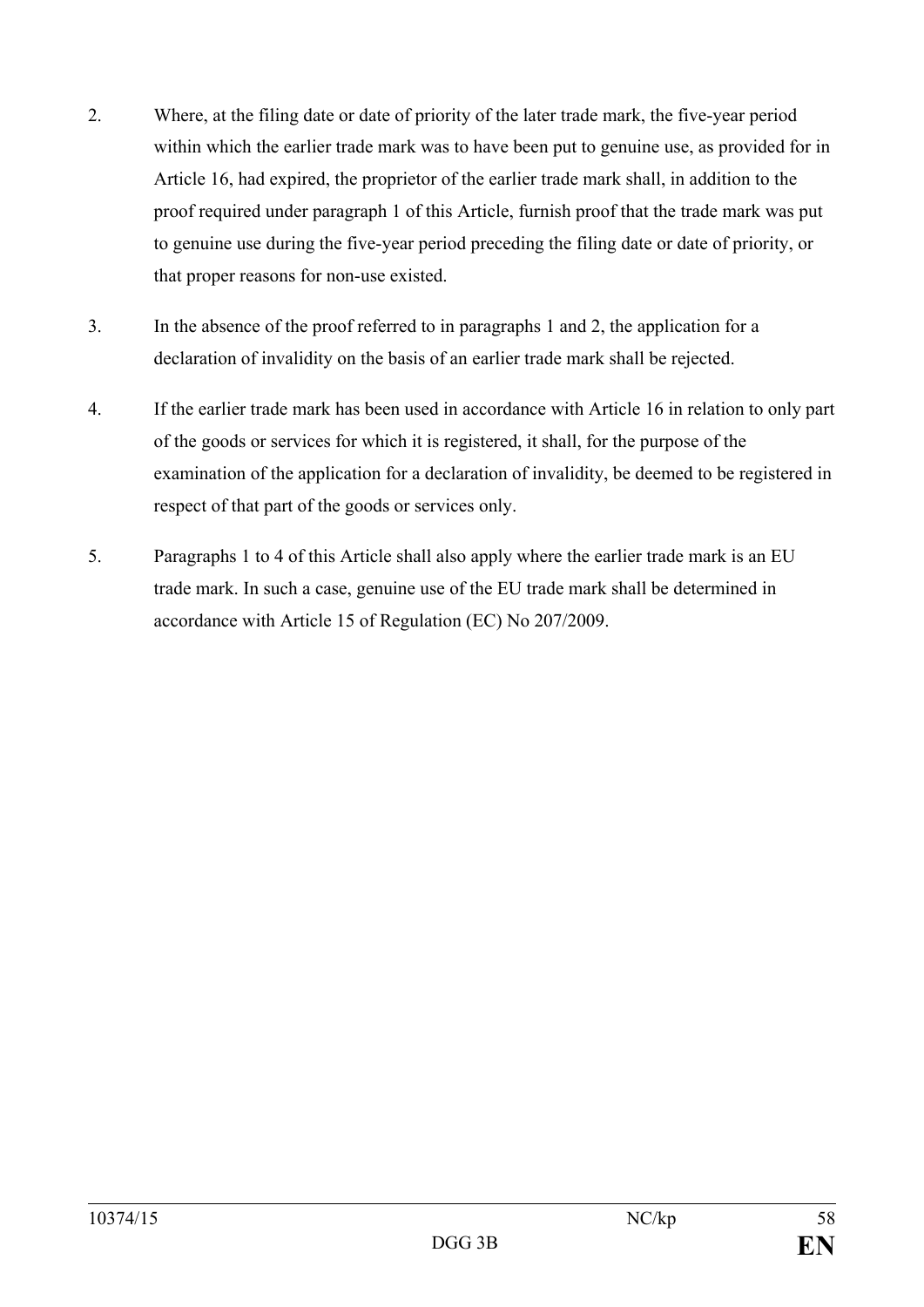2. Where, at the filing date or date of priority of the later trade mark, the five-year period within which the earlier trade mark was to have been put to genuine use, as provided for in Article 16, had expired, the proprietor of the earlier trade mark shall, in addition to the proof required under paragraph 1 of this Article, furnish proof that the trade mark was put to genuine use during the five-year period preceding the filing date or date of priority, or that proper reasons for non-use existed.

3. In the absence of the proof referred to in paragraphs 1 and 2, the application for a declaration of invalidity on the basis of an earlier trade mark shall be rejected.

4. If the earlier trade mark has been used in accordance with Article 16 in relation to only part of the goods or services for which it is registered, it shall, for the purpose of the examination of the application for a declaration of invalidity, be deemed to be registered in respect of that part of the goods or services only.

5. Paragraphs 1 to 4 of this Article shall also apply where the earlier trade mark is an EU trade mark. In such a case, genuine use of the EU trade mark shall be determined in accordance with Article 15 of Regulation (EC) No 207/2009.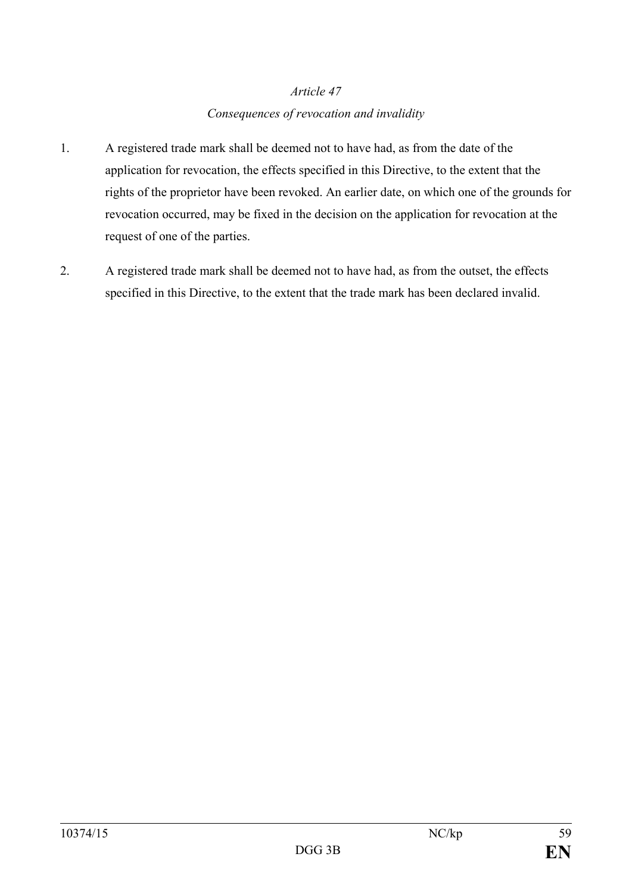*Article 47*

*Consequences of revocation and invalidity*

1. A registered trade mark shall be deemed not to have had, as from the date of the application for revocation, the effects specified in this Directive, to the extent that the rights of the proprietor have been revoked. An earlier date, on which one of the grounds for revocation occurred, may be fixed in the decision on the application for revocation at the request of one of the parties.

2. A registered trade mark shall be deemed not to have had, as from the outset, the effects specified in this Directive, to the extent that the trade mark has been declared invalid.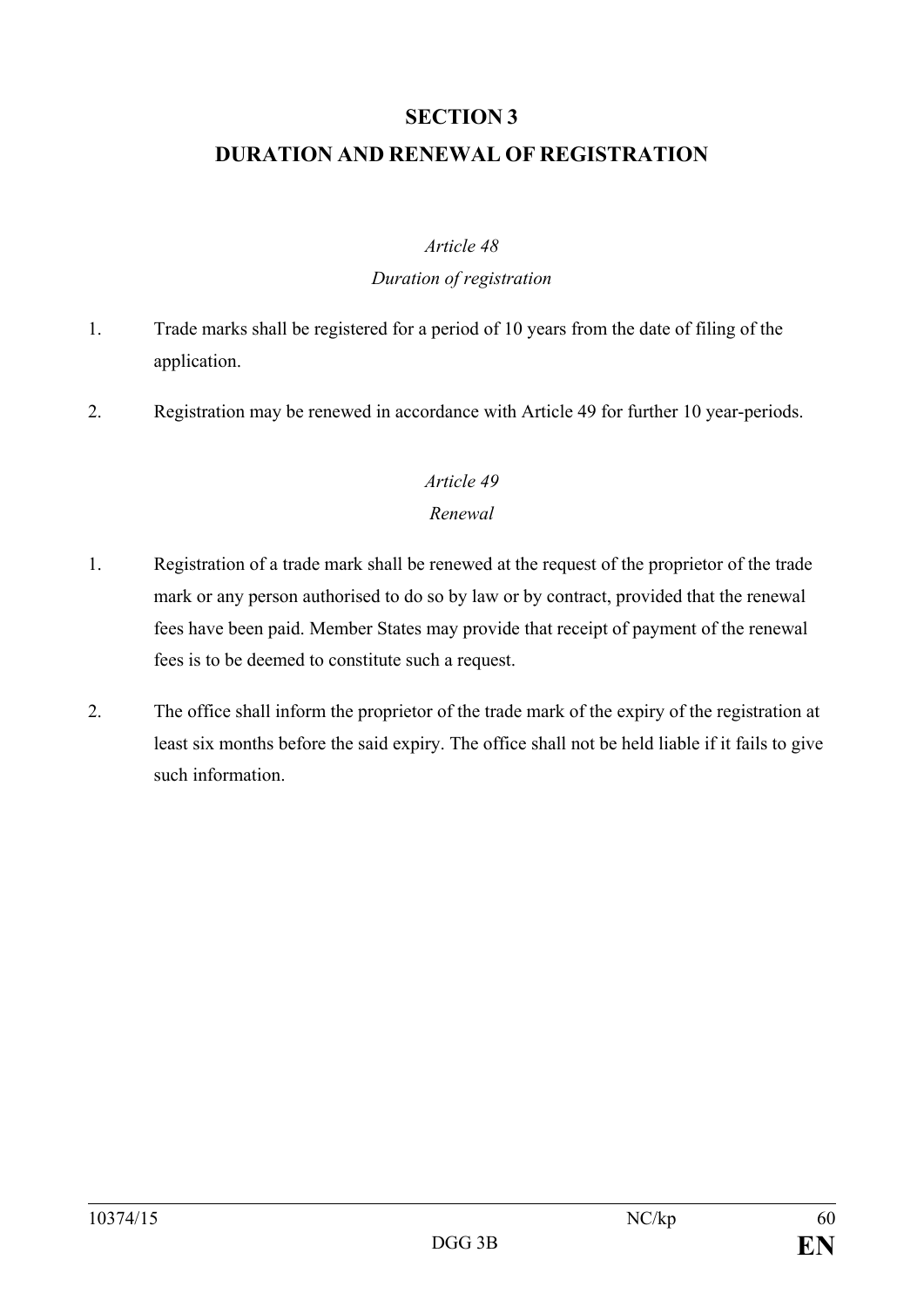## SECTION 3

## DURATION AND RENEWAL OF REGISTRATION

*Article 48*

*Duration of registration*

1. Trade marks shall be registered for a period of 10 years from the date of filing of the application.

2. Registration may be renewed in accordance with Article 49 for further 10 year-periods.

*Article 49*

*Renewal*

1. Registration of a trade mark shall be renewed at the request of the proprietor of the trade mark or any person authorised to do so by law or by contract, provided that the renewal fees have been paid. Member States may provide that receipt of payment of the renewal fees is to be deemed to constitute such a request.

2. The office shall inform the proprietor of the trade mark of the expiry of the registration at least six months before the said expiry. The office shall not be held liable if it fails to give such information.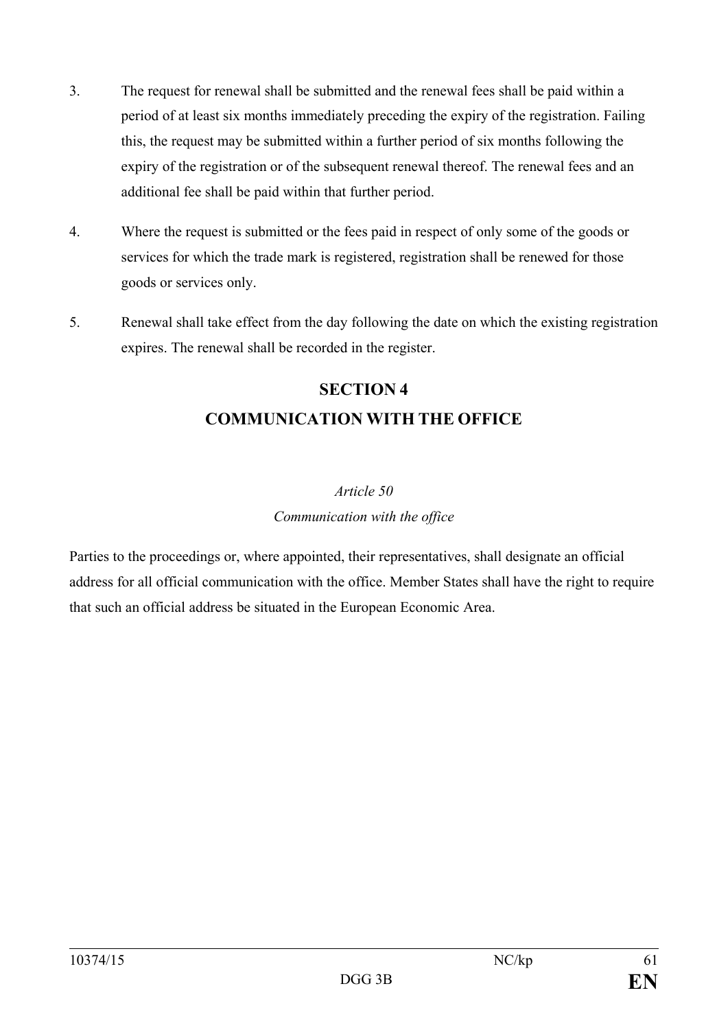3. The request for renewal shall be submitted and the renewal fees shall be paid within a period of at least six months immediately preceding the expiry of the registration. Failing this, the request may be submitted within a further period of six months following the expiry of the registration or of the subsequent renewal thereof. The renewal fees and an additional fee shall be paid within that further period.

4. Where the request is submitted or the fees paid in respect of only some of the goods or services for which the trade mark is registered, registration shall be renewed for those goods or services only.

5. Renewal shall take effect from the day following the date on which the existing registration expires. The renewal shall be recorded in the register.

## SECTION 4
## COMMUNICATION WITH THE OFFICE

*Article 50*

*Communication with the office*

Parties to the proceedings or, where appointed, their representatives, shall designate an official address for all official communication with the office. Member States shall have the right to require that such an official address be situated in the European Economic Area.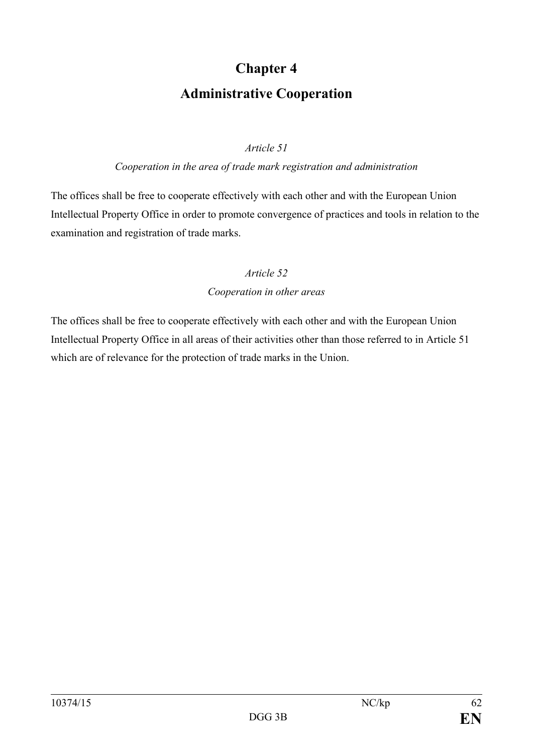# Chapter 4

# Administrative Cooperation

*Article 51*

*Cooperation in the area of trade mark registration and administration*

The offices shall be free to cooperate effectively with each other and with the European Union Intellectual Property Office in order to promote convergence of practices and tools in relation to the examination and registration of trade marks.

*Article 52*

*Cooperation in other areas*

The offices shall be free to cooperate effectively with each other and with the European Union Intellectual Property Office in all areas of their activities other than those referred to in Article 51 which are of relevance for the protection of trade marks in the Union.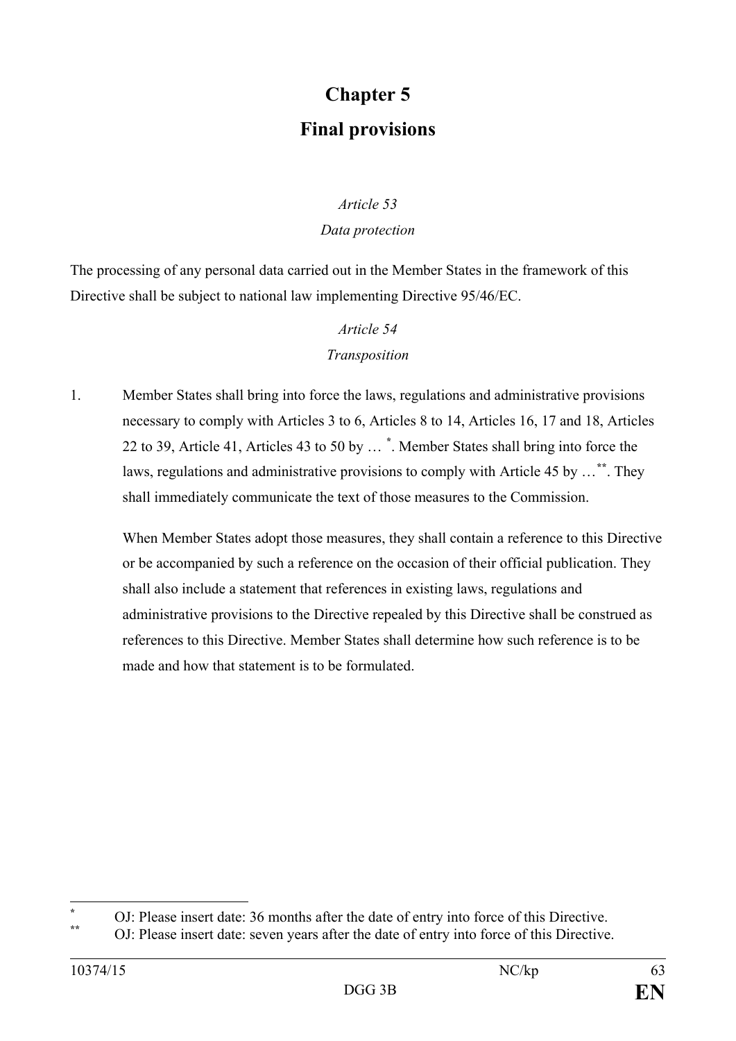# Chapter 5

# Final provisions

*Article 53*

*Data protection*

The processing of any personal data carried out in the Member States in the framework of this Directive shall be subject to national law implementing Directive 95/46/EC.

*Article 54*

*Transposition*

1. Member States shall bring into force the laws, regulations and administrative provisions necessary to comply with Articles 3 to 6, Articles 8 to 14, Articles 16, 17 and 18, Articles 22 to 39, Article 41, Articles 43 to 50 by … [*]. Member States shall bring into force the laws, regulations and administrative provisions to comply with Article 45 by … [**]. They shall immediately communicate the text of those measures to the Commission.

   When Member States adopt those measures, they shall contain a reference to this Directive or be accompanied by such a reference on the occasion of their official publication. They shall also include a statement that references in existing laws, regulations and administrative provisions to the Directive repealed by this Directive shall be construed as references to this Directive. Member States shall determine how such reference is to be made and how that statement is to be formulated.

---

[*] OJ: Please insert date: 36 months after the date of entry into force of this Directive.

[**] OJ: Please insert date: seven years after the date of entry into force of this Directive.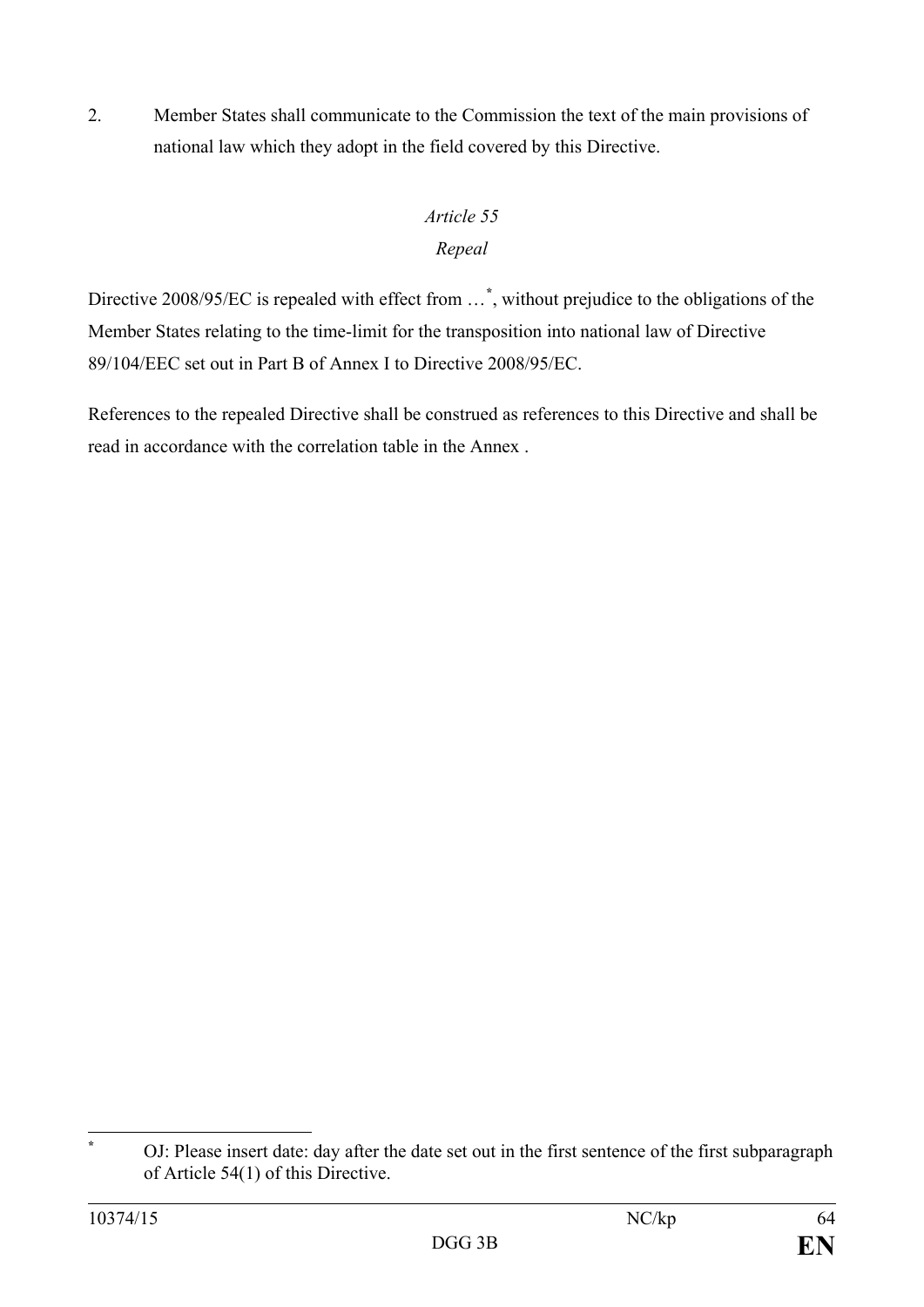2. Member States shall communicate to the Commission the text of the main provisions of national law which they adopt in the field covered by this Directive.

*Article 55*

*Repeal*

Directive 2008/95/EC is repealed with effect from …[*], without prejudice to the obligations of the Member States relating to the time-limit for the transposition into national law of Directive 89/104/EEC set out in Part B of Annex I to Directive 2008/95/EC.

References to the repealed Directive shall be construed as references to this Directive and shall be read in accordance with the correlation table in the Annex .

---

[*] OJ: Please insert date: day after the date set out in the first sentence of the first subparagraph of Article 54(1) of this Directive.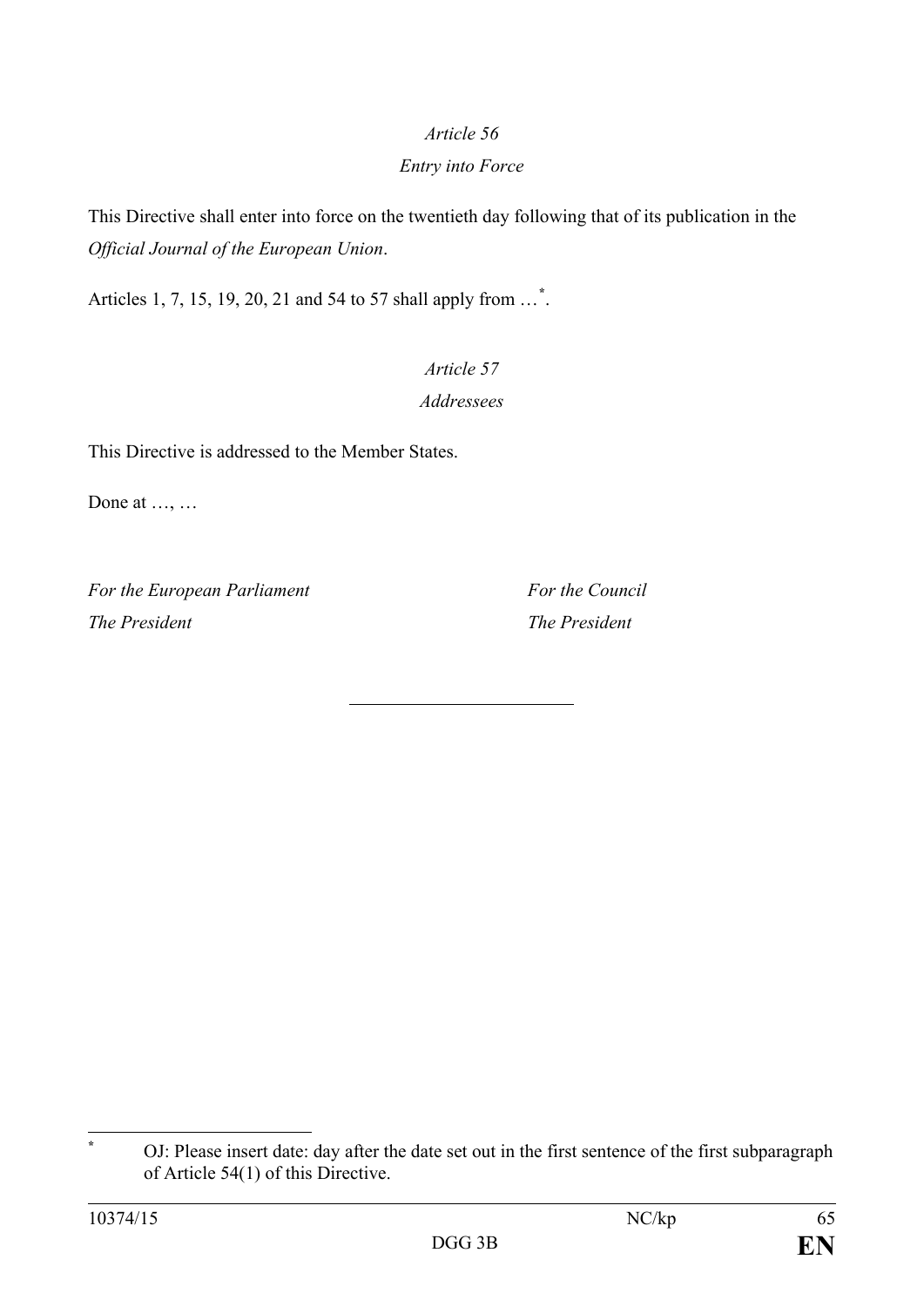*Article 56*

*Entry into Force*

This Directive shall enter into force on the twentieth day following that of its publication in the *Official Journal of the European Union*.

Articles 1, 7, 15, 19, 20, 21 and 54 to 57 shall apply from …[*].

*Article 57*

*Addressees*

This Directive is addressed to the Member States.

Done at …, …

*For the European Parliament*
*The President*

*For the Council*
*The President*

---

[*] OJ: Please insert date: day after the date set out in the first sentence of the first subparagraph of Article 54(1) of this Directive.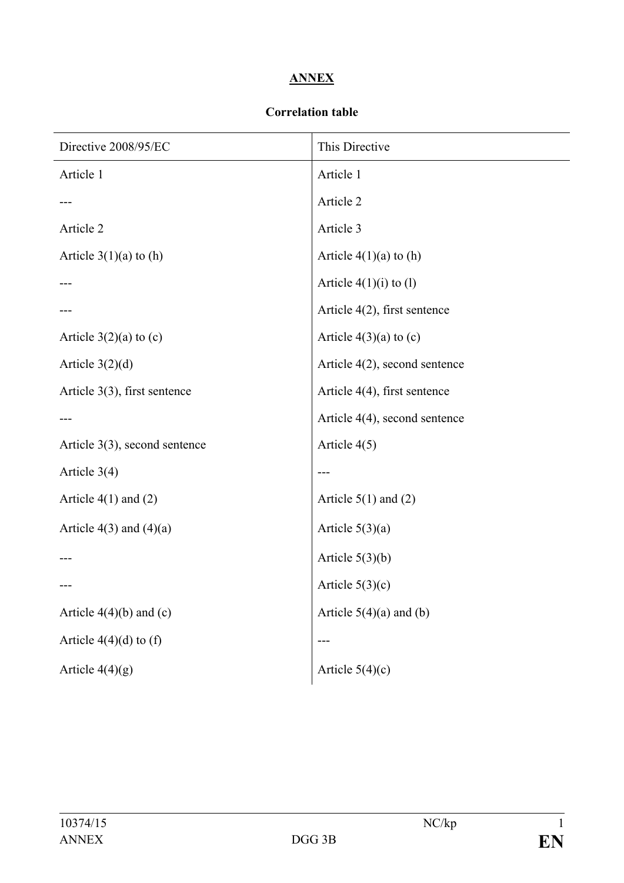**ANNEX**

**Correlation table**

| Directive 2008/95/EC | This Directive |
| --- | --- |
| Article 1 | Article 1 |
| --- | Article 2 |
| Article 2 | Article 3 |
| Article 3(1)(a) to (h) | Article 4(1)(a) to (h) |
| --- | Article 4(1)(i) to (l) |
| --- | Article 4(2), first sentence |
| Article 3(2)(a) to (c) | Article 4(3)(a) to (c) |
| Article 3(2)(d) | Article 4(2), second sentence |
| Article 3(3), first sentence | Article 4(4), first sentence |
| --- | Article 4(4), second sentence |
| Article 3(3), second sentence | Article 4(5) |
| Article 3(4) | --- |
| Article 4(1) and (2) | Article 5(1) and (2) |
| Article 4(3) and (4)(a) | Article 5(3)(a) |
| --- | Article 5(3)(b) |
| --- | Article 5(3)(c) |
| Article 4(4)(b) and (c) | Article 5(4)(a) and (b) |
| Article 4(4)(d) to (f) | --- |
| Article 4(4)(g) | Article 5(4)(c) |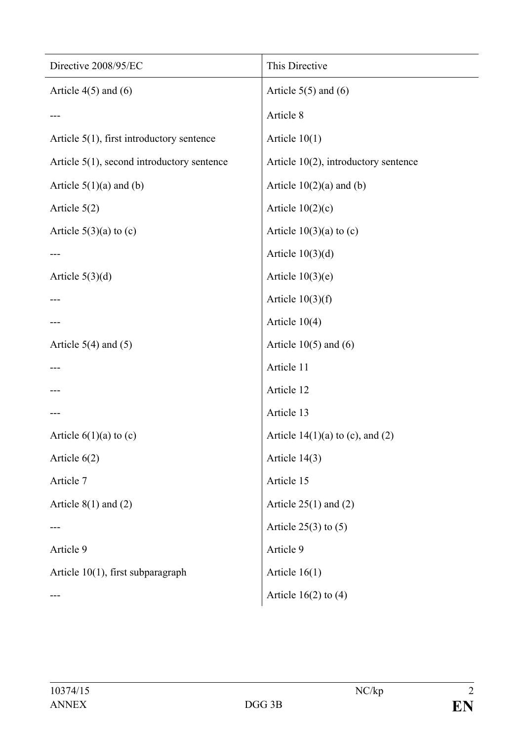| Directive 2008/95/EC | This Directive |
|---|---|
| Article 4(5) and (6) | Article 5(5) and (6) |
| --- | Article 8 |
| Article 5(1), first introductory sentence | Article 10(1) |
| Article 5(1), second introductory sentence | Article 10(2), introductory sentence |
| Article 5(1)(a) and (b) | Article 10(2)(a) and (b) |
| Article 5(2) | Article 10(2)(c) |
| Article 5(3)(a) to (c) | Article 10(3)(a) to (c) |
| --- | Article 10(3)(d) |
| Article 5(3)(d) | Article 10(3)(e) |
| --- | Article 10(3)(f) |
| --- | Article 10(4) |
| Article 5(4) and (5) | Article 10(5) and (6) |
| --- | Article 11 |
| --- | Article 12 |
| --- | Article 13 |
| Article 6(1)(a) to (c) | Article 14(1)(a) to (c), and (2) |
| Article 6(2) | Article 14(3) |
| Article 7 | Article 15 |
| Article 8(1) and (2) | Article 25(1) and (2) |
| --- | Article 25(3) to (5) |
| Article 9 | Article 9 |
| Article 10(1), first subparagraph | Article 16(1) |
| --- | Article 16(2) to (4) |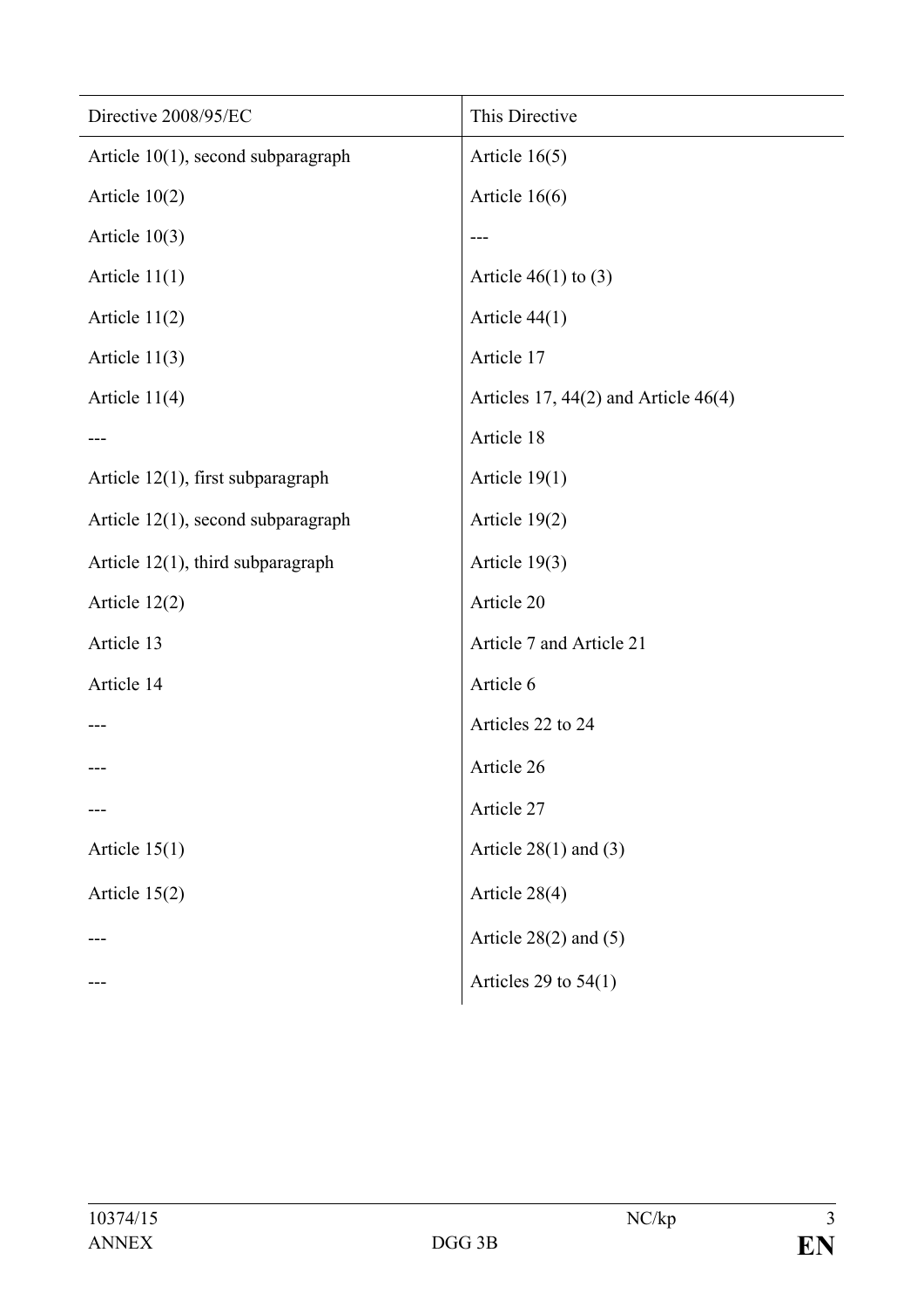| Directive 2008/95/EC | This Directive |
| --- | --- |
| Article 10(1), second subparagraph | Article 16(5) |
| Article 10(2) | Article 16(6) |
| Article 10(3) | --- |
| Article 11(1) | Article 46(1) to (3) |
| Article 11(2) | Article 44(1) |
| Article 11(3) | Article 17 |
| Article 11(4) | Articles 17, 44(2) and Article 46(4) |
| --- | Article 18 |
| Article 12(1), first subparagraph | Article 19(1) |
| Article 12(1), second subparagraph | Article 19(2) |
| Article 12(1), third subparagraph | Article 19(3) |
| Article 12(2) | Article 20 |
| Article 13 | Article 7 and Article 21 |
| Article 14 | Article 6 |
| --- | Articles 22 to 24 |
| --- | Article 26 |
| --- | Article 27 |
| Article 15(1) | Article 28(1) and (3) |
| Article 15(2) | Article 28(4) |
| --- | Article 28(2) and (5) |
| --- | Articles 29 to 54(1) |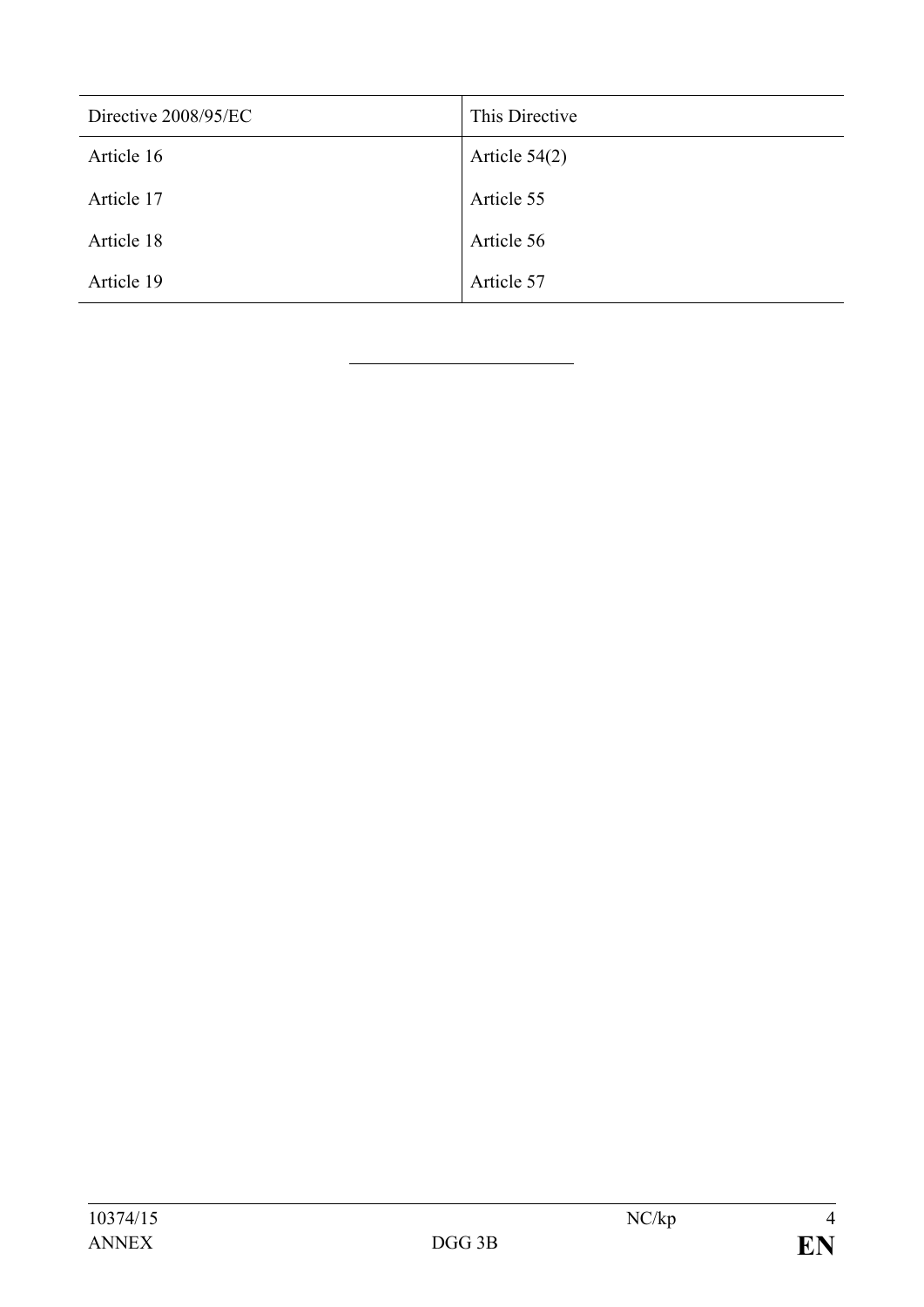| Directive 2008/95/EC | This Directive |
| --- | --- |
| Article 16 | Article 54(2) |
| Article 17 | Article 55 |
| Article 18 | Article 56 |
| Article 19 | Article 57 |